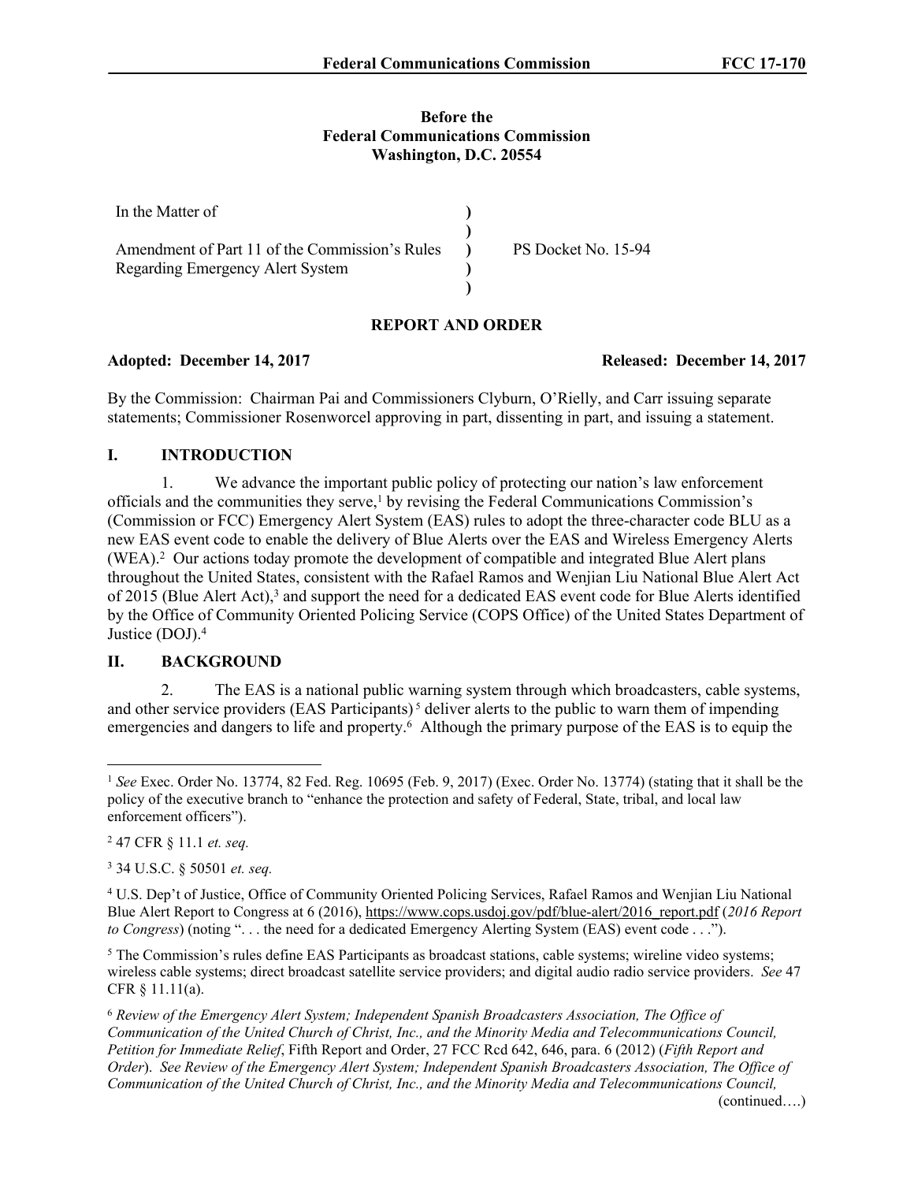**Before the**
**Federal Communications Commission**
**Washington, D.C. 20554**

| | | |
|---|---|---|
| In the Matter of | ) | |
| | ) | |
| Amendment of Part 11 of the Commission's Rules Regarding Emergency Alert System | ) | PS Docket No. 15-94 |
| | ) | |
| | ) | |

## REPORT AND ORDER

**Adopted: December 14, 2017** **Released: December 14, 2017**

By the Commission: Chairman Pai and Commissioners Clyburn, O'Rielly, and Carr issuing separate statements; Commissioner Rosenworcel approving in part, dissenting in part, and issuing a statement.

## I. INTRODUCTION

1. We advance the important public policy of protecting our nation's law enforcement officials and the communities they serve,[1] by revising the Federal Communications Commission's (Commission or FCC) Emergency Alert System (EAS) rules to adopt the three-character code BLU as a new EAS event code to enable the delivery of Blue Alerts over the EAS and Wireless Emergency Alerts (WEA).[2] Our actions today promote the development of compatible and integrated Blue Alert plans throughout the United States, consistent with the Rafael Ramos and Wenjian Liu National Blue Alert Act of 2015 (Blue Alert Act),[3] and support the need for a dedicated EAS event code for Blue Alerts identified by the Office of Community Oriented Policing Service (COPS Office) of the United States Department of Justice (DOJ).[4]

## II. BACKGROUND

2. The EAS is a national public warning system through which broadcasters, cable systems, and other service providers (EAS Participants)[5] deliver alerts to the public to warn them of impending emergencies and dangers to life and property.[6] Although the primary purpose of the EAS is to equip the

---

[1] *See* Exec. Order No. 13774, 82 Fed. Reg. 10695 (Feb. 9, 2017) (Exec. Order No. 13774) (stating that it shall be the policy of the executive branch to "enhance the protection and safety of Federal, State, tribal, and local law enforcement officers").

[2] 47 CFR § 11.1 *et. seq.*

[3] 34 U.S.C. § 50501 *et. seq.*

[4] U.S. Dep't of Justice, Office of Community Oriented Policing Services, Rafael Ramos and Wenjian Liu National Blue Alert Report to Congress at 6 (2016), https://www.cops.usdoj.gov/pdf/blue-alert/2016_report.pdf (*2016 Report to Congress*) (noting ". . . the need for a dedicated Emergency Alerting System (EAS) event code . . .").

[5] The Commission's rules define EAS Participants as broadcast stations, cable systems; wireline video systems; wireless cable systems; direct broadcast satellite service providers; and digital audio radio service providers. *See* 47 CFR § 11.11(a).

[6] *Review of the Emergency Alert System; Independent Spanish Broadcasters Association, The Office of Communication of the United Church of Christ, Inc., and the Minority Media and Telecommunications Council, Petition for Immediate Relief*, Fifth Report and Order, 27 FCC Rcd 642, 646, para. 6 (2012) (*Fifth Report and Order*). *See Review of the Emergency Alert System; Independent Spanish Broadcasters Association, The Office of Communication of the United Church of Christ, Inc., and the Minority Media and Telecommunications Council,*

(continued….)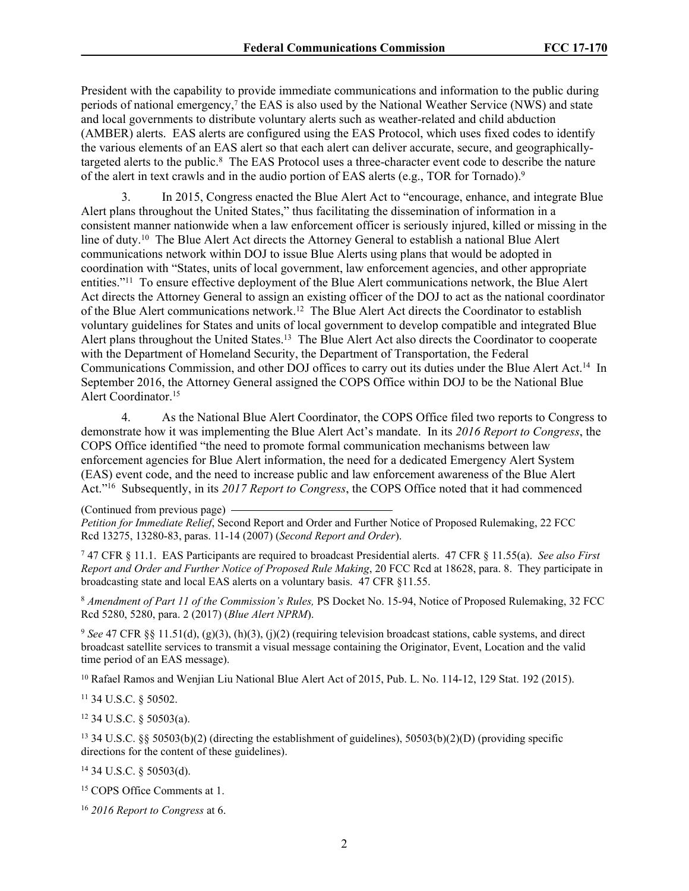President with the capability to provide immediate communications and information to the public during periods of national emergency,[7] the EAS is also used by the National Weather Service (NWS) and state and local governments to distribute voluntary alerts such as weather-related and child abduction (AMBER) alerts. EAS alerts are configured using the EAS Protocol, which uses fixed codes to identify the various elements of an EAS alert so that each alert can deliver accurate, secure, and geographically-targeted alerts to the public.[8] The EAS Protocol uses a three-character event code to describe the nature of the alert in text crawls and in the audio portion of EAS alerts (e.g., TOR for Tornado).[9]

3. In 2015, Congress enacted the Blue Alert Act to "encourage, enhance, and integrate Blue Alert plans throughout the United States," thus facilitating the dissemination of information in a consistent manner nationwide when a law enforcement officer is seriously injured, killed or missing in the line of duty.[10] The Blue Alert Act directs the Attorney General to establish a national Blue Alert communications network within DOJ to issue Blue Alerts using plans that would be adopted in coordination with "States, units of local government, law enforcement agencies, and other appropriate entities."[11] To ensure effective deployment of the Blue Alert communications network, the Blue Alert Act directs the Attorney General to assign an existing officer of the DOJ to act as the national coordinator of the Blue Alert communications network.[12] The Blue Alert Act directs the Coordinator to establish voluntary guidelines for States and units of local government to develop compatible and integrated Blue Alert plans throughout the United States.[13] The Blue Alert Act also directs the Coordinator to cooperate with the Department of Homeland Security, the Department of Transportation, the Federal Communications Commission, and other DOJ offices to carry out its duties under the Blue Alert Act.[14] In September 2016, the Attorney General assigned the COPS Office within DOJ to be the National Blue Alert Coordinator.[15]

4. As the National Blue Alert Coordinator, the COPS Office filed two reports to Congress to demonstrate how it was implementing the Blue Alert Act's mandate. In its *2016 Report to Congress*, the COPS Office identified "the need to promote formal communication mechanisms between law enforcement agencies for Blue Alert information, the need for a dedicated Emergency Alert System (EAS) event code, and the need to increase public and law enforcement awareness of the Blue Alert Act."[16] Subsequently, in its *2017 Report to Congress*, the COPS Office noted that it had commenced

(Continued from previous page)
*Petition for Immediate Relief*, Second Report and Order and Further Notice of Proposed Rulemaking, 22 FCC Rcd 13275, 13280-83, paras. 11-14 (2007) (*Second Report and Order*).

[7] 47 CFR § 11.1. EAS Participants are required to broadcast Presidential alerts. 47 CFR § 11.55(a). *See also First Report and Order and Further Notice of Proposed Rule Making*, 20 FCC Rcd at 18628, para. 8. They participate in broadcasting state and local EAS alerts on a voluntary basis. 47 CFR §11.55.

[8] *Amendment of Part 11 of the Commission's Rules,* PS Docket No. 15-94, Notice of Proposed Rulemaking, 32 FCC Rcd 5280, 5280, para. 2 (2017) (*Blue Alert NPRM*).

[9] *See* 47 CFR §§ 11.51(d), (g)(3), (h)(3), (j)(2) (requiring television broadcast stations, cable systems, and direct broadcast satellite services to transmit a visual message containing the Originator, Event, Location and the valid time period of an EAS message).

[10] Rafael Ramos and Wenjian Liu National Blue Alert Act of 2015, Pub. L. No. 114-12, 129 Stat. 192 (2015).

[11] 34 U.S.C. § 50502.

[12] 34 U.S.C. § 50503(a).

[13] 34 U.S.C. §§ 50503(b)(2) (directing the establishment of guidelines), 50503(b)(2)(D) (providing specific directions for the content of these guidelines).

[14] 34 U.S.C. § 50503(d).

[15] COPS Office Comments at 1.

[16] *2016 Report to Congress* at 6.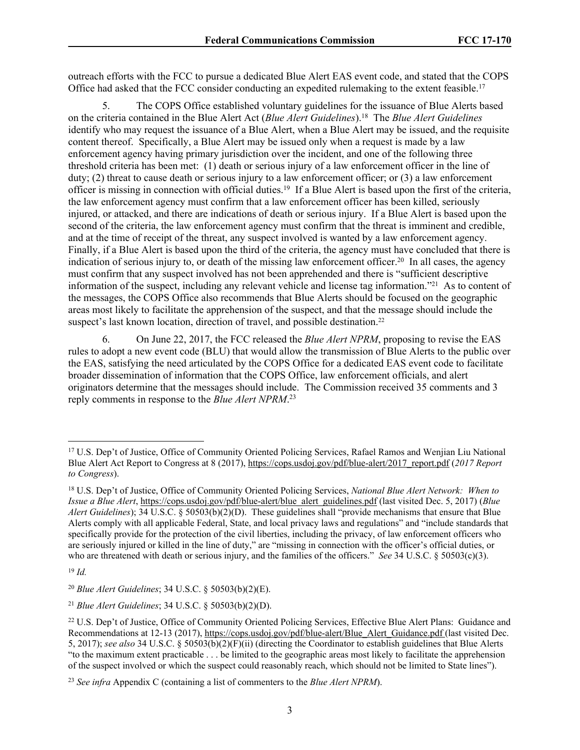outreach efforts with the FCC to pursue a dedicated Blue Alert EAS event code, and stated that the COPS Office had asked that the FCC consider conducting an expedited rulemaking to the extent feasible.[17]

5. The COPS Office established voluntary guidelines for the issuance of Blue Alerts based on the criteria contained in the Blue Alert Act (*Blue Alert Guidelines*).[18] The *Blue Alert Guidelines* identify who may request the issuance of a Blue Alert, when a Blue Alert may be issued, and the requisite content thereof. Specifically, a Blue Alert may be issued only when a request is made by a law enforcement agency having primary jurisdiction over the incident, and one of the following three threshold criteria has been met: (1) death or serious injury of a law enforcement officer in the line of duty; (2) threat to cause death or serious injury to a law enforcement officer; or (3) a law enforcement officer is missing in connection with official duties.[19] If a Blue Alert is based upon the first of the criteria, the law enforcement agency must confirm that a law enforcement officer has been killed, seriously injured, or attacked, and there are indications of death or serious injury. If a Blue Alert is based upon the second of the criteria, the law enforcement agency must confirm that the threat is imminent and credible, and at the time of receipt of the threat, any suspect involved is wanted by a law enforcement agency. Finally, if a Blue Alert is based upon the third of the criteria, the agency must have concluded that there is indication of serious injury to, or death of the missing law enforcement officer.[20] In all cases, the agency must confirm that any suspect involved has not been apprehended and there is "sufficient descriptive information of the suspect, including any relevant vehicle and license tag information."[21] As to content of the messages, the COPS Office also recommends that Blue Alerts should be focused on the geographic areas most likely to facilitate the apprehension of the suspect, and that the message should include the suspect's last known location, direction of travel, and possible destination.[22]

6. On June 22, 2017, the FCC released the *Blue Alert NPRM*, proposing to revise the EAS rules to adopt a new event code (BLU) that would allow the transmission of Blue Alerts to the public over the EAS, satisfying the need articulated by the COPS Office for a dedicated EAS event code to facilitate broader dissemination of information that the COPS Office, law enforcement officials, and alert originators determine that the messages should include. The Commission received 35 comments and 3 reply comments in response to the *Blue Alert NPRM*.[23]

---

[17] U.S. Dep't of Justice, Office of Community Oriented Policing Services, Rafael Ramos and Wenjian Liu National Blue Alert Act Report to Congress at 8 (2017), https://cops.usdoj.gov/pdf/blue-alert/2017_report.pdf (*2017 Report to Congress*).

[18] U.S. Dep't of Justice, Office of Community Oriented Policing Services, *National Blue Alert Network: When to Issue a Blue Alert*, https://cops.usdoj.gov/pdf/blue-alert/blue_alert_guidelines.pdf (last visited Dec. 5, 2017) (*Blue Alert Guidelines*); 34 U.S.C. § 50503(b)(2)(D). These guidelines shall "provide mechanisms that ensure that Blue Alerts comply with all applicable Federal, State, and local privacy laws and regulations" and "include standards that specifically provide for the protection of the civil liberties, including the privacy, of law enforcement officers who are seriously injured or killed in the line of duty," are "missing in connection with the officer's official duties, or who are threatened with death or serious injury, and the families of the officers." *See* 34 U.S.C. § 50503(c)(3).

[19] *Id.*

[20] *Blue Alert Guidelines*; 34 U.S.C. § 50503(b)(2)(E).

[21] *Blue Alert Guidelines*; 34 U.S.C. § 50503(b)(2)(D).

[22] U.S. Dep't of Justice, Office of Community Oriented Policing Services, Effective Blue Alert Plans: Guidance and Recommendations at 12-13 (2017), https://cops.usdoj.gov/pdf/blue-alert/Blue_Alert_Guidance.pdf (last visited Dec. 5, 2017); *see also* 34 U.S.C. § 50503(b)(2)(F)(ii) (directing the Coordinator to establish guidelines that Blue Alerts "to the maximum extent practicable . . . be limited to the geographic areas most likely to facilitate the apprehension of the suspect involved or which the suspect could reasonably reach, which should not be limited to State lines").

[23] *See infra* Appendix C (containing a list of commenters to the *Blue Alert NPRM*).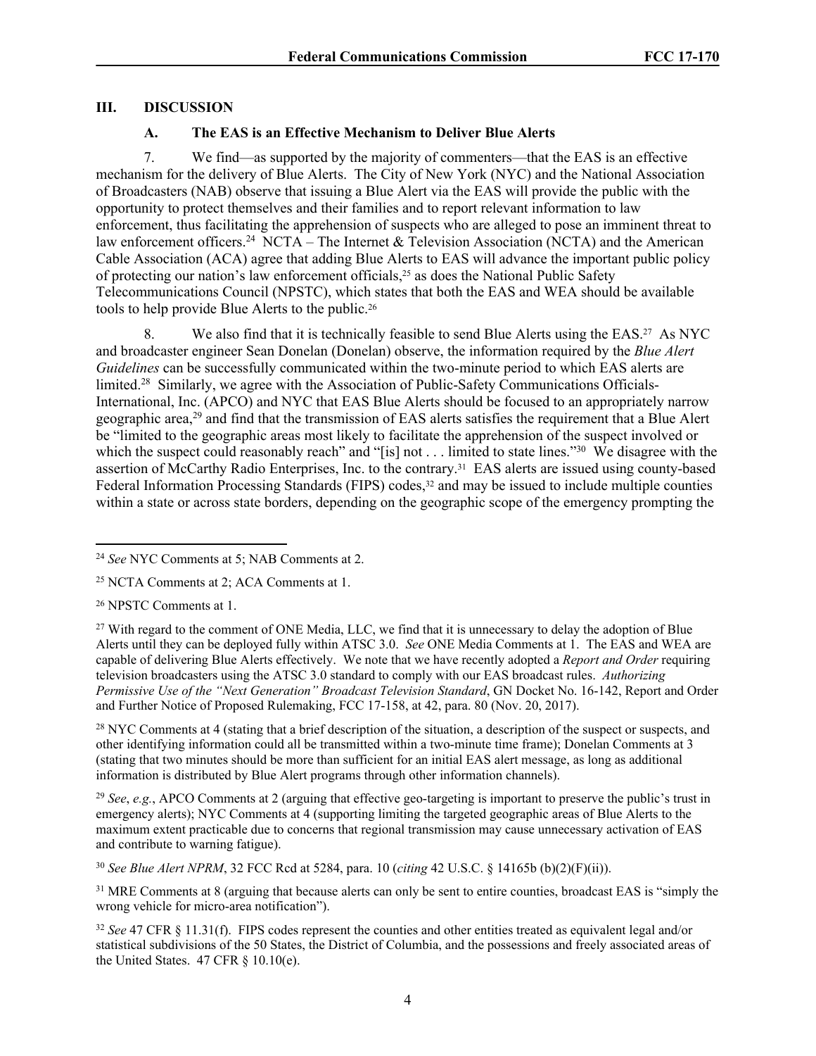## III. DISCUSSION

### A. The EAS is an Effective Mechanism to Deliver Blue Alerts

7. We find—as supported by the majority of commenters—that the EAS is an effective mechanism for the delivery of Blue Alerts. The City of New York (NYC) and the National Association of Broadcasters (NAB) observe that issuing a Blue Alert via the EAS will provide the public with the opportunity to protect themselves and their families and to report relevant information to law enforcement, thus facilitating the apprehension of suspects who are alleged to pose an imminent threat to law enforcement officers.[24] NCTA – The Internet & Television Association (NCTA) and the American Cable Association (ACA) agree that adding Blue Alerts to EAS will advance the important public policy of protecting our nation's law enforcement officials,[25] as does the National Public Safety Telecommunications Council (NPSTC), which states that both the EAS and WEA should be available tools to help provide Blue Alerts to the public.[26]

8. We also find that it is technically feasible to send Blue Alerts using the EAS.[27] As NYC and broadcaster engineer Sean Donelan (Donelan) observe, the information required by the *Blue Alert Guidelines* can be successfully communicated within the two-minute period to which EAS alerts are limited.[28] Similarly, we agree with the Association of Public-Safety Communications Officials-International, Inc. (APCO) and NYC that EAS Blue Alerts should be focused to an appropriately narrow geographic area,[29] and find that the transmission of EAS alerts satisfies the requirement that a Blue Alert be "limited to the geographic areas most likely to facilitate the apprehension of the suspect involved or which the suspect could reasonably reach" and "[is] not . . . limited to state lines."[30] We disagree with the assertion of McCarthy Radio Enterprises, Inc. to the contrary.[31] EAS alerts are issued using county-based Federal Information Processing Standards (FIPS) codes,[32] and may be issued to include multiple counties within a state or across state borders, depending on the geographic scope of the emergency prompting the

---

[24] *See* NYC Comments at 5; NAB Comments at 2.

[25] NCTA Comments at 2; ACA Comments at 1.

[26] NPSTC Comments at 1.

[27] With regard to the comment of ONE Media, LLC, we find that it is unnecessary to delay the adoption of Blue Alerts until they can be deployed fully within ATSC 3.0. *See* ONE Media Comments at 1. The EAS and WEA are capable of delivering Blue Alerts effectively. We note that we have recently adopted a *Report and Order* requiring television broadcasters using the ATSC 3.0 standard to comply with our EAS broadcast rules. *Authorizing Permissive Use of the "Next Generation" Broadcast Television Standard*, GN Docket No. 16-142, Report and Order and Further Notice of Proposed Rulemaking, FCC 17-158, at 42, para. 80 (Nov. 20, 2017).

[28] NYC Comments at 4 (stating that a brief description of the situation, a description of the suspect or suspects, and other identifying information could all be transmitted within a two-minute time frame); Donelan Comments at 3 (stating that two minutes should be more than sufficient for an initial EAS alert message, as long as additional information is distributed by Blue Alert programs through other information channels).

[29] *See*, *e.g.*, APCO Comments at 2 (arguing that effective geo-targeting is important to preserve the public's trust in emergency alerts); NYC Comments at 4 (supporting limiting the targeted geographic areas of Blue Alerts to the maximum extent practicable due to concerns that regional transmission may cause unnecessary activation of EAS and contribute to warning fatigue).

[30] *See Blue Alert NPRM*, 32 FCC Rcd at 5284, para. 10 (*citing* 42 U.S.C. § 14165b (b)(2)(F)(ii)).

[31] MRE Comments at 8 (arguing that because alerts can only be sent to entire counties, broadcast EAS is "simply the wrong vehicle for micro-area notification").

[32] *See* 47 CFR § 11.31(f). FIPS codes represent the counties and other entities treated as equivalent legal and/or statistical subdivisions of the 50 States, the District of Columbia, and the possessions and freely associated areas of the United States. 47 CFR § 10.10(e).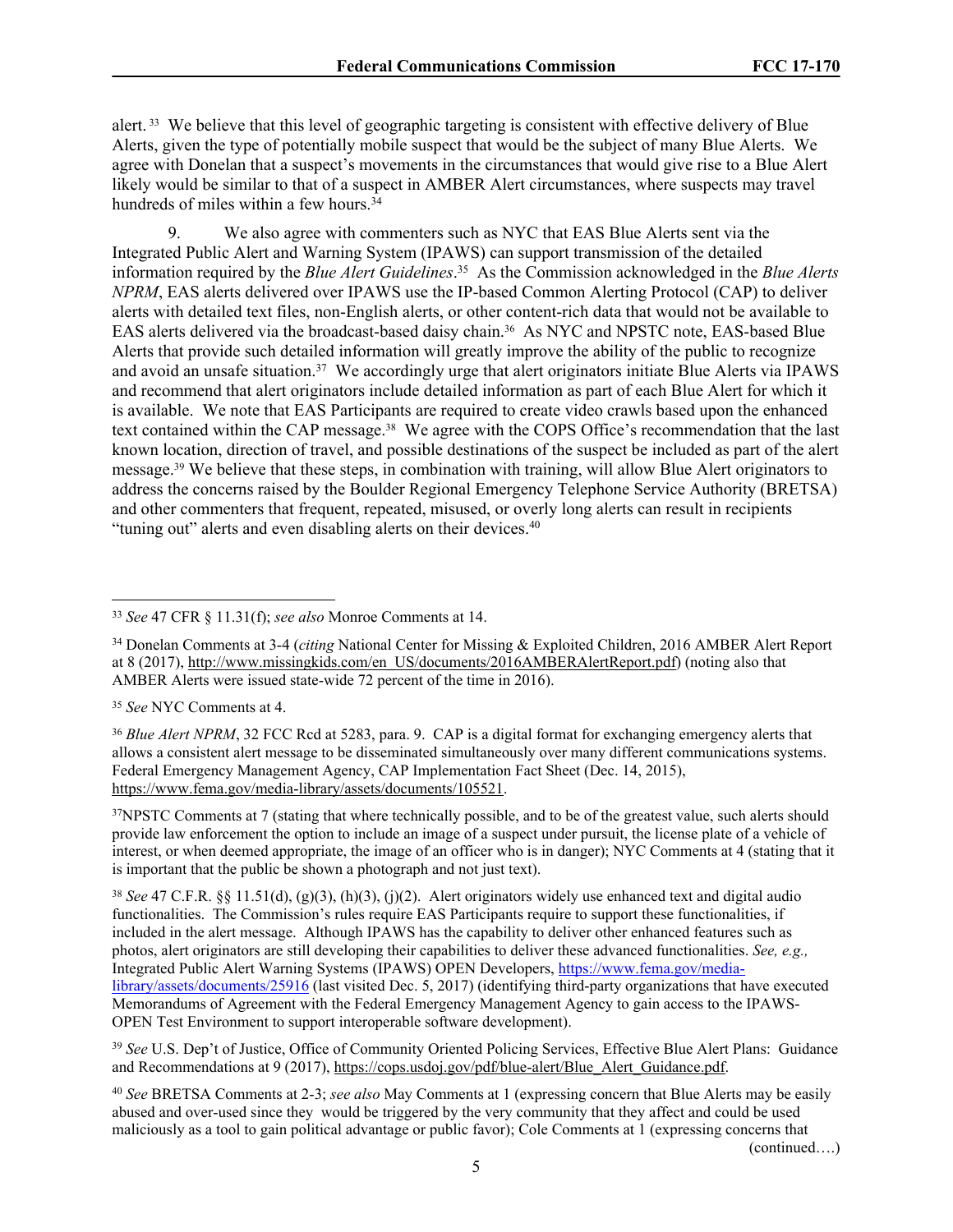alert.[33] We believe that this level of geographic targeting is consistent with effective delivery of Blue Alerts, given the type of potentially mobile suspect that would be the subject of many Blue Alerts. We agree with Donelan that a suspect's movements in the circumstances that would give rise to a Blue Alert likely would be similar to that of a suspect in AMBER Alert circumstances, where suspects may travel hundreds of miles within a few hours.[34]

9. We also agree with commenters such as NYC that EAS Blue Alerts sent via the Integrated Public Alert and Warning System (IPAWS) can support transmission of the detailed information required by the *Blue Alert Guidelines*.[35] As the Commission acknowledged in the *Blue Alerts NPRM*, EAS alerts delivered over IPAWS use the IP-based Common Alerting Protocol (CAP) to deliver alerts with detailed text files, non-English alerts, or other content-rich data that would not be available to EAS alerts delivered via the broadcast-based daisy chain.[36] As NYC and NPSTC note, EAS-based Blue Alerts that provide such detailed information will greatly improve the ability of the public to recognize and avoid an unsafe situation.[37] We accordingly urge that alert originators initiate Blue Alerts via IPAWS and recommend that alert originators include detailed information as part of each Blue Alert for which it is available. We note that EAS Participants are required to create video crawls based upon the enhanced text contained within the CAP message.[38] We agree with the COPS Office's recommendation that the last known location, direction of travel, and possible destinations of the suspect be included as part of the alert message.[39] We believe that these steps, in combination with training, will allow Blue Alert originators to address the concerns raised by the Boulder Regional Emergency Telephone Service Authority (BRETSA) and other commenters that frequent, repeated, misused, or overly long alerts can result in recipients "tuning out" alerts and even disabling alerts on their devices.[40]

---

[33] *See* 47 CFR § 11.31(f); *see also* Monroe Comments at 14.

[34] Donelan Comments at 3-4 (*citing* National Center for Missing & Exploited Children, 2016 AMBER Alert Report at 8 (2017), http://www.missingkids.com/en_US/documents/2016AMBERAlertReport.pdf) (noting also that AMBER Alerts were issued state-wide 72 percent of the time in 2016).

[35] *See* NYC Comments at 4.

[36] *Blue Alert NPRM*, 32 FCC Rcd at 5283, para. 9. CAP is a digital format for exchanging emergency alerts that allows a consistent alert message to be disseminated simultaneously over many different communications systems. Federal Emergency Management Agency, CAP Implementation Fact Sheet (Dec. 14, 2015), https://www.fema.gov/media-library/assets/documents/105521.

[37] NPSTC Comments at 7 (stating that where technically possible, and to be of the greatest value, such alerts should provide law enforcement the option to include an image of a suspect under pursuit, the license plate of a vehicle of interest, or when deemed appropriate, the image of an officer who is in danger); NYC Comments at 4 (stating that it is important that the public be shown a photograph and not just text).

[38] *See* 47 C.F.R. §§ 11.51(d), (g)(3), (h)(3), (j)(2). Alert originators widely use enhanced text and digital audio functionalities. The Commission's rules require EAS Participants require to support these functionalities, if included in the alert message. Although IPAWS has the capability to deliver other enhanced features such as photos, alert originators are still developing their capabilities to deliver these advanced functionalities. *See, e.g.,* Integrated Public Alert Warning Systems (IPAWS) OPEN Developers, https://www.fema.gov/media-library/assets/documents/25916 (last visited Dec. 5, 2017) (identifying third-party organizations that have executed Memorandums of Agreement with the Federal Emergency Management Agency to gain access to the IPAWS-OPEN Test Environment to support interoperable software development).

[39] *See* U.S. Dep't of Justice, Office of Community Oriented Policing Services, Effective Blue Alert Plans: Guidance and Recommendations at 9 (2017), https://cops.usdoj.gov/pdf/blue-alert/Blue_Alert_Guidance.pdf.

[40] *See* BRETSA Comments at 2-3; *see also* May Comments at 1 (expressing concern that Blue Alerts may be easily abused and over-used since they would be triggered by the very community that they affect and could be used maliciously as a tool to gain political advantage or public favor); Cole Comments at 1 (expressing concerns that

(continued….)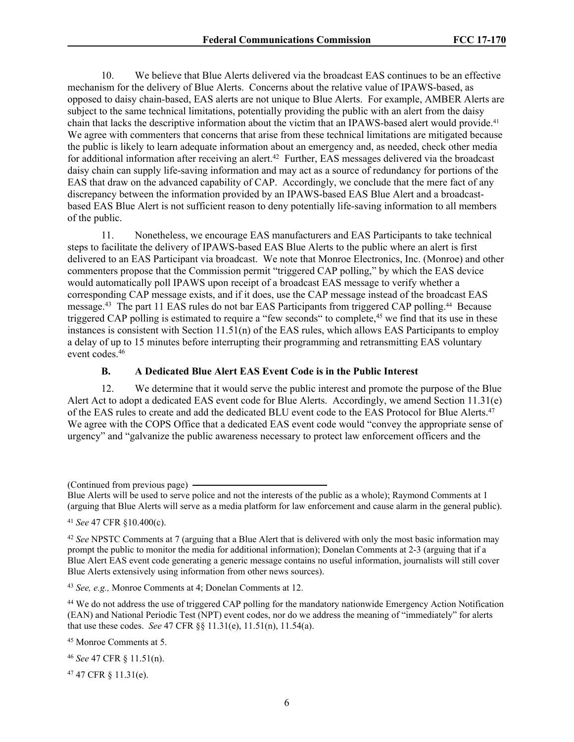10. We believe that Blue Alerts delivered via the broadcast EAS continues to be an effective mechanism for the delivery of Blue Alerts. Concerns about the relative value of IPAWS-based, as opposed to daisy chain-based, EAS alerts are not unique to Blue Alerts. For example, AMBER Alerts are subject to the same technical limitations, potentially providing the public with an alert from the daisy chain that lacks the descriptive information about the victim that an IPAWS-based alert would provide.[41] We agree with commenters that concerns that arise from these technical limitations are mitigated because the public is likely to learn adequate information about an emergency and, as needed, check other media for additional information after receiving an alert.[42] Further, EAS messages delivered via the broadcast daisy chain can supply life-saving information and may act as a source of redundancy for portions of the EAS that draw on the advanced capability of CAP. Accordingly, we conclude that the mere fact of any discrepancy between the information provided by an IPAWS-based EAS Blue Alert and a broadcast-based EAS Blue Alert is not sufficient reason to deny potentially life-saving information to all members of the public.

11. Nonetheless, we encourage EAS manufacturers and EAS Participants to take technical steps to facilitate the delivery of IPAWS-based EAS Blue Alerts to the public where an alert is first delivered to an EAS Participant via broadcast. We note that Monroe Electronics, Inc. (Monroe) and other commenters propose that the Commission permit "triggered CAP polling," by which the EAS device would automatically poll IPAWS upon receipt of a broadcast EAS message to verify whether a corresponding CAP message exists, and if it does, use the CAP message instead of the broadcast EAS message.[43] The part 11 EAS rules do not bar EAS Participants from triggered CAP polling.[44] Because triggered CAP polling is estimated to require a "few seconds" to complete,[45] we find that its use in these instances is consistent with Section 11.51(n) of the EAS rules, which allows EAS Participants to employ a delay of up to 15 minutes before interrupting their programming and retransmitting EAS voluntary event codes.[46]

### B. A Dedicated Blue Alert EAS Event Code is in the Public Interest

12. We determine that it would serve the public interest and promote the purpose of the Blue Alert Act to adopt a dedicated EAS event code for Blue Alerts. Accordingly, we amend Section 11.31(e) of the EAS rules to create and add the dedicated BLU event code to the EAS Protocol for Blue Alerts.[47] We agree with the COPS Office that a dedicated EAS event code would "convey the appropriate sense of urgency" and "galvanize the public awareness necessary to protect law enforcement officers and the

---

(Continued from previous page)

Blue Alerts will be used to serve police and not the interests of the public as a whole); Raymond Comments at 1 (arguing that Blue Alerts will serve as a media platform for law enforcement and cause alarm in the general public).

[41] *See* 47 CFR §10.400(c).

[42] *See* NPSTC Comments at 7 (arguing that a Blue Alert that is delivered with only the most basic information may prompt the public to monitor the media for additional information); Donelan Comments at 2-3 (arguing that if a Blue Alert EAS event code generating a generic message contains no useful information, journalists will still cover Blue Alerts extensively using information from other news sources).

[43] *See, e.g.,* Monroe Comments at 4; Donelan Comments at 12.

[44] We do not address the use of triggered CAP polling for the mandatory nationwide Emergency Action Notification (EAN) and National Periodic Test (NPT) event codes, nor do we address the meaning of "immediately" for alerts that use these codes. *See* 47 CFR §§ 11.31(e), 11.51(n), 11.54(a).

[45] Monroe Comments at 5.

[46] *See* 47 CFR § 11.51(n).

[47] 47 CFR § 11.31(e).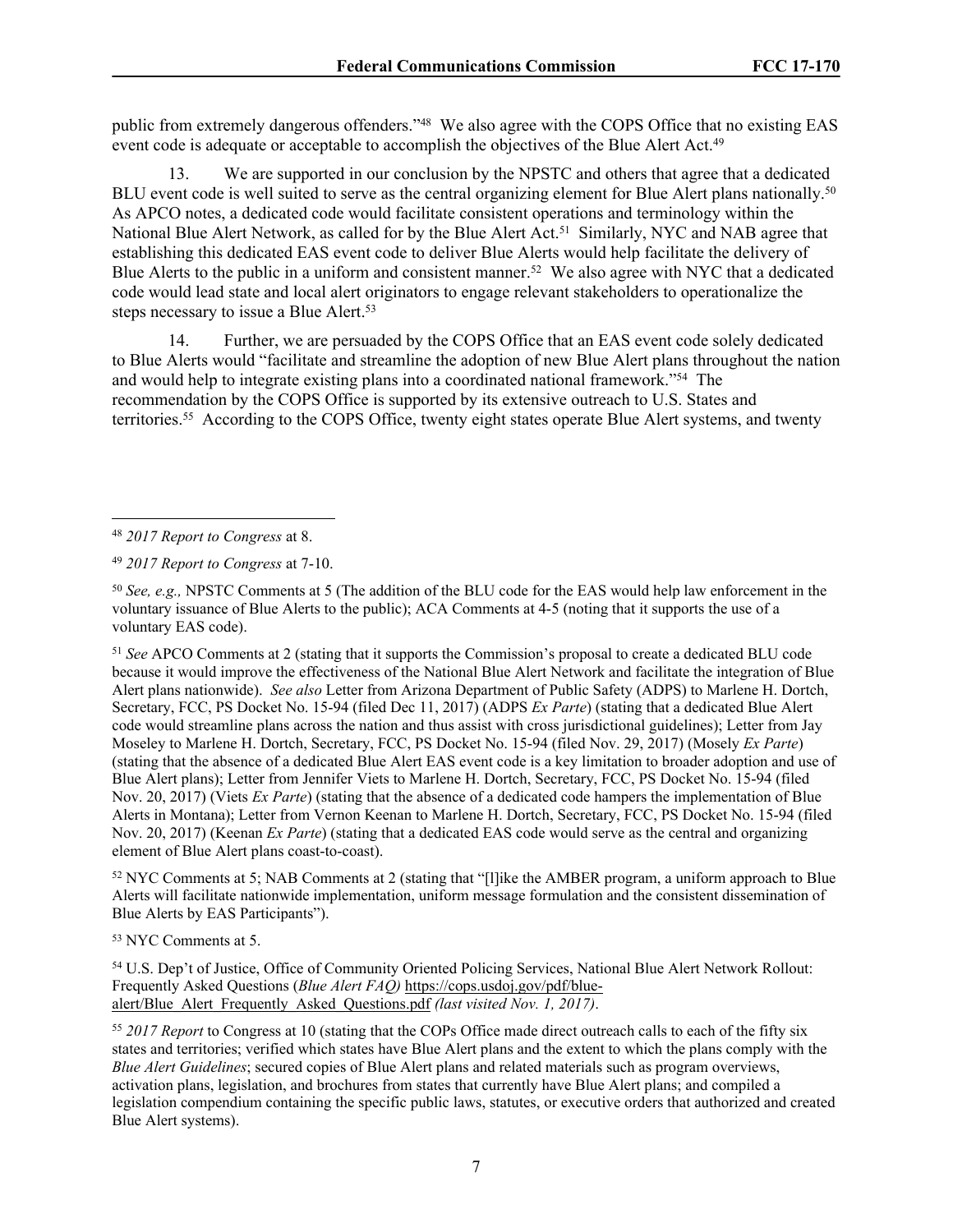public from extremely dangerous offenders."[48] We also agree with the COPS Office that no existing EAS event code is adequate or acceptable to accomplish the objectives of the Blue Alert Act.[49]

13. We are supported in our conclusion by the NPSTC and others that agree that a dedicated BLU event code is well suited to serve as the central organizing element for Blue Alert plans nationally.[50] As APCO notes, a dedicated code would facilitate consistent operations and terminology within the National Blue Alert Network, as called for by the Blue Alert Act.[51] Similarly, NYC and NAB agree that establishing this dedicated EAS event code to deliver Blue Alerts would help facilitate the delivery of Blue Alerts to the public in a uniform and consistent manner.[52] We also agree with NYC that a dedicated code would lead state and local alert originators to engage relevant stakeholders to operationalize the steps necessary to issue a Blue Alert.[53]

14. Further, we are persuaded by the COPS Office that an EAS event code solely dedicated to Blue Alerts would "facilitate and streamline the adoption of new Blue Alert plans throughout the nation and would help to integrate existing plans into a coordinated national framework."[54] The recommendation by the COPS Office is supported by its extensive outreach to U.S. States and territories.[55] According to the COPS Office, twenty eight states operate Blue Alert systems, and twenty

---

[48] *2017 Report to Congress* at 8.

[49] *2017 Report to Congress* at 7-10.

[50] *See, e.g.,* NPSTC Comments at 5 (The addition of the BLU code for the EAS would help law enforcement in the voluntary issuance of Blue Alerts to the public); ACA Comments at 4-5 (noting that it supports the use of a voluntary EAS code).

[51] *See* APCO Comments at 2 (stating that it supports the Commission's proposal to create a dedicated BLU code because it would improve the effectiveness of the National Blue Alert Network and facilitate the integration of Blue Alert plans nationwide). *See also* Letter from Arizona Department of Public Safety (ADPS) to Marlene H. Dortch, Secretary, FCC, PS Docket No. 15-94 (filed Dec 11, 2017) (ADPS *Ex Parte*) (stating that a dedicated Blue Alert code would streamline plans across the nation and thus assist with cross jurisdictional guidelines); Letter from Jay Moseley to Marlene H. Dortch, Secretary, FCC, PS Docket No. 15-94 (filed Nov. 29, 2017) (Mosely *Ex Parte*) (stating that the absence of a dedicated Blue Alert EAS event code is a key limitation to broader adoption and use of Blue Alert plans); Letter from Jennifer Viets to Marlene H. Dortch, Secretary, FCC, PS Docket No. 15-94 (filed Nov. 20, 2017) (Viets *Ex Parte*) (stating that the absence of a dedicated code hampers the implementation of Blue Alerts in Montana); Letter from Vernon Keenan to Marlene H. Dortch, Secretary, FCC, PS Docket No. 15-94 (filed Nov. 20, 2017) (Keenan *Ex Parte*) (stating that a dedicated EAS code would serve as the central and organizing element of Blue Alert plans coast-to-coast).

[52] NYC Comments at 5; NAB Comments at 2 (stating that "[l]ike the AMBER program, a uniform approach to Blue Alerts will facilitate nationwide implementation, uniform message formulation and the consistent dissemination of Blue Alerts by EAS Participants").

[53] NYC Comments at 5.

[54] U.S. Dep't of Justice, Office of Community Oriented Policing Services, National Blue Alert Network Rollout: Frequently Asked Questions (*Blue Alert FAQ)* https://cops.usdoj.gov/pdf/blue-alert/Blue_Alert_Frequently_Asked_Questions.pdf *(last visited Nov. 1, 2017)*.

[55] *2017 Report* to Congress at 10 (stating that the COPs Office made direct outreach calls to each of the fifty six states and territories; verified which states have Blue Alert plans and the extent to which the plans comply with the *Blue Alert Guidelines*; secured copies of Blue Alert plans and related materials such as program overviews, activation plans, legislation, and brochures from states that currently have Blue Alert plans; and compiled a legislation compendium containing the specific public laws, statutes, or executive orders that authorized and created Blue Alert systems).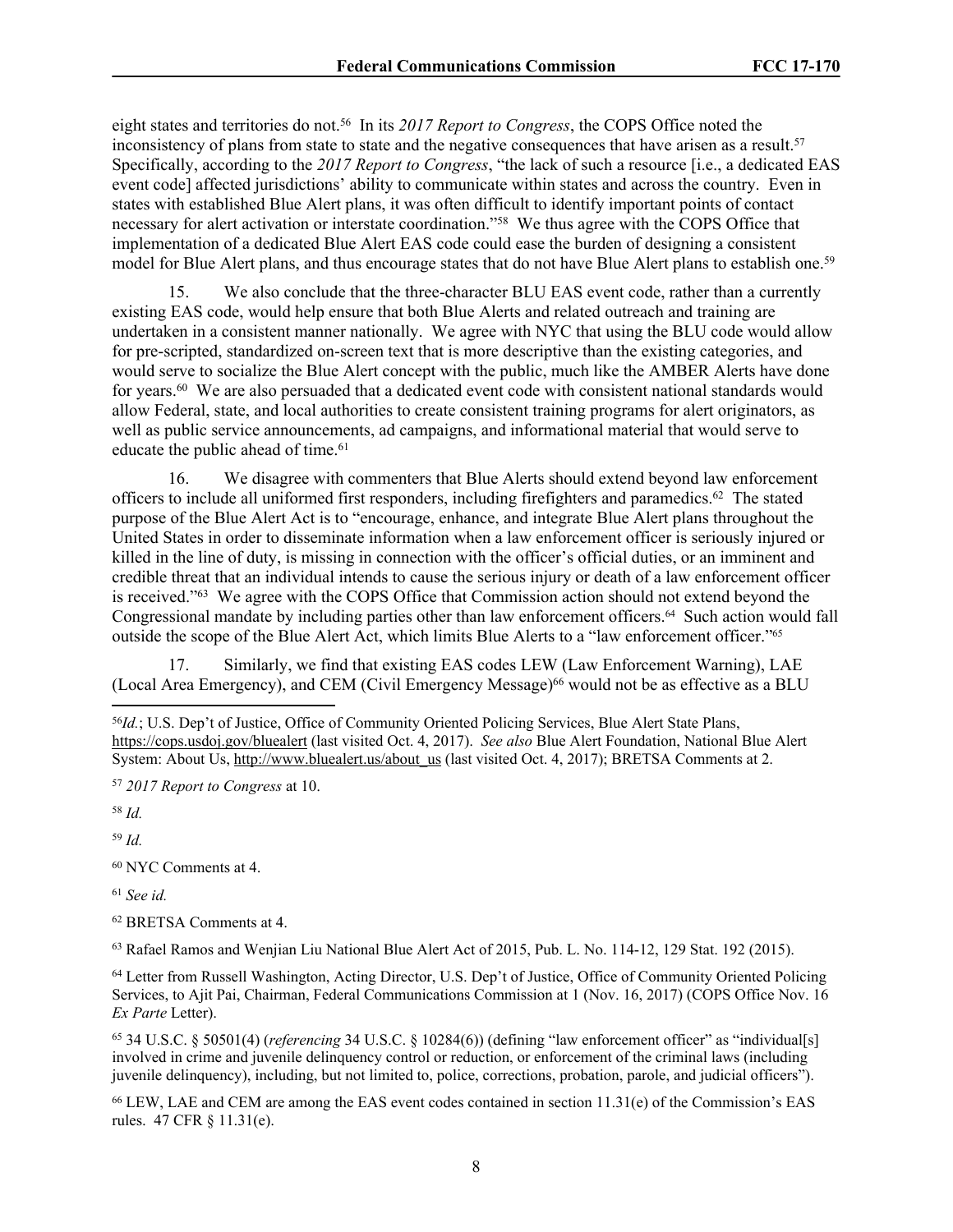eight states and territories do not.[56] In its *2017 Report to Congress*, the COPS Office noted the inconsistency of plans from state to state and the negative consequences that have arisen as a result.[57] Specifically, according to the *2017 Report to Congress*, "the lack of such a resource [i.e., a dedicated EAS event code] affected jurisdictions' ability to communicate within states and across the country. Even in states with established Blue Alert plans, it was often difficult to identify important points of contact necessary for alert activation or interstate coordination."[58] We thus agree with the COPS Office that implementation of a dedicated Blue Alert EAS code could ease the burden of designing a consistent model for Blue Alert plans, and thus encourage states that do not have Blue Alert plans to establish one.[59]

15. We also conclude that the three-character BLU EAS event code, rather than a currently existing EAS code, would help ensure that both Blue Alerts and related outreach and training are undertaken in a consistent manner nationally. We agree with NYC that using the BLU code would allow for pre-scripted, standardized on-screen text that is more descriptive than the existing categories, and would serve to socialize the Blue Alert concept with the public, much like the AMBER Alerts have done for years.[60] We are also persuaded that a dedicated event code with consistent national standards would allow Federal, state, and local authorities to create consistent training programs for alert originators, as well as public service announcements, ad campaigns, and informational material that would serve to educate the public ahead of time.[61]

16. We disagree with commenters that Blue Alerts should extend beyond law enforcement officers to include all uniformed first responders, including firefighters and paramedics.[62] The stated purpose of the Blue Alert Act is to "encourage, enhance, and integrate Blue Alert plans throughout the United States in order to disseminate information when a law enforcement officer is seriously injured or killed in the line of duty, is missing in connection with the officer's official duties, or an imminent and credible threat that an individual intends to cause the serious injury or death of a law enforcement officer is received."[63] We agree with the COPS Office that Commission action should not extend beyond the Congressional mandate by including parties other than law enforcement officers.[64] Such action would fall outside the scope of the Blue Alert Act, which limits Blue Alerts to a "law enforcement officer."[65]

17. Similarly, we find that existing EAS codes LEW (Law Enforcement Warning), LAE (Local Area Emergency), and CEM (Civil Emergency Message)[66] would not be as effective as a BLU

---

[56] *Id.*; U.S. Dep't of Justice, Office of Community Oriented Policing Services, Blue Alert State Plans, https://cops.usdoj.gov/bluealert (last visited Oct. 4, 2017). *See also* Blue Alert Foundation, National Blue Alert System: About Us, http://www.bluealert.us/about_us (last visited Oct. 4, 2017); BRETSA Comments at 2.

[57] *2017 Report to Congress* at 10.

[58] *Id.*

[59] *Id.*

[60] NYC Comments at 4.

[61] *See id.*

[62] BRETSA Comments at 4.

[63] Rafael Ramos and Wenjian Liu National Blue Alert Act of 2015, Pub. L. No. 114-12, 129 Stat. 192 (2015).

[64] Letter from Russell Washington, Acting Director, U.S. Dep't of Justice, Office of Community Oriented Policing Services, to Ajit Pai, Chairman, Federal Communications Commission at 1 (Nov. 16, 2017) (COPS Office Nov. 16 *Ex Parte* Letter).

[65] 34 U.S.C. § 50501(4) (*referencing* 34 U.S.C. § 10284(6)) (defining "law enforcement officer" as "individual[s] involved in crime and juvenile delinquency control or reduction, or enforcement of the criminal laws (including juvenile delinquency), including, but not limited to, police, corrections, probation, parole, and judicial officers").

[66] LEW, LAE and CEM are among the EAS event codes contained in section 11.31(e) of the Commission's EAS rules. 47 CFR § 11.31(e).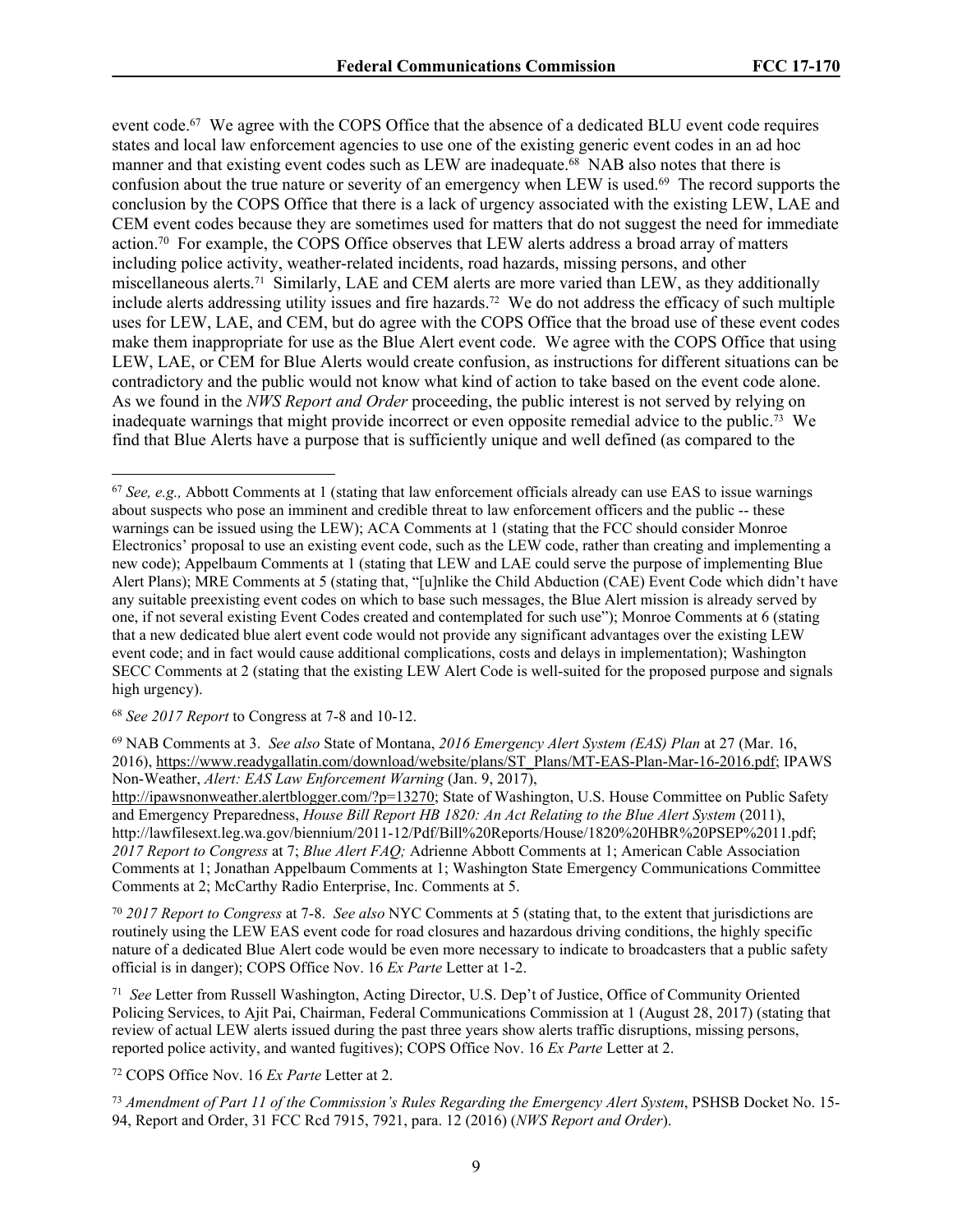event code.[67] We agree with the COPS Office that the absence of a dedicated BLU event code requires states and local law enforcement agencies to use one of the existing generic event codes in an ad hoc manner and that existing event codes such as LEW are inadequate.[68] NAB also notes that there is confusion about the true nature or severity of an emergency when LEW is used.[69] The record supports the conclusion by the COPS Office that there is a lack of urgency associated with the existing LEW, LAE and CEM event codes because they are sometimes used for matters that do not suggest the need for immediate action.[70] For example, the COPS Office observes that LEW alerts address a broad array of matters including police activity, weather-related incidents, road hazards, missing persons, and other miscellaneous alerts.[71] Similarly, LAE and CEM alerts are more varied than LEW, as they additionally include alerts addressing utility issues and fire hazards.[72] We do not address the efficacy of such multiple uses for LEW, LAE, and CEM, but do agree with the COPS Office that the broad use of these event codes make them inappropriate for use as the Blue Alert event code. We agree with the COPS Office that using LEW, LAE, or CEM for Blue Alerts would create confusion, as instructions for different situations can be contradictory and the public would not know what kind of action to take based on the event code alone. As we found in the *NWS Report and Order* proceeding, the public interest is not served by relying on inadequate warnings that might provide incorrect or even opposite remedial advice to the public.[73] We find that Blue Alerts have a purpose that is sufficiently unique and well defined (as compared to the

---

[67] *See, e.g.,* Abbott Comments at 1 (stating that law enforcement officials already can use EAS to issue warnings about suspects who pose an imminent and credible threat to law enforcement officers and the public -- these warnings can be issued using the LEW); ACA Comments at 1 (stating that the FCC should consider Monroe Electronics' proposal to use an existing event code, such as the LEW code, rather than creating and implementing a new code); Appelbaum Comments at 1 (stating that LEW and LAE could serve the purpose of implementing Blue Alert Plans); MRE Comments at 5 (stating that, "[u]nlike the Child Abduction (CAE) Event Code which didn't have any suitable preexisting event codes on which to base such messages, the Blue Alert mission is already served by one, if not several existing Event Codes created and contemplated for such use"); Monroe Comments at 6 (stating that a new dedicated blue alert event code would not provide any significant advantages over the existing LEW event code; and in fact would cause additional complications, costs and delays in implementation); Washington SECC Comments at 2 (stating that the existing LEW Alert Code is well-suited for the proposed purpose and signals high urgency).

[68] *See 2017 Report* to Congress at 7-8 and 10-12.

[69] NAB Comments at 3. *See also* State of Montana, *2016 Emergency Alert System (EAS) Plan* at 27 (Mar. 16, 2016), https://www.readygallatin.com/download/website/plans/ST_Plans/MT-EAS-Plan-Mar-16-2016.pdf; IPAWS Non-Weather, *Alert: EAS Law Enforcement Warning* (Jan. 9, 2017), http://ipawsnonweather.alertblogger.com/?p=13270; State of Washington, U.S. House Committee on Public Safety and Emergency Preparedness, *House Bill Report HB 1820: An Act Relating to the Blue Alert System* (2011), http://lawfilesext.leg.wa.gov/biennium/2011-12/Pdf/Bill%20Reports/House/1820%20HBR%20PSEP%2011.pdf; *2017 Report to Congress* at 7; *Blue Alert FAQ;* Adrienne Abbott Comments at 1; American Cable Association Comments at 1; Jonathan Appelbaum Comments at 1; Washington State Emergency Communications Committee Comments at 2; McCarthy Radio Enterprise, Inc. Comments at 5.

[70] *2017 Report to Congress* at 7-8. *See also* NYC Comments at 5 (stating that, to the extent that jurisdictions are routinely using the LEW EAS event code for road closures and hazardous driving conditions, the highly specific nature of a dedicated Blue Alert code would be even more necessary to indicate to broadcasters that a public safety official is in danger); COPS Office Nov. 16 *Ex Parte* Letter at 1-2.

[71] *See* Letter from Russell Washington, Acting Director, U.S. Dep't of Justice, Office of Community Oriented Policing Services, to Ajit Pai, Chairman, Federal Communications Commission at 1 (August 28, 2017) (stating that review of actual LEW alerts issued during the past three years show alerts traffic disruptions, missing persons, reported police activity, and wanted fugitives); COPS Office Nov. 16 *Ex Parte* Letter at 2.

[72] COPS Office Nov. 16 *Ex Parte* Letter at 2.

[73] *Amendment of Part 11 of the Commission's Rules Regarding the Emergency Alert System*, PSHSB Docket No. 15-94, Report and Order, 31 FCC Rcd 7915, 7921, para. 12 (2016) (*NWS Report and Order*).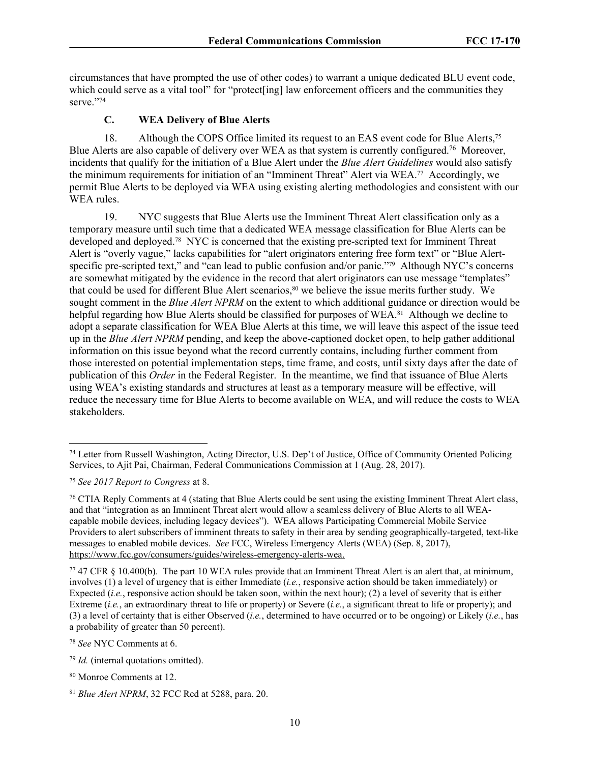circumstances that have prompted the use of other codes) to warrant a unique dedicated BLU event code, which could serve as a vital tool" for "protect[ing] law enforcement officers and the communities they serve."[74]

### C. WEA Delivery of Blue Alerts

18. Although the COPS Office limited its request to an EAS event code for Blue Alerts,[75] Blue Alerts are also capable of delivery over WEA as that system is currently configured.[76] Moreover, incidents that qualify for the initiation of a Blue Alert under the *Blue Alert Guidelines* would also satisfy the minimum requirements for initiation of an "Imminent Threat" Alert via WEA.[77] Accordingly, we permit Blue Alerts to be deployed via WEA using existing alerting methodologies and consistent with our WEA rules.

19. NYC suggests that Blue Alerts use the Imminent Threat Alert classification only as a temporary measure until such time that a dedicated WEA message classification for Blue Alerts can be developed and deployed.[78] NYC is concerned that the existing pre-scripted text for Imminent Threat Alert is "overly vague," lacks capabilities for "alert originators entering free form text" or "Blue Alert-specific pre-scripted text," and "can lead to public confusion and/or panic."[79] Although NYC's concerns are somewhat mitigated by the evidence in the record that alert originators can use message "templates" that could be used for different Blue Alert scenarios,[80] we believe the issue merits further study. We sought comment in the *Blue Alert NPRM* on the extent to which additional guidance or direction would be helpful regarding how Blue Alerts should be classified for purposes of WEA.[81] Although we decline to adopt a separate classification for WEA Blue Alerts at this time, we will leave this aspect of the issue teed up in the *Blue Alert NPRM* pending, and keep the above-captioned docket open, to help gather additional information on this issue beyond what the record currently contains, including further comment from those interested on potential implementation steps, time frame, and costs, until sixty days after the date of publication of this *Order* in the Federal Register. In the meantime, we find that issuance of Blue Alerts using WEA's existing standards and structures at least as a temporary measure will be effective, will reduce the necessary time for Blue Alerts to become available on WEA, and will reduce the costs to WEA stakeholders.

---

[74] Letter from Russell Washington, Acting Director, U.S. Dep't of Justice, Office of Community Oriented Policing Services, to Ajit Pai, Chairman, Federal Communications Commission at 1 (Aug. 28, 2017).

[75] *See 2017 Report to Congress* at 8.

[76] CTIA Reply Comments at 4 (stating that Blue Alerts could be sent using the existing Imminent Threat Alert class, and that "integration as an Imminent Threat alert would allow a seamless delivery of Blue Alerts to all WEA-capable mobile devices, including legacy devices"). WEA allows Participating Commercial Mobile Service Providers to alert subscribers of imminent threats to safety in their area by sending geographically-targeted, text-like messages to enabled mobile devices. *See* FCC, Wireless Emergency Alerts (WEA) (Sep. 8, 2017), https://www.fcc.gov/consumers/guides/wireless-emergency-alerts-wea.

[77] 47 CFR § 10.400(b). The part 10 WEA rules provide that an Imminent Threat Alert is an alert that, at minimum, involves (1) a level of urgency that is either Immediate (*i.e.*, responsive action should be taken immediately) or Expected (*i.e.*, responsive action should be taken soon, within the next hour); (2) a level of severity that is either Extreme (*i.e.*, an extraordinary threat to life or property) or Severe (*i.e.*, a significant threat to life or property); and (3) a level of certainty that is either Observed (*i.e.*, determined to have occurred or to be ongoing) or Likely (*i.e.*, has a probability of greater than 50 percent).

[78] *See* NYC Comments at 6.

[79] *Id.* (internal quotations omitted).

[80] Monroe Comments at 12.

[81] *Blue Alert NPRM*, 32 FCC Rcd at 5288, para. 20.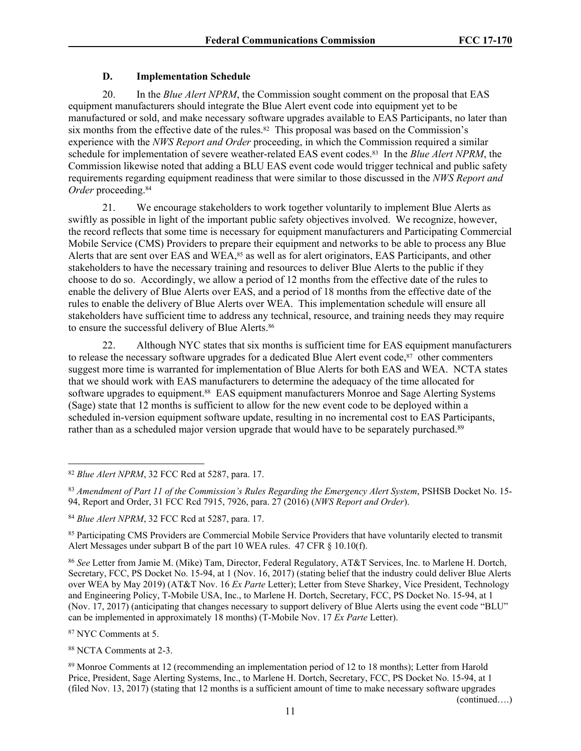### D. Implementation Schedule

20. In the *Blue Alert NPRM*, the Commission sought comment on the proposal that EAS equipment manufacturers should integrate the Blue Alert event code into equipment yet to be manufactured or sold, and make necessary software upgrades available to EAS Participants, no later than six months from the effective date of the rules.[82] This proposal was based on the Commission's experience with the *NWS Report and Order* proceeding, in which the Commission required a similar schedule for implementation of severe weather-related EAS event codes.[83] In the *Blue Alert NPRM*, the Commission likewise noted that adding a BLU EAS event code would trigger technical and public safety requirements regarding equipment readiness that were similar to those discussed in the *NWS Report and Order* proceeding.[84]

21. We encourage stakeholders to work together voluntarily to implement Blue Alerts as swiftly as possible in light of the important public safety objectives involved. We recognize, however, the record reflects that some time is necessary for equipment manufacturers and Participating Commercial Mobile Service (CMS) Providers to prepare their equipment and networks to be able to process any Blue Alerts that are sent over EAS and WEA,[85] as well as for alert originators, EAS Participants, and other stakeholders to have the necessary training and resources to deliver Blue Alerts to the public if they choose to do so. Accordingly, we allow a period of 12 months from the effective date of the rules to enable the delivery of Blue Alerts over EAS, and a period of 18 months from the effective date of the rules to enable the delivery of Blue Alerts over WEA. This implementation schedule will ensure all stakeholders have sufficient time to address any technical, resource, and training needs they may require to ensure the successful delivery of Blue Alerts.[86]

22. Although NYC states that six months is sufficient time for EAS equipment manufacturers to release the necessary software upgrades for a dedicated Blue Alert event code,[87] other commenters suggest more time is warranted for implementation of Blue Alerts for both EAS and WEA. NCTA states that we should work with EAS manufacturers to determine the adequacy of the time allocated for software upgrades to equipment.[88] EAS equipment manufacturers Monroe and Sage Alerting Systems (Sage) state that 12 months is sufficient to allow for the new event code to be deployed within a scheduled in-version equipment software update, resulting in no incremental cost to EAS Participants, rather than as a scheduled major version upgrade that would have to be separately purchased.[89]

---

[82] *Blue Alert NPRM*, 32 FCC Rcd at 5287, para. 17.

[83] *Amendment of Part 11 of the Commission's Rules Regarding the Emergency Alert System*, PSHSB Docket No. 15-94, Report and Order, 31 FCC Rcd 7915, 7926, para. 27 (2016) (*NWS Report and Order*).

[84] *Blue Alert NPRM*, 32 FCC Rcd at 5287, para. 17.

[85] Participating CMS Providers are Commercial Mobile Service Providers that have voluntarily elected to transmit Alert Messages under subpart B of the part 10 WEA rules. 47 CFR § 10.10(f).

[86] *See* Letter from Jamie M. (Mike) Tam, Director, Federal Regulatory, AT&T Services, Inc. to Marlene H. Dortch, Secretary, FCC, PS Docket No. 15-94, at 1 (Nov. 16, 2017) (stating belief that the industry could deliver Blue Alerts over WEA by May 2019) (AT&T Nov. 16 *Ex Parte* Letter); Letter from Steve Sharkey, Vice President, Technology and Engineering Policy, T-Mobile USA, Inc., to Marlene H. Dortch, Secretary, FCC, PS Docket No. 15-94, at 1 (Nov. 17, 2017) (anticipating that changes necessary to support delivery of Blue Alerts using the event code "BLU" can be implemented in approximately 18 months) (T-Mobile Nov. 17 *Ex Parte* Letter).

[87] NYC Comments at 5.

[88] NCTA Comments at 2-3.

[89] Monroe Comments at 12 (recommending an implementation period of 12 to 18 months); Letter from Harold Price, President, Sage Alerting Systems, Inc., to Marlene H. Dortch, Secretary, FCC, PS Docket No. 15-94, at 1 (filed Nov. 13, 2017) (stating that 12 months is a sufficient amount of time to make necessary software upgrades

(continued….)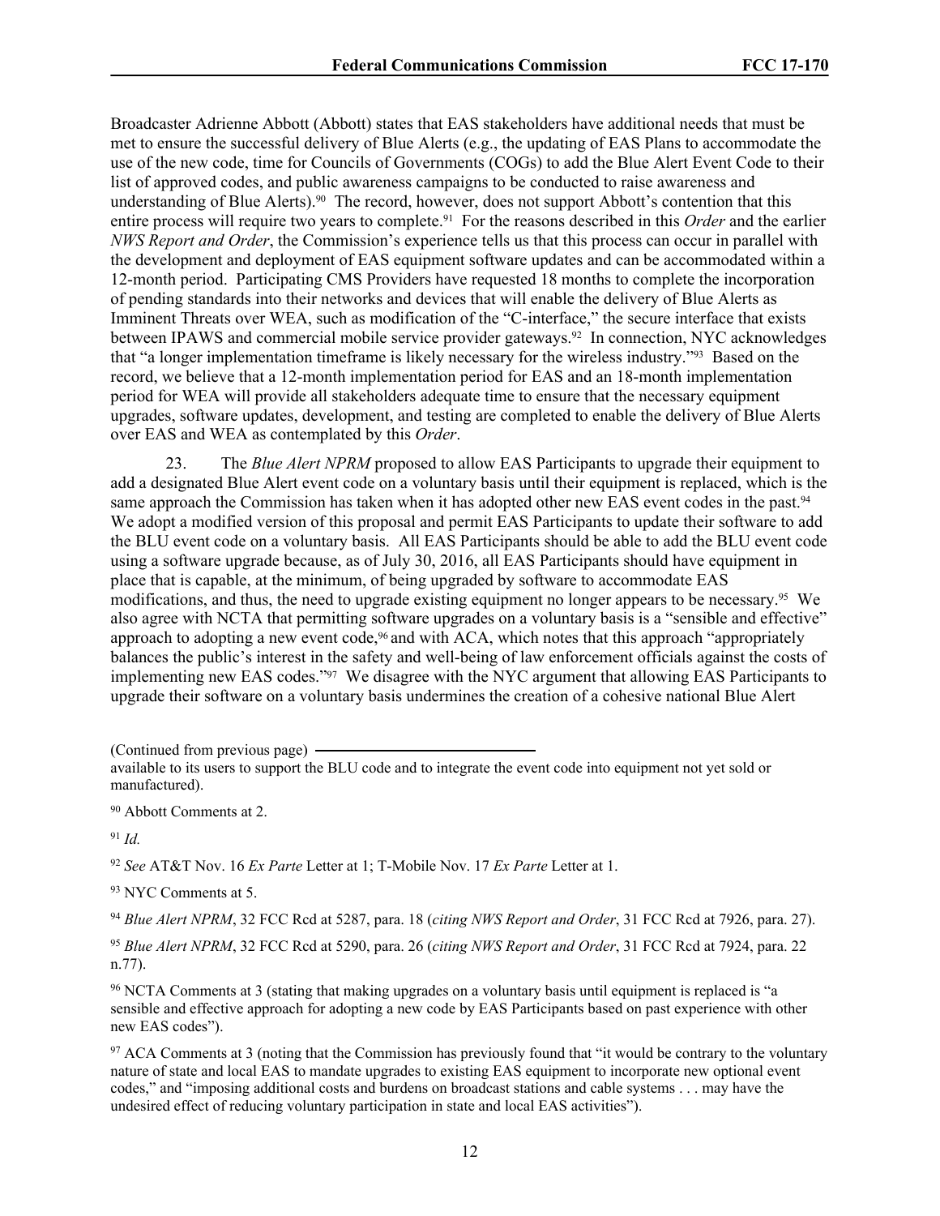Broadcaster Adrienne Abbott (Abbott) states that EAS stakeholders have additional needs that must be met to ensure the successful delivery of Blue Alerts (e.g., the updating of EAS Plans to accommodate the use of the new code, time for Councils of Governments (COGs) to add the Blue Alert Event Code to their list of approved codes, and public awareness campaigns to be conducted to raise awareness and understanding of Blue Alerts).[90] The record, however, does not support Abbott's contention that this entire process will require two years to complete.[91] For the reasons described in this *Order* and the earlier *NWS Report and Order*, the Commission's experience tells us that this process can occur in parallel with the development and deployment of EAS equipment software updates and can be accommodated within a 12-month period. Participating CMS Providers have requested 18 months to complete the incorporation of pending standards into their networks and devices that will enable the delivery of Blue Alerts as Imminent Threats over WEA, such as modification of the "C-interface," the secure interface that exists between IPAWS and commercial mobile service provider gateways.[92] In connection, NYC acknowledges that "a longer implementation timeframe is likely necessary for the wireless industry."[93] Based on the record, we believe that a 12-month implementation period for EAS and an 18-month implementation period for WEA will provide all stakeholders adequate time to ensure that the necessary equipment upgrades, software updates, development, and testing are completed to enable the delivery of Blue Alerts over EAS and WEA as contemplated by this *Order*.

23. The *Blue Alert NPRM* proposed to allow EAS Participants to upgrade their equipment to add a designated Blue Alert event code on a voluntary basis until their equipment is replaced, which is the same approach the Commission has taken when it has adopted other new EAS event codes in the past.[94] We adopt a modified version of this proposal and permit EAS Participants to update their software to add the BLU event code on a voluntary basis. All EAS Participants should be able to add the BLU event code using a software upgrade because, as of July 30, 2016, all EAS Participants should have equipment in place that is capable, at the minimum, of being upgraded by software to accommodate EAS modifications, and thus, the need to upgrade existing equipment no longer appears to be necessary.[95] We also agree with NCTA that permitting software upgrades on a voluntary basis is a "sensible and effective" approach to adopting a new event code,[96] and with ACA, which notes that this approach "appropriately balances the public's interest in the safety and well-being of law enforcement officials against the costs of implementing new EAS codes."[97] We disagree with the NYC argument that allowing EAS Participants to upgrade their software on a voluntary basis undermines the creation of a cohesive national Blue Alert

(Continued from previous page) available to its users to support the BLU code and to integrate the event code into equipment not yet sold or manufactured).

[90] Abbott Comments at 2.

[91] *Id.*

[92] *See* AT&T Nov. 16 *Ex Parte* Letter at 1; T-Mobile Nov. 17 *Ex Parte* Letter at 1.

[93] NYC Comments at 5.

[94] *Blue Alert NPRM*, 32 FCC Rcd at 5287, para. 18 (*citing NWS Report and Order*, 31 FCC Rcd at 7926, para. 27).

[95] *Blue Alert NPRM*, 32 FCC Rcd at 5290, para. 26 (*citing NWS Report and Order*, 31 FCC Rcd at 7924, para. 22 n.77).

[96] NCTA Comments at 3 (stating that making upgrades on a voluntary basis until equipment is replaced is "a sensible and effective approach for adopting a new code by EAS Participants based on past experience with other new EAS codes").

[97] ACA Comments at 3 (noting that the Commission has previously found that "it would be contrary to the voluntary nature of state and local EAS to mandate upgrades to existing EAS equipment to incorporate new optional event codes," and "imposing additional costs and burdens on broadcast stations and cable systems . . . may have the undesired effect of reducing voluntary participation in state and local EAS activities").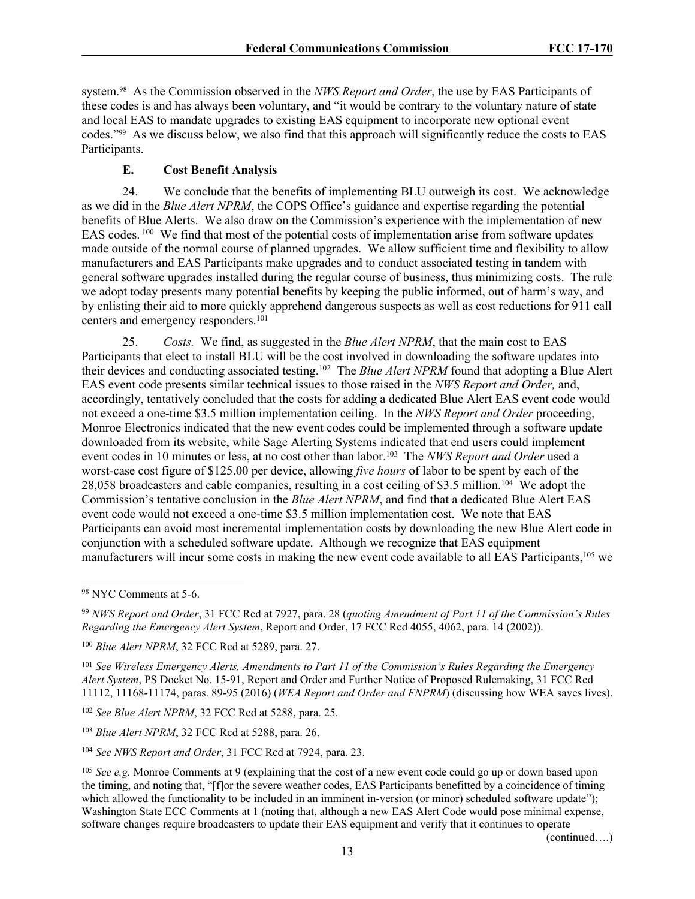system.[98] As the Commission observed in the *NWS Report and Order*, the use by EAS Participants of these codes is and has always been voluntary, and "it would be contrary to the voluntary nature of state and local EAS to mandate upgrades to existing EAS equipment to incorporate new optional event codes."[99] As we discuss below, we also find that this approach will significantly reduce the costs to EAS Participants.

### E. Cost Benefit Analysis

24. We conclude that the benefits of implementing BLU outweigh its cost. We acknowledge as we did in the *Blue Alert NPRM*, the COPS Office's guidance and expertise regarding the potential benefits of Blue Alerts. We also draw on the Commission's experience with the implementation of new EAS codes.[100] We find that most of the potential costs of implementation arise from software updates made outside of the normal course of planned upgrades. We allow sufficient time and flexibility to allow manufacturers and EAS Participants make upgrades and to conduct associated testing in tandem with general software upgrades installed during the regular course of business, thus minimizing costs. The rule we adopt today presents many potential benefits by keeping the public informed, out of harm's way, and by enlisting their aid to more quickly apprehend dangerous suspects as well as cost reductions for 911 call centers and emergency responders.[101]

25. *Costs.* We find, as suggested in the *Blue Alert NPRM*, that the main cost to EAS Participants that elect to install BLU will be the cost involved in downloading the software updates into their devices and conducting associated testing.[102] The *Blue Alert NPRM* found that adopting a Blue Alert EAS event code presents similar technical issues to those raised in the *NWS Report and Order,* and, accordingly, tentatively concluded that the costs for adding a dedicated Blue Alert EAS event code would not exceed a one-time $3.5 million implementation ceiling. In the *NWS Report and Order* proceeding, Monroe Electronics indicated that the new event codes could be implemented through a software update downloaded from its website, while Sage Alerting Systems indicated that end users could implement event codes in 10 minutes or less, at no cost other than labor.[103] The *NWS Report and Order* used a worst-case cost figure of $125.00 per device, allowing *five hours* of labor to be spent by each of the 28,058 broadcasters and cable companies, resulting in a cost ceiling of $3.5 million.[104] We adopt the Commission's tentative conclusion in the *Blue Alert NPRM*, and find that a dedicated Blue Alert EAS event code would not exceed a one-time $3.5 million implementation cost. We note that EAS Participants can avoid most incremental implementation costs by downloading the new Blue Alert code in conjunction with a scheduled software update. Although we recognize that EAS equipment manufacturers will incur some costs in making the new event code available to all EAS Participants,[105] we

---

[98] NYC Comments at 5-6.

[99] *NWS Report and Order*, 31 FCC Rcd at 7927, para. 28 (*quoting Amendment of Part 11 of the Commission's Rules Regarding the Emergency Alert System*, Report and Order, 17 FCC Rcd 4055, 4062, para. 14 (2002)).

[100] *Blue Alert NPRM*, 32 FCC Rcd at 5289, para. 27.

[101] *See Wireless Emergency Alerts, Amendments to Part 11 of the Commission's Rules Regarding the Emergency Alert System*, PS Docket No. 15-91, Report and Order and Further Notice of Proposed Rulemaking, 31 FCC Rcd 11112, 11168-11174, paras. 89-95 (2016) (*WEA Report and Order and FNPRM*) (discussing how WEA saves lives).

[102] *See Blue Alert NPRM*, 32 FCC Rcd at 5288, para. 25.

[103] *Blue Alert NPRM*, 32 FCC Rcd at 5288, para. 26.

[104] *See NWS Report and Order*, 31 FCC Rcd at 7924, para. 23.

[105] *See e.g.* Monroe Comments at 9 (explaining that the cost of a new event code could go up or down based upon the timing, and noting that, "[f]or the severe weather codes, EAS Participants benefitted by a coincidence of timing which allowed the functionality to be included in an imminent in-version (or minor) scheduled software update"); Washington State ECC Comments at 1 (noting that, although a new EAS Alert Code would pose minimal expense, software changes require broadcasters to update their EAS equipment and verify that it continues to operate

(continued….)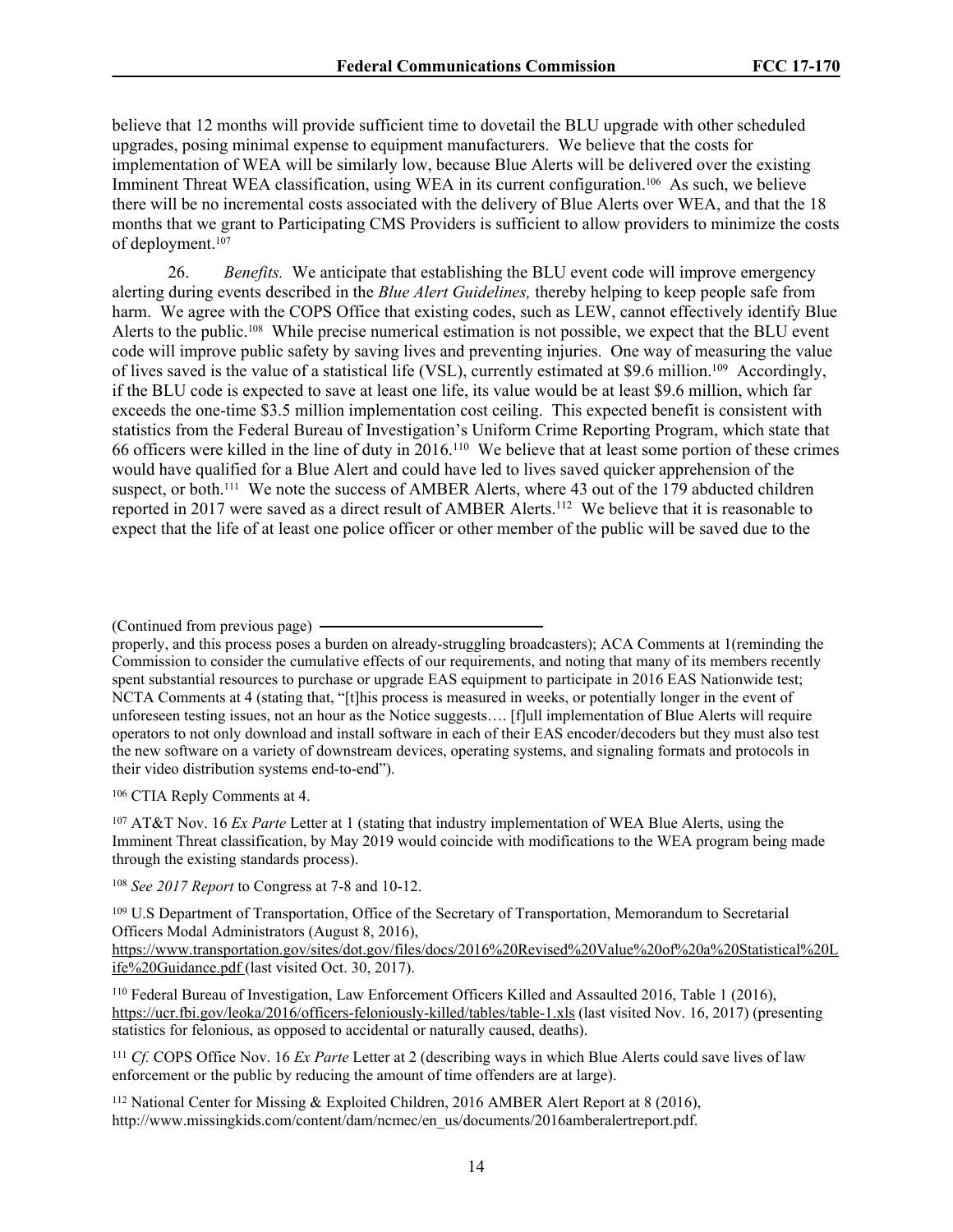believe that 12 months will provide sufficient time to dovetail the BLU upgrade with other scheduled upgrades, posing minimal expense to equipment manufacturers. We believe that the costs for implementation of WEA will be similarly low, because Blue Alerts will be delivered over the existing Imminent Threat WEA classification, using WEA in its current configuration.[106] As such, we believe there will be no incremental costs associated with the delivery of Blue Alerts over WEA, and that the 18 months that we grant to Participating CMS Providers is sufficient to allow providers to minimize the costs of deployment.[107]

26. *Benefits.* We anticipate that establishing the BLU event code will improve emergency alerting during events described in the *Blue Alert Guidelines,* thereby helping to keep people safe from harm. We agree with the COPS Office that existing codes, such as LEW, cannot effectively identify Blue Alerts to the public.[108] While precise numerical estimation is not possible, we expect that the BLU event code will improve public safety by saving lives and preventing injuries. One way of measuring the value of lives saved is the value of a statistical life (VSL), currently estimated at $9.6 million.[109] Accordingly, if the BLU code is expected to save at least one life, its value would be at least $9.6 million, which far exceeds the one-time $3.5 million implementation cost ceiling. This expected benefit is consistent with statistics from the Federal Bureau of Investigation's Uniform Crime Reporting Program, which state that 66 officers were killed in the line of duty in 2016.[110] We believe that at least some portion of these crimes would have qualified for a Blue Alert and could have led to lives saved quicker apprehension of the suspect, or both.[111] We note the success of AMBER Alerts, where 43 out of the 179 abducted children reported in 2017 were saved as a direct result of AMBER Alerts.[112] We believe that it is reasonable to expect that the life of at least one police officer or other member of the public will be saved due to the

---

(Continued from previous page)

properly, and this process poses a burden on already-struggling broadcasters); ACA Comments at 1(reminding the Commission to consider the cumulative effects of our requirements, and noting that many of its members recently spent substantial resources to purchase or upgrade EAS equipment to participate in 2016 EAS Nationwide test; NCTA Comments at 4 (stating that, "[t]his process is measured in weeks, or potentially longer in the event of unforeseen testing issues, not an hour as the Notice suggests…. [f]ull implementation of Blue Alerts will require operators to not only download and install software in each of their EAS encoder/decoders but they must also test the new software on a variety of downstream devices, operating systems, and signaling formats and protocols in their video distribution systems end-to-end").

[106] CTIA Reply Comments at 4.

[107] AT&T Nov. 16 *Ex Parte* Letter at 1 (stating that industry implementation of WEA Blue Alerts, using the Imminent Threat classification, by May 2019 would coincide with modifications to the WEA program being made through the existing standards process).

[108] *See 2017 Report* to Congress at 7-8 and 10-12.

[109] U.S Department of Transportation, Office of the Secretary of Transportation, Memorandum to Secretarial Officers Modal Administrators (August 8, 2016), https://www.transportation.gov/sites/dot.gov/files/docs/2016%20Revised%20Value%20of%20a%20Statistical%20Life%20Guidance.pdf (last visited Oct. 30, 2017).

[110] Federal Bureau of Investigation, Law Enforcement Officers Killed and Assaulted 2016, Table 1 (2016), https://ucr.fbi.gov/leoka/2016/officers-feloniously-killed/tables/table-1.xls (last visited Nov. 16, 2017) (presenting statistics for felonious, as opposed to accidental or naturally caused, deaths).

[111] *Cf.* COPS Office Nov. 16 *Ex Parte* Letter at 2 (describing ways in which Blue Alerts could save lives of law enforcement or the public by reducing the amount of time offenders are at large).

[112] National Center for Missing & Exploited Children, 2016 AMBER Alert Report at 8 (2016), http://www.missingkids.com/content/dam/ncmec/en_us/documents/2016amberalertreport.pdf.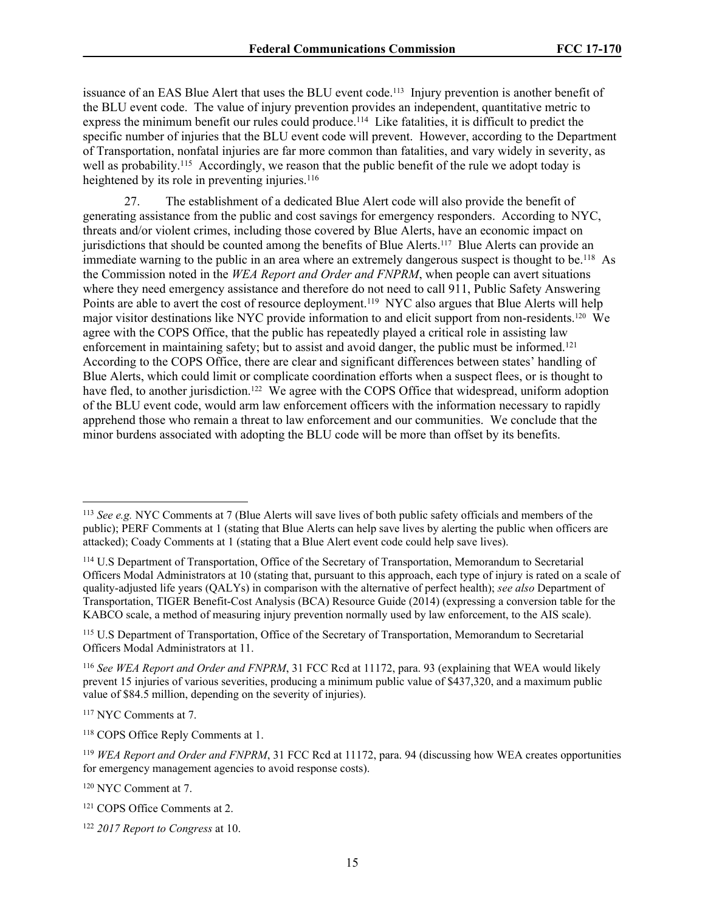issuance of an EAS Blue Alert that uses the BLU event code.[113] Injury prevention is another benefit of the BLU event code. The value of injury prevention provides an independent, quantitative metric to express the minimum benefit our rules could produce.[114] Like fatalities, it is difficult to predict the specific number of injuries that the BLU event code will prevent. However, according to the Department of Transportation, nonfatal injuries are far more common than fatalities, and vary widely in severity, as well as probability.[115] Accordingly, we reason that the public benefit of the rule we adopt today is heightened by its role in preventing injuries.[116]

27. The establishment of a dedicated Blue Alert code will also provide the benefit of generating assistance from the public and cost savings for emergency responders. According to NYC, threats and/or violent crimes, including those covered by Blue Alerts, have an economic impact on jurisdictions that should be counted among the benefits of Blue Alerts.[117] Blue Alerts can provide an immediate warning to the public in an area where an extremely dangerous suspect is thought to be.[118] As the Commission noted in the *WEA Report and Order and FNPRM*, when people can avert situations where they need emergency assistance and therefore do not need to call 911, Public Safety Answering Points are able to avert the cost of resource deployment.[119] NYC also argues that Blue Alerts will help major visitor destinations like NYC provide information to and elicit support from non-residents.[120] We agree with the COPS Office, that the public has repeatedly played a critical role in assisting law enforcement in maintaining safety; but to assist and avoid danger, the public must be informed.[121] According to the COPS Office, there are clear and significant differences between states' handling of Blue Alerts, which could limit or complicate coordination efforts when a suspect flees, or is thought to have fled, to another jurisdiction.[122] We agree with the COPS Office that widespread, uniform adoption of the BLU event code, would arm law enforcement officers with the information necessary to rapidly apprehend those who remain a threat to law enforcement and our communities. We conclude that the minor burdens associated with adopting the BLU code will be more than offset by its benefits.

---

[113] *See e.g.* NYC Comments at 7 (Blue Alerts will save lives of both public safety officials and members of the public); PERF Comments at 1 (stating that Blue Alerts can help save lives by alerting the public when officers are attacked); Coady Comments at 1 (stating that a Blue Alert event code could help save lives).

[114] U.S Department of Transportation, Office of the Secretary of Transportation, Memorandum to Secretarial Officers Modal Administrators at 10 (stating that, pursuant to this approach, each type of injury is rated on a scale of quality-adjusted life years (QALYs) in comparison with the alternative of perfect health); *see also* Department of Transportation, TIGER Benefit-Cost Analysis (BCA) Resource Guide (2014) (expressing a conversion table for the KABCO scale, a method of measuring injury prevention normally used by law enforcement, to the AIS scale).

[115] U.S Department of Transportation, Office of the Secretary of Transportation, Memorandum to Secretarial Officers Modal Administrators at 11.

[116] *See WEA Report and Order and FNPRM*, 31 FCC Rcd at 11172, para. 93 (explaining that WEA would likely prevent 15 injuries of various severities, producing a minimum public value of $437,320, and a maximum public value of $84.5 million, depending on the severity of injuries).

[117] NYC Comments at 7.

[118] COPS Office Reply Comments at 1.

[119] *WEA Report and Order and FNPRM*, 31 FCC Rcd at 11172, para. 94 (discussing how WEA creates opportunities for emergency management agencies to avoid response costs).

[120] NYC Comment at 7.

[121] COPS Office Comments at 2.

[122] *2017 Report to Congress* at 10.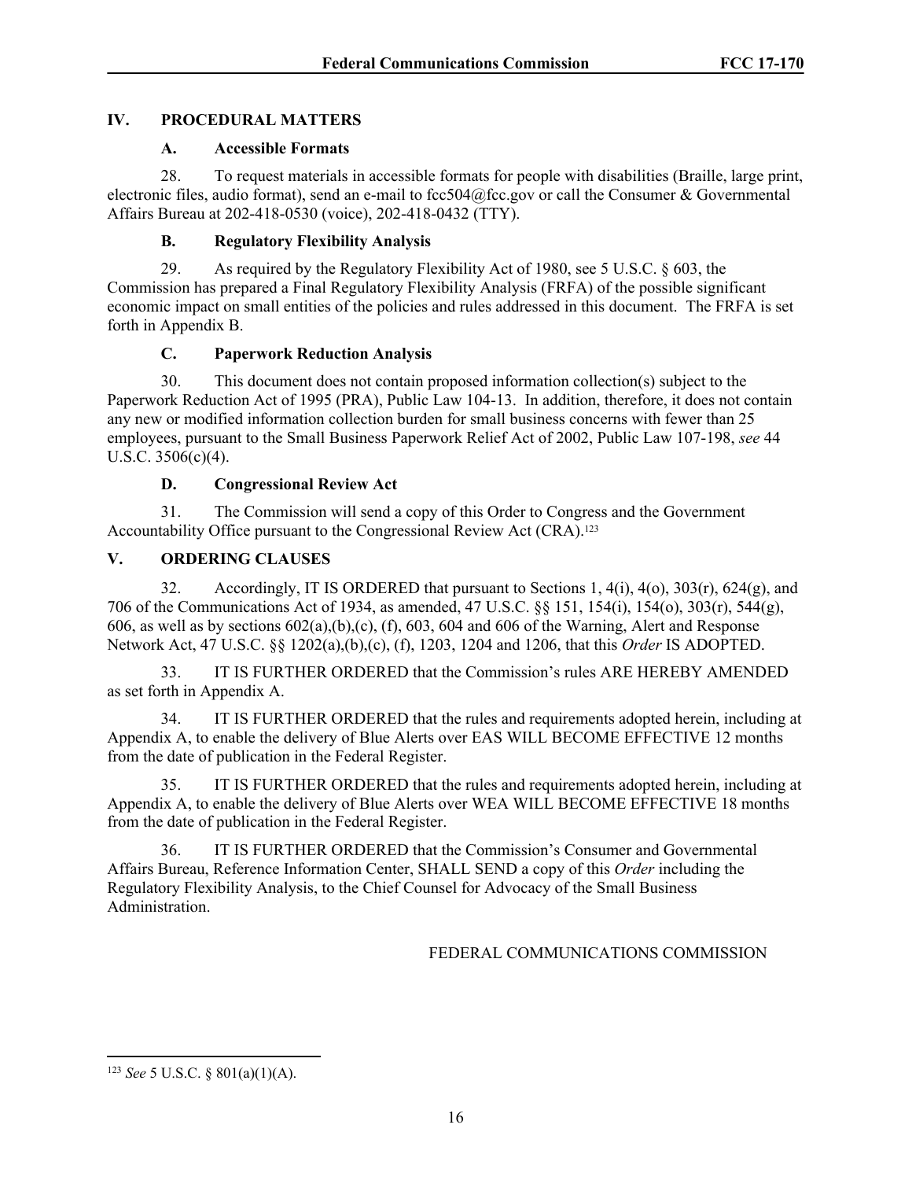## IV. PROCEDURAL MATTERS

### A. Accessible Formats

28. To request materials in accessible formats for people with disabilities (Braille, large print, electronic files, audio format), send an e-mail to fcc504@fcc.gov or call the Consumer & Governmental Affairs Bureau at 202-418-0530 (voice), 202-418-0432 (TTY).

### B. Regulatory Flexibility Analysis

29. As required by the Regulatory Flexibility Act of 1980, see 5 U.S.C. § 603, the Commission has prepared a Final Regulatory Flexibility Analysis (FRFA) of the possible significant economic impact on small entities of the policies and rules addressed in this document. The FRFA is set forth in Appendix B.

### C. Paperwork Reduction Analysis

30. This document does not contain proposed information collection(s) subject to the Paperwork Reduction Act of 1995 (PRA), Public Law 104-13. In addition, therefore, it does not contain any new or modified information collection burden for small business concerns with fewer than 25 employees, pursuant to the Small Business Paperwork Relief Act of 2002, Public Law 107-198, *see* 44 U.S.C. 3506(c)(4).

### D. Congressional Review Act

31. The Commission will send a copy of this Order to Congress and the Government Accountability Office pursuant to the Congressional Review Act (CRA).[123]

## V. ORDERING CLAUSES

32. Accordingly, IT IS ORDERED that pursuant to Sections 1, 4(i), 4(o), 303(r), 624(g), and 706 of the Communications Act of 1934, as amended, 47 U.S.C. §§ 151, 154(i), 154(o), 303(r), 544(g), 606, as well as by sections 602(a),(b),(c), (f), 603, 604 and 606 of the Warning, Alert and Response Network Act, 47 U.S.C. §§ 1202(a),(b),(c), (f), 1203, 1204 and 1206, that this *Order* IS ADOPTED.

33. IT IS FURTHER ORDERED that the Commission's rules ARE HEREBY AMENDED as set forth in Appendix A.

34. IT IS FURTHER ORDERED that the rules and requirements adopted herein, including at Appendix A, to enable the delivery of Blue Alerts over EAS WILL BECOME EFFECTIVE 12 months from the date of publication in the Federal Register.

35. IT IS FURTHER ORDERED that the rules and requirements adopted herein, including at Appendix A, to enable the delivery of Blue Alerts over WEA WILL BECOME EFFECTIVE 18 months from the date of publication in the Federal Register.

36. IT IS FURTHER ORDERED that the Commission's Consumer and Governmental Affairs Bureau, Reference Information Center, SHALL SEND a copy of this *Order* including the Regulatory Flexibility Analysis, to the Chief Counsel for Advocacy of the Small Business Administration.

FEDERAL COMMUNICATIONS COMMISSION

---

[123] *See* 5 U.S.C. § 801(a)(1)(A).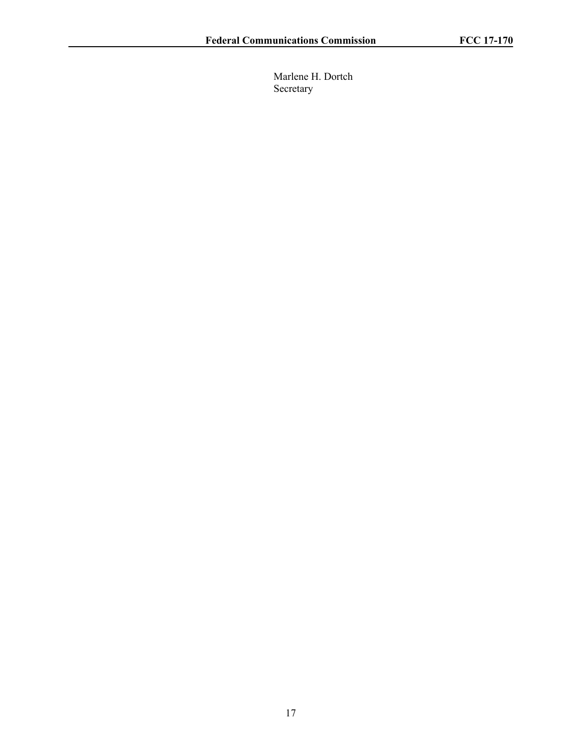Marlene H. Dortch
Secretary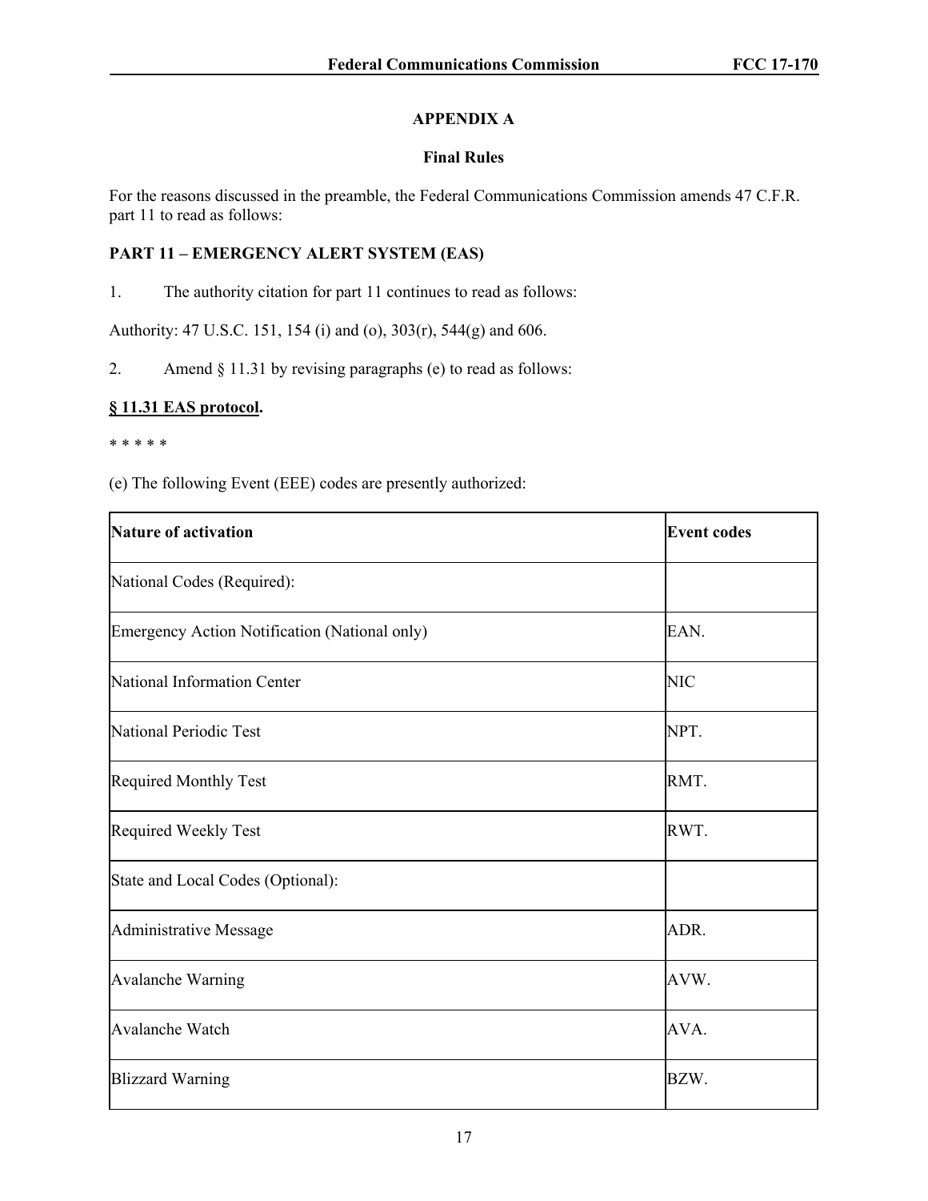## APPENDIX A

### Final Rules

For the reasons discussed in the preamble, the Federal Communications Commission amends 47 C.F.R. part 11 to read as follows:

**PART 11 – EMERGENCY ALERT SYSTEM (EAS)**

1. The authority citation for part 11 continues to read as follows:

Authority: 47 U.S.C. 151, 154 (i) and (o), 303(r), 544(g) and 606.

2. Amend § 11.31 by revising paragraphs (e) to read as follows:

**§ 11.31 EAS protocol.**

\* \* \* \* \*

(e) The following Event (EEE) codes are presently authorized:

| Nature of activation | Event codes |
|---|---|
| National Codes (Required): | |
| Emergency Action Notification (National only) | EAN. |
| National Information Center | NIC |
| National Periodic Test | NPT. |
| Required Monthly Test | RMT. |
| Required Weekly Test | RWT. |
| State and Local Codes (Optional): | |
| Administrative Message | ADR. |
| Avalanche Warning | AVW. |
| Avalanche Watch | AVA. |
| Blizzard Warning | BZW. |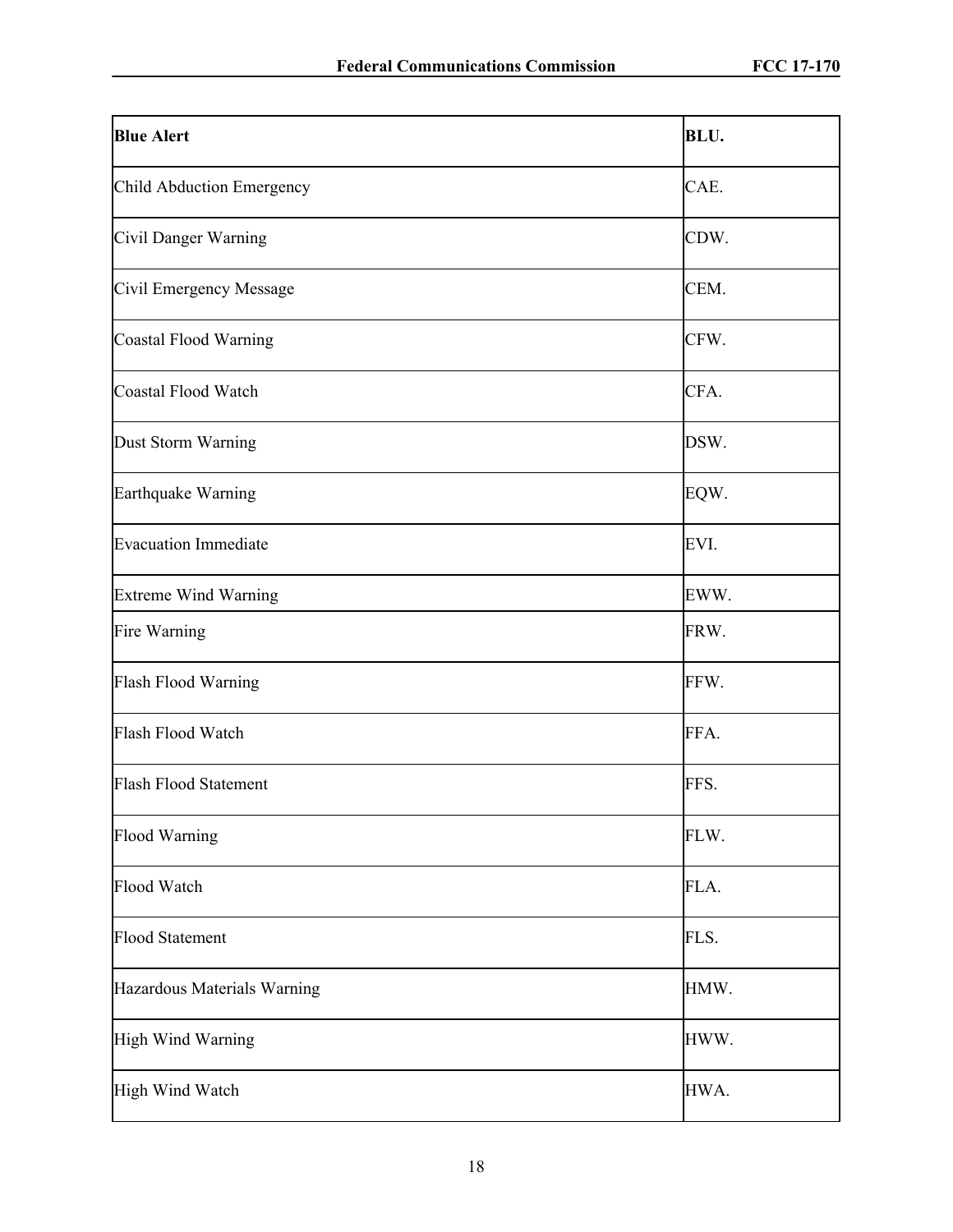| **Blue Alert** | **BLU.** |
|---|---|
| Child Abduction Emergency | CAE. |
| Civil Danger Warning | CDW. |
| Civil Emergency Message | CEM. |
| Coastal Flood Warning | CFW. |
| Coastal Flood Watch | CFA. |
| Dust Storm Warning | DSW. |
| Earthquake Warning | EQW. |
| Evacuation Immediate | EVI. |
| Extreme Wind Warning | EWW. |
| Fire Warning | FRW. |
| Flash Flood Warning | FFW. |
| Flash Flood Watch | FFA. |
| Flash Flood Statement | FFS. |
| Flood Warning | FLW. |
| Flood Watch | FLA. |
| Flood Statement | FLS. |
| Hazardous Materials Warning | HMW. |
| High Wind Warning | HWW. |
| High Wind Watch | HWA. |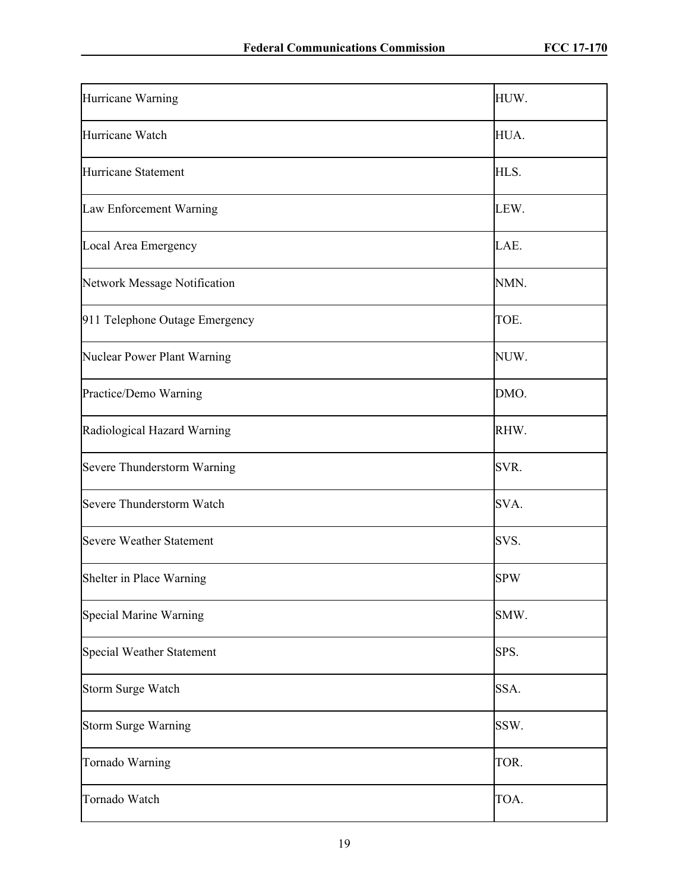| | |
|---|---|
| Hurricane Warning | HUW. |
| Hurricane Watch | HUA. |
| Hurricane Statement | HLS. |
| Law Enforcement Warning | LEW. |
| Local Area Emergency | LAE. |
| Network Message Notification | NMN. |
| 911 Telephone Outage Emergency | TOE. |
| Nuclear Power Plant Warning | NUW. |
| Practice/Demo Warning | DMO. |
| Radiological Hazard Warning | RHW. |
| Severe Thunderstorm Warning | SVR. |
| Severe Thunderstorm Watch | SVA. |
| Severe Weather Statement | SVS. |
| Shelter in Place Warning | SPW |
| Special Marine Warning | SMW. |
| Special Weather Statement | SPS. |
| Storm Surge Watch | SSA. |
| Storm Surge Warning | SSW. |
| Tornado Warning | TOR. |
| Tornado Watch | TOA. |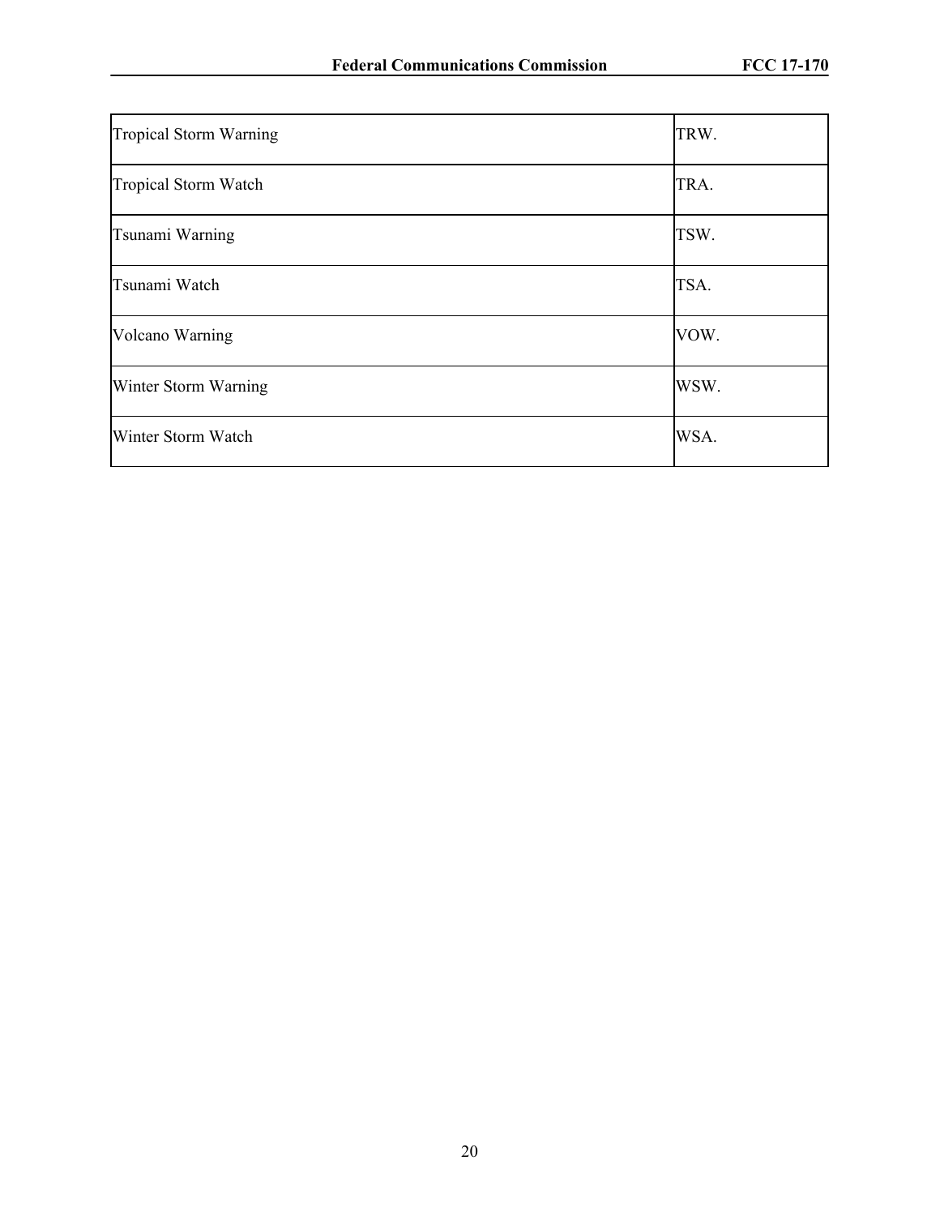| | |
|---|---|
| Tropical Storm Warning | TRW. |
| Tropical Storm Watch | TRA. |
| Tsunami Warning | TSW. |
| Tsunami Watch | TSA. |
| Volcano Warning | VOW. |
| Winter Storm Warning | WSW. |
| Winter Storm Watch | WSA. |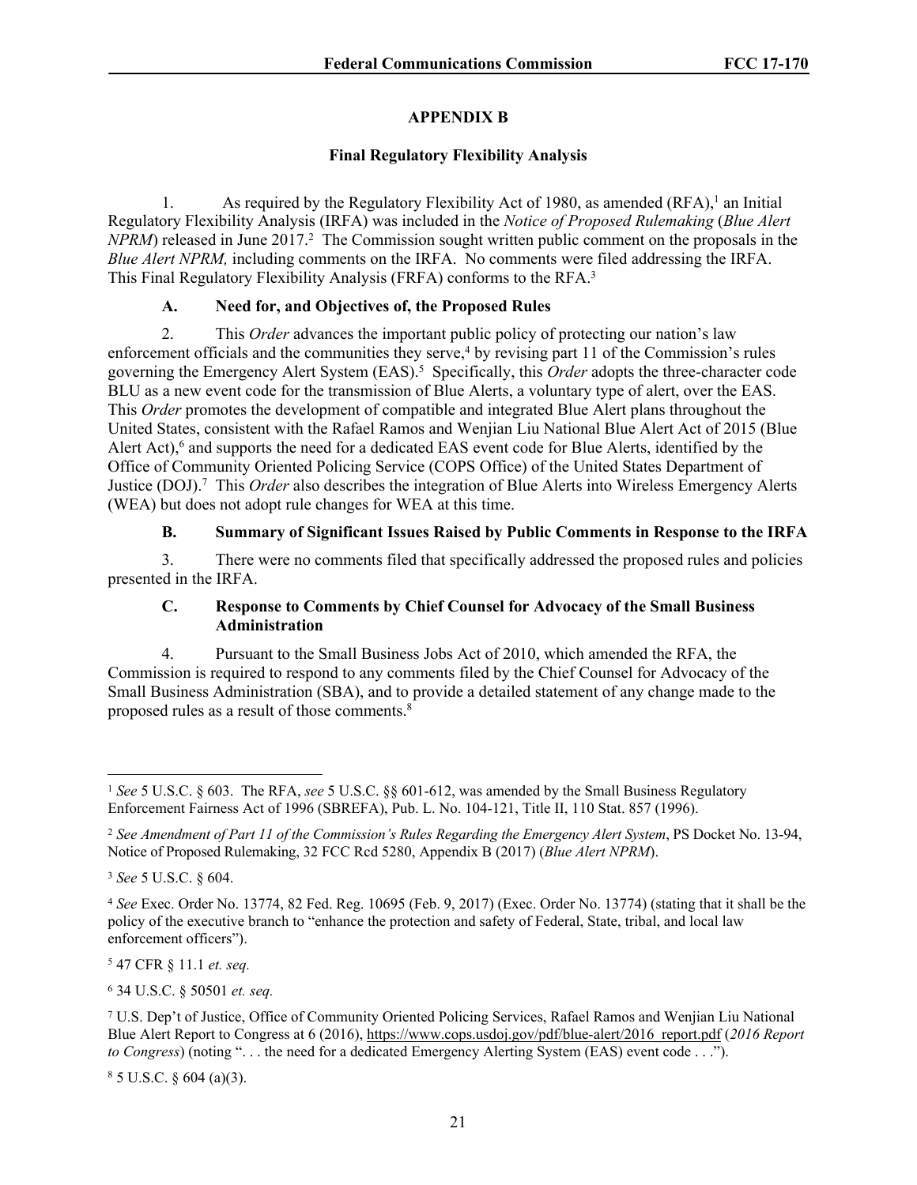## APPENDIX B

### Final Regulatory Flexibility Analysis

1. As required by the Regulatory Flexibility Act of 1980, as amended (RFA),[1] an Initial Regulatory Flexibility Analysis (IRFA) was included in the *Notice of Proposed Rulemaking* (*Blue Alert NPRM*) released in June 2017.[2] The Commission sought written public comment on the proposals in the *Blue Alert NPRM,* including comments on the IRFA. No comments were filed addressing the IRFA. This Final Regulatory Flexibility Analysis (FRFA) conforms to the RFA.[3]

#### A. Need for, and Objectives of, the Proposed Rules

2. This *Order* advances the important public policy of protecting our nation's law enforcement officials and the communities they serve,[4] by revising part 11 of the Commission's rules governing the Emergency Alert System (EAS).[5] Specifically, this *Order* adopts the three-character code BLU as a new event code for the transmission of Blue Alerts, a voluntary type of alert, over the EAS. This *Order* promotes the development of compatible and integrated Blue Alert plans throughout the United States, consistent with the Rafael Ramos and Wenjian Liu National Blue Alert Act of 2015 (Blue Alert Act),[6] and supports the need for a dedicated EAS event code for Blue Alerts, identified by the Office of Community Oriented Policing Service (COPS Office) of the United States Department of Justice (DOJ).[7] This *Order* also describes the integration of Blue Alerts into Wireless Emergency Alerts (WEA) but does not adopt rule changes for WEA at this time.

#### B. Summary of Significant Issues Raised by Public Comments in Response to the IRFA

3. There were no comments filed that specifically addressed the proposed rules and policies presented in the IRFA.

#### C. Response to Comments by Chief Counsel for Advocacy of the Small Business Administration

4. Pursuant to the Small Business Jobs Act of 2010, which amended the RFA, the Commission is required to respond to any comments filed by the Chief Counsel for Advocacy of the Small Business Administration (SBA), and to provide a detailed statement of any change made to the proposed rules as a result of those comments.[8]

---

[1] *See* 5 U.S.C. § 603. The RFA, *see* 5 U.S.C. §§ 601-612, was amended by the Small Business Regulatory Enforcement Fairness Act of 1996 (SBREFA), Pub. L. No. 104-121, Title II, 110 Stat. 857 (1996).

[2] *See Amendment of Part 11 of the Commission's Rules Regarding the Emergency Alert System*, PS Docket No. 13-94, Notice of Proposed Rulemaking, 32 FCC Rcd 5280, Appendix B (2017) (*Blue Alert NPRM*).

[3] *See* 5 U.S.C. § 604.

[4] *See* Exec. Order No. 13774, 82 Fed. Reg. 10695 (Feb. 9, 2017) (Exec. Order No. 13774) (stating that it shall be the policy of the executive branch to "enhance the protection and safety of Federal, State, tribal, and local law enforcement officers").

[5] 47 CFR § 11.1 *et. seq.*

[6] 34 U.S.C. § 50501 *et. seq.*

[7] U.S. Dep't of Justice, Office of Community Oriented Policing Services, Rafael Ramos and Wenjian Liu National Blue Alert Report to Congress at 6 (2016), https://www.cops.usdoj.gov/pdf/blue-alert/2016_report.pdf (*2016 Report to Congress*) (noting ". . . the need for a dedicated Emergency Alerting System (EAS) event code . . .").

[8] 5 U.S.C. § 604 (a)(3).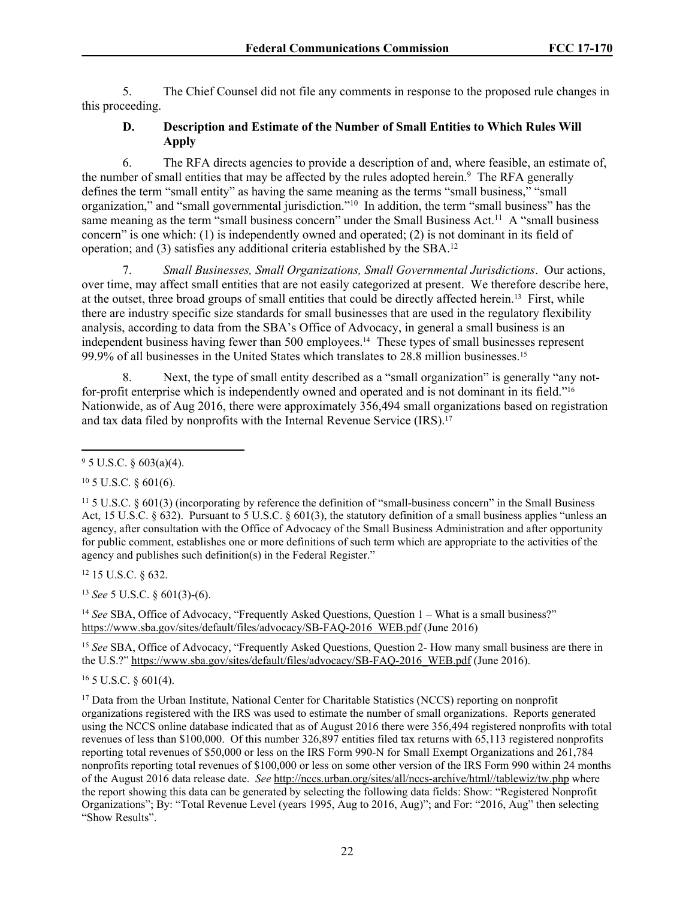5. The Chief Counsel did not file any comments in response to the proposed rule changes in this proceeding.

### D. Description and Estimate of the Number of Small Entities to Which Rules Will Apply

6. The RFA directs agencies to provide a description of and, where feasible, an estimate of, the number of small entities that may be affected by the rules adopted herein.[9] The RFA generally defines the term "small entity" as having the same meaning as the terms "small business," "small organization," and "small governmental jurisdiction."[10] In addition, the term "small business" has the same meaning as the term "small business concern" under the Small Business Act.[11] A "small business concern" is one which: (1) is independently owned and operated; (2) is not dominant in its field of operation; and (3) satisfies any additional criteria established by the SBA.[12]

7. *Small Businesses, Small Organizations, Small Governmental Jurisdictions*. Our actions, over time, may affect small entities that are not easily categorized at present. We therefore describe here, at the outset, three broad groups of small entities that could be directly affected herein.[13] First, while there are industry specific size standards for small businesses that are used in the regulatory flexibility analysis, according to data from the SBA's Office of Advocacy, in general a small business is an independent business having fewer than 500 employees.[14] These types of small businesses represent 99.9% of all businesses in the United States which translates to 28.8 million businesses.[15]

8. Next, the type of small entity described as a "small organization" is generally "any not-for-profit enterprise which is independently owned and operated and is not dominant in its field."[16] Nationwide, as of Aug 2016, there were approximately 356,494 small organizations based on registration and tax data filed by nonprofits with the Internal Revenue Service (IRS).[17]

---

[9] 5 U.S.C. § 603(a)(4).

[10] 5 U.S.C. § 601(6).

[11] 5 U.S.C. § 601(3) (incorporating by reference the definition of "small-business concern" in the Small Business Act, 15 U.S.C. § 632). Pursuant to 5 U.S.C. § 601(3), the statutory definition of a small business applies "unless an agency, after consultation with the Office of Advocacy of the Small Business Administration and after opportunity for public comment, establishes one or more definitions of such term which are appropriate to the activities of the agency and publishes such definition(s) in the Federal Register."

[12] 15 U.S.C. § 632.

[13] *See* 5 U.S.C. § 601(3)-(6).

[14] *See* SBA, Office of Advocacy, "Frequently Asked Questions, Question 1 – What is a small business?" https://www.sba.gov/sites/default/files/advocacy/SB-FAQ-2016_WEB.pdf (June 2016)

[15] *See* SBA, Office of Advocacy, "Frequently Asked Questions, Question 2- How many small business are there in the U.S.?" https://www.sba.gov/sites/default/files/advocacy/SB-FAQ-2016_WEB.pdf (June 2016).

[16] 5 U.S.C. § 601(4).

[17] Data from the Urban Institute, National Center for Charitable Statistics (NCCS) reporting on nonprofit organizations registered with the IRS was used to estimate the number of small organizations. Reports generated using the NCCS online database indicated that as of August 2016 there were 356,494 registered nonprofits with total revenues of less than $100,000. Of this number 326,897 entities filed tax returns with 65,113 registered nonprofits reporting total revenues of $50,000 or less on the IRS Form 990-N for Small Exempt Organizations and 261,784 nonprofits reporting total revenues of $100,000 or less on some other version of the IRS Form 990 within 24 months of the August 2016 data release date. *See* http://nccs.urban.org/sites/all/nccs-archive/html//tablewiz/tw.php where the report showing this data can be generated by selecting the following data fields: Show: "Registered Nonprofit Organizations"; By: "Total Revenue Level (years 1995, Aug to 2016, Aug)"; and For: "2016, Aug" then selecting "Show Results".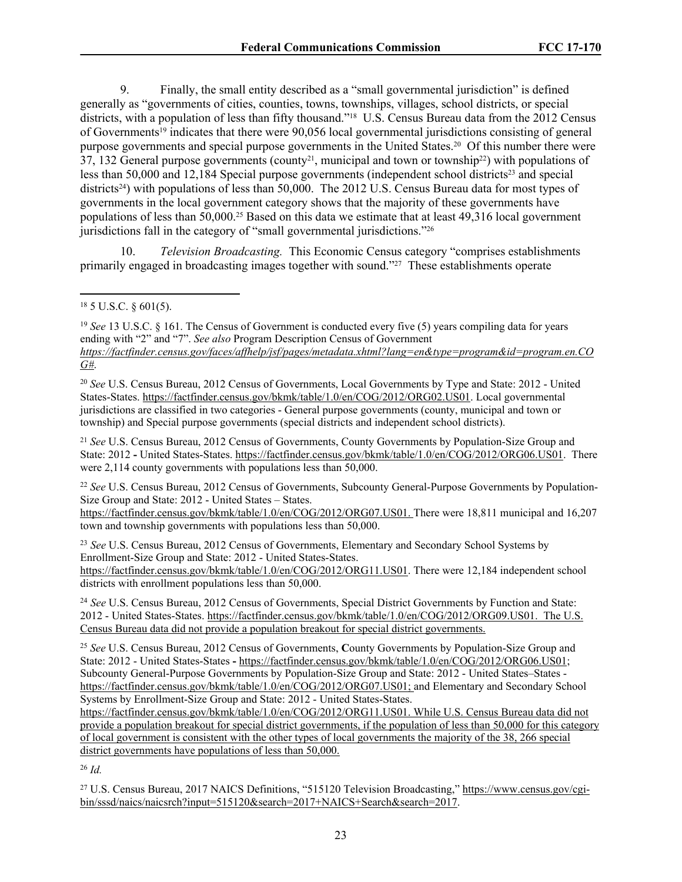9. Finally, the small entity described as a "small governmental jurisdiction" is defined generally as "governments of cities, counties, towns, townships, villages, school districts, or special districts, with a population of less than fifty thousand."[18] U.S. Census Bureau data from the 2012 Census of Governments[19] indicates that there were 90,056 local governmental jurisdictions consisting of general purpose governments and special purpose governments in the United States.[20] Of this number there were 37, 132 General purpose governments (county[21], municipal and town or township[22]) with populations of less than 50,000 and 12,184 Special purpose governments (independent school districts[23] and special districts[24]) with populations of less than 50,000. The 2012 U.S. Census Bureau data for most types of governments in the local government category shows that the majority of these governments have populations of less than 50,000.[25] Based on this data we estimate that at least 49,316 local government jurisdictions fall in the category of "small governmental jurisdictions."[26]

10. *Television Broadcasting.* This Economic Census category "comprises establishments primarily engaged in broadcasting images together with sound."[27] These establishments operate

---

[18] 5 U.S.C. § 601(5).

[19] *See* 13 U.S.C. § 161. The Census of Government is conducted every five (5) years compiling data for years ending with "2" and "7". *See also* Program Description Census of Government *https://factfinder.census.gov/faces/affhelp/jsf/pages/metadata.xhtml?lang=en&type=program&id=program.en.COG#.*

[20] *See* U.S. Census Bureau, 2012 Census of Governments, Local Governments by Type and State: 2012 - United States-States. https://factfinder.census.gov/bkmk/table/1.0/en/COG/2012/ORG02.US01. Local governmental jurisdictions are classified in two categories - General purpose governments (county, municipal and town or township) and Special purpose governments (special districts and independent school districts).

[21] *See* U.S. Census Bureau, 2012 Census of Governments, County Governments by Population-Size Group and State: 2012 **-** United States-States. https://factfinder.census.gov/bkmk/table/1.0/en/COG/2012/ORG06.US01. There were 2,114 county governments with populations less than 50,000.

[22] *See* U.S. Census Bureau, 2012 Census of Governments, Subcounty General-Purpose Governments by Population-Size Group and State: 2012 - United States – States. https://factfinder.census.gov/bkmk/table/1.0/en/COG/2012/ORG07.US01. There were 18,811 municipal and 16,207 town and township governments with populations less than 50,000.

[23] *See* U.S. Census Bureau, 2012 Census of Governments, Elementary and Secondary School Systems by Enrollment-Size Group and State: 2012 - United States-States. https://factfinder.census.gov/bkmk/table/1.0/en/COG/2012/ORG11.US01. There were 12,184 independent school districts with enrollment populations less than 50,000.

[24] *See* U.S. Census Bureau, 2012 Census of Governments, Special District Governments by Function and State: 2012 - United States-States. https://factfinder.census.gov/bkmk/table/1.0/en/COG/2012/ORG09.US01. The U.S. Census Bureau data did not provide a population breakout for special district governments.

[25] *See* U.S. Census Bureau, 2012 Census of Governments, **C**ounty Governments by Population-Size Group and State: 2012 - United States-States **-** https://factfinder.census.gov/bkmk/table/1.0/en/COG/2012/ORG06.US01; Subcounty General-Purpose Governments by Population-Size Group and State: 2012 - United States–States - https://factfinder.census.gov/bkmk/table/1.0/en/COG/2012/ORG07.US01; and Elementary and Secondary School Systems by Enrollment-Size Group and State: 2012 - United States-States. https://factfinder.census.gov/bkmk/table/1.0/en/COG/2012/ORG11.US01. While U.S. Census Bureau data did not provide a population breakout for special district governments, if the population of less than 50,000 for this category of local government is consistent with the other types of local governments the majority of the 38, 266 special district governments have populations of less than 50,000.

[26] *Id.*

[27] U.S. Census Bureau, 2017 NAICS Definitions, "515120 Television Broadcasting," https://www.census.gov/cgi-bin/sssd/naics/naicsrch?input=515120&search=2017+NAICS+Search&search=2017.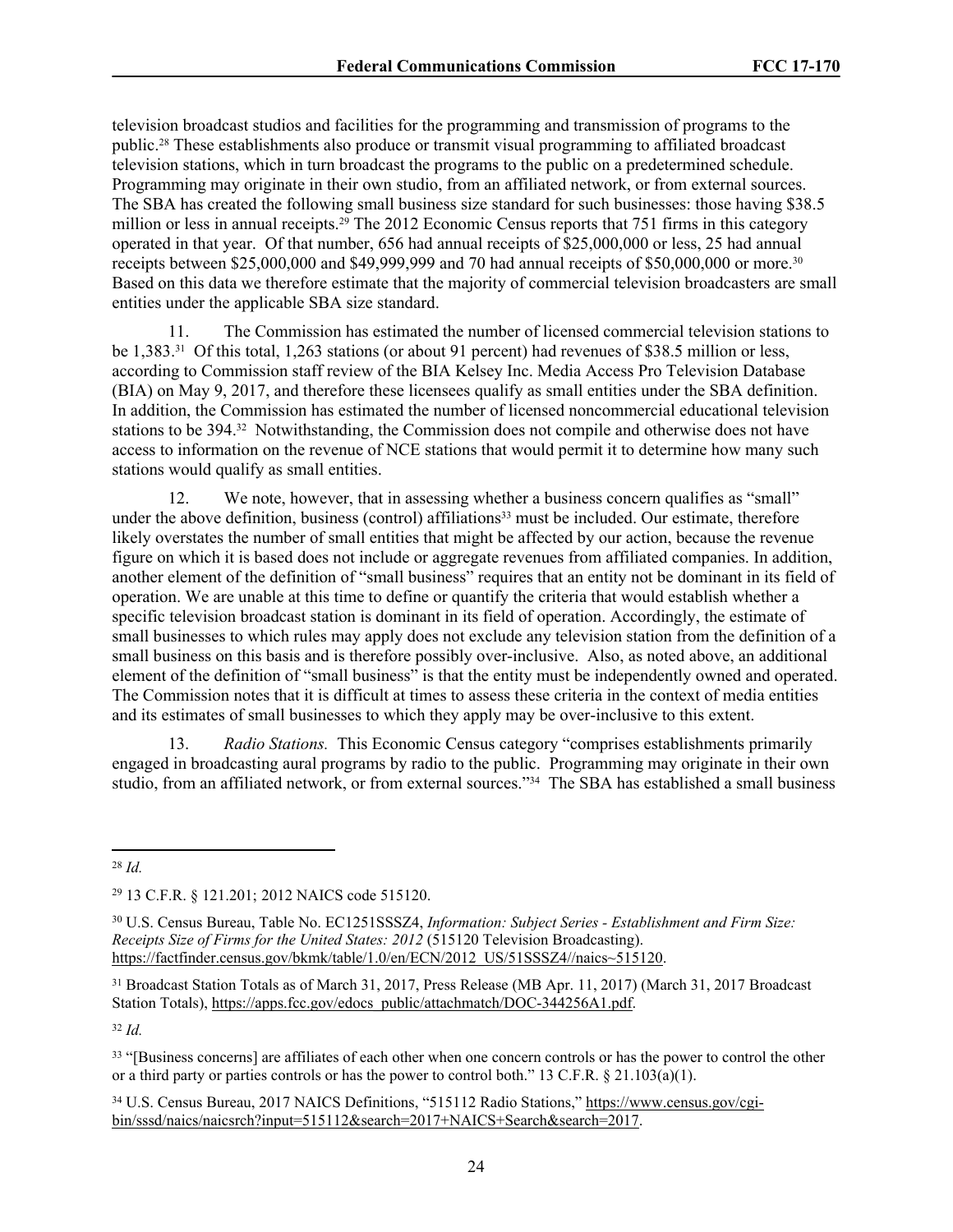television broadcast studios and facilities for the programming and transmission of programs to the public.[28] These establishments also produce or transmit visual programming to affiliated broadcast television stations, which in turn broadcast the programs to the public on a predetermined schedule. Programming may originate in their own studio, from an affiliated network, or from external sources. The SBA has created the following small business size standard for such businesses: those having $38.5 million or less in annual receipts.[29] The 2012 Economic Census reports that 751 firms in this category operated in that year. Of that number, 656 had annual receipts of $25,000,000 or less, 25 had annual receipts between $25,000,000 and $49,999,999 and 70 had annual receipts of $50,000,000 or more.[30] Based on this data we therefore estimate that the majority of commercial television broadcasters are small entities under the applicable SBA size standard.

11. The Commission has estimated the number of licensed commercial television stations to be 1,383.[31] Of this total, 1,263 stations (or about 91 percent) had revenues of $38.5 million or less, according to Commission staff review of the BIA Kelsey Inc. Media Access Pro Television Database (BIA) on May 9, 2017, and therefore these licensees qualify as small entities under the SBA definition. In addition, the Commission has estimated the number of licensed noncommercial educational television stations to be 394.[32] Notwithstanding, the Commission does not compile and otherwise does not have access to information on the revenue of NCE stations that would permit it to determine how many such stations would qualify as small entities.

12. We note, however, that in assessing whether a business concern qualifies as "small" under the above definition, business (control) affiliations[33] must be included. Our estimate, therefore likely overstates the number of small entities that might be affected by our action, because the revenue figure on which it is based does not include or aggregate revenues from affiliated companies. In addition, another element of the definition of "small business" requires that an entity not be dominant in its field of operation. We are unable at this time to define or quantify the criteria that would establish whether a specific television broadcast station is dominant in its field of operation. Accordingly, the estimate of small businesses to which rules may apply does not exclude any television station from the definition of a small business on this basis and is therefore possibly over-inclusive. Also, as noted above, an additional element of the definition of "small business" is that the entity must be independently owned and operated. The Commission notes that it is difficult at times to assess these criteria in the context of media entities and its estimates of small businesses to which they apply may be over-inclusive to this extent.

13. *Radio Stations.* This Economic Census category "comprises establishments primarily engaged in broadcasting aural programs by radio to the public. Programming may originate in their own studio, from an affiliated network, or from external sources."[34] The SBA has established a small business

---

[28] *Id.*

[29] 13 C.F.R. § 121.201; 2012 NAICS code 515120.

[30] U.S. Census Bureau, Table No. EC1251SSSZ4, *Information: Subject Series - Establishment and Firm Size: Receipts Size of Firms for the United States: 2012* (515120 Television Broadcasting). https://factfinder.census.gov/bkmk/table/1.0/en/ECN/2012_US/51SSSZ4//naics~515120.

[31] Broadcast Station Totals as of March 31, 2017, Press Release (MB Apr. 11, 2017) (March 31, 2017 Broadcast Station Totals), https://apps.fcc.gov/edocs_public/attachmatch/DOC-344256A1.pdf.

[32] *Id.*

[33] "[Business concerns] are affiliates of each other when one concern controls or has the power to control the other or a third party or parties controls or has the power to control both." 13 C.F.R. § 21.103(a)(1).

[34] U.S. Census Bureau, 2017 NAICS Definitions, "515112 Radio Stations," https://www.census.gov/cgi-bin/sssd/naics/naicsrch?input=515112&search=2017+NAICS+Search&search=2017.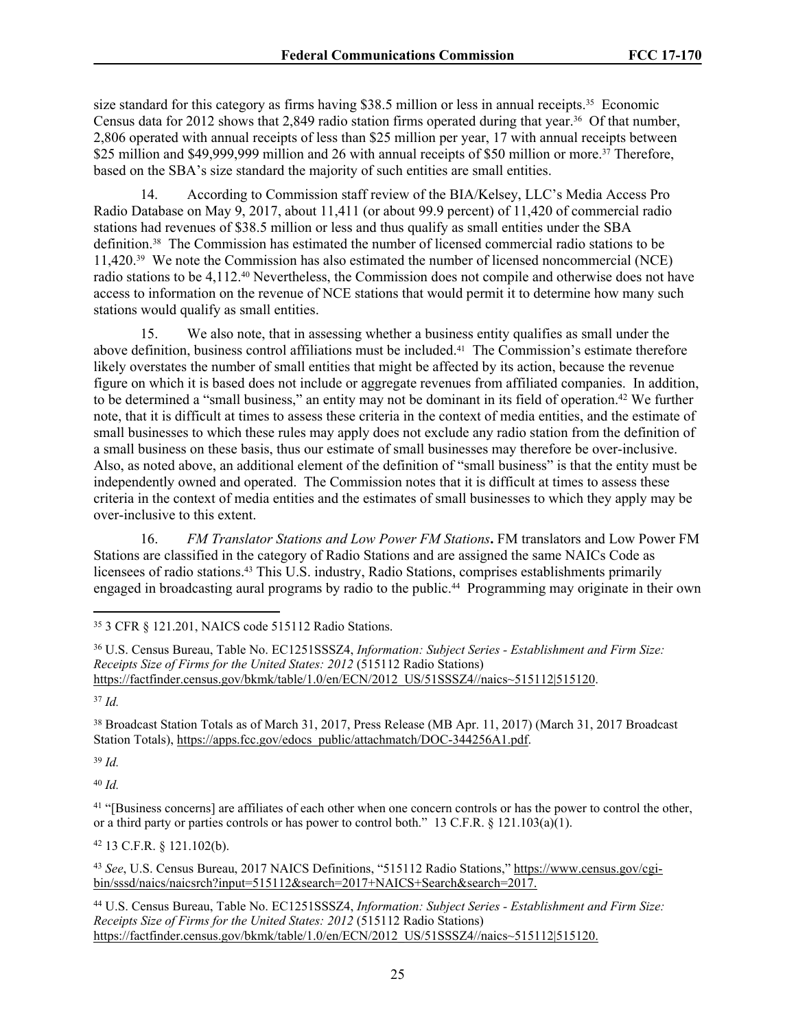size standard for this category as firms having $38.5 million or less in annual receipts.[35] Economic Census data for 2012 shows that 2,849 radio station firms operated during that year.[36] Of that number, 2,806 operated with annual receipts of less than $25 million per year, 17 with annual receipts between $25 million and $49,999,999 million and 26 with annual receipts of $50 million or more.[37] Therefore, based on the SBA's size standard the majority of such entities are small entities.

14. According to Commission staff review of the BIA/Kelsey, LLC's Media Access Pro Radio Database on May 9, 2017, about 11,411 (or about 99.9 percent) of 11,420 of commercial radio stations had revenues of $38.5 million or less and thus qualify as small entities under the SBA definition.[38] The Commission has estimated the number of licensed commercial radio stations to be 11,420.[39] We note the Commission has also estimated the number of licensed noncommercial (NCE) radio stations to be 4,112.[40] Nevertheless, the Commission does not compile and otherwise does not have access to information on the revenue of NCE stations that would permit it to determine how many such stations would qualify as small entities.

15. We also note, that in assessing whether a business entity qualifies as small under the above definition, business control affiliations must be included.[41] The Commission's estimate therefore likely overstates the number of small entities that might be affected by its action, because the revenue figure on which it is based does not include or aggregate revenues from affiliated companies. In addition, to be determined a "small business," an entity may not be dominant in its field of operation.[42] We further note, that it is difficult at times to assess these criteria in the context of media entities, and the estimate of small businesses to which these rules may apply does not exclude any radio station from the definition of a small business on these basis, thus our estimate of small businesses may therefore be over-inclusive. Also, as noted above, an additional element of the definition of "small business" is that the entity must be independently owned and operated. The Commission notes that it is difficult at times to assess these criteria in the context of media entities and the estimates of small businesses to which they apply may be over-inclusive to this extent.

16. *FM Translator Stations and Low Power FM Stations***.** FM translators and Low Power FM Stations are classified in the category of Radio Stations and are assigned the same NAICs Code as licensees of radio stations.[43] This U.S. industry, Radio Stations, comprises establishments primarily engaged in broadcasting aural programs by radio to the public.[44] Programming may originate in their own

---

[35] 3 CFR § 121.201, NAICS code 515112 Radio Stations.

[36] U.S. Census Bureau, Table No. EC1251SSSZ4, *Information: Subject Series - Establishment and Firm Size: Receipts Size of Firms for the United States: 2012* (515112 Radio Stations) https://factfinder.census.gov/bkmk/table/1.0/en/ECN/2012_US/51SSSZ4//naics~515112|515120.

[37] *Id.*

[38] Broadcast Station Totals as of March 31, 2017, Press Release (MB Apr. 11, 2017) (March 31, 2017 Broadcast Station Totals), https://apps.fcc.gov/edocs_public/attachmatch/DOC-344256A1.pdf.

[39] *Id.*

[40] *Id.*

[41] "[Business concerns] are affiliates of each other when one concern controls or has the power to control the other, or a third party or parties controls or has power to control both." 13 C.F.R. § 121.103(a)(1).

[42] 13 C.F.R. § 121.102(b).

[43] *See*, U.S. Census Bureau, 2017 NAICS Definitions, "515112 Radio Stations," https://www.census.gov/cgi-bin/sssd/naics/naicsrch?input=515112&search=2017+NAICS+Search&search=2017.

[44] U.S. Census Bureau, Table No. EC1251SSSZ4, *Information: Subject Series - Establishment and Firm Size: Receipts Size of Firms for the United States: 2012* (515112 Radio Stations) https://factfinder.census.gov/bkmk/table/1.0/en/ECN/2012_US/51SSSZ4//naics~515112|515120.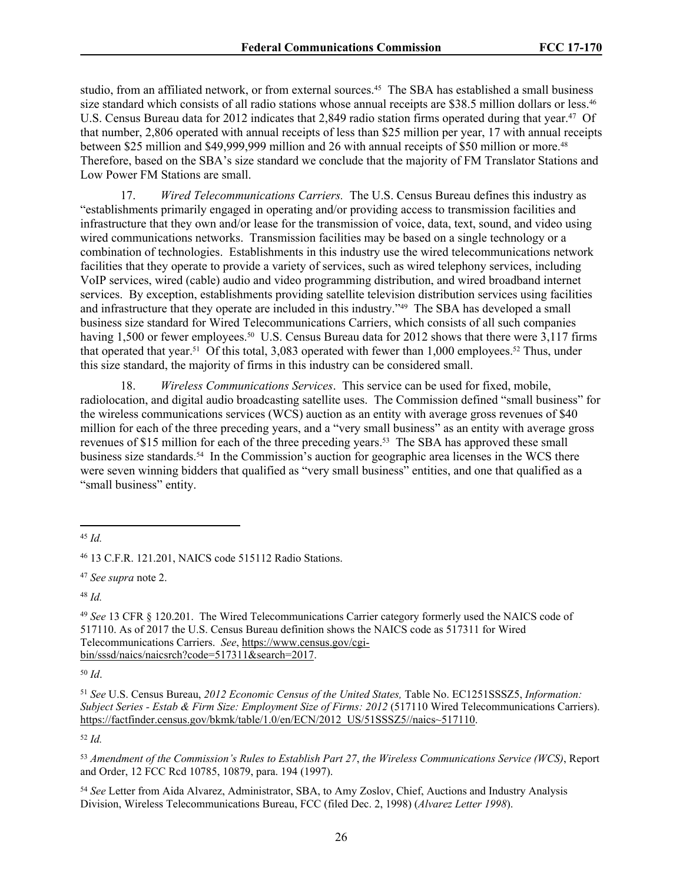studio, from an affiliated network, or from external sources.[45] The SBA has established a small business size standard which consists of all radio stations whose annual receipts are $38.5 million dollars or less.[46] U.S. Census Bureau data for 2012 indicates that 2,849 radio station firms operated during that year.[47] Of that number, 2,806 operated with annual receipts of less than $25 million per year, 17 with annual receipts between $25 million and $49,999,999 million and 26 with annual receipts of $50 million or more.[48] Therefore, based on the SBA's size standard we conclude that the majority of FM Translator Stations and Low Power FM Stations are small.

17. *Wired Telecommunications Carriers.* The U.S. Census Bureau defines this industry as "establishments primarily engaged in operating and/or providing access to transmission facilities and infrastructure that they own and/or lease for the transmission of voice, data, text, sound, and video using wired communications networks. Transmission facilities may be based on a single technology or a combination of technologies. Establishments in this industry use the wired telecommunications network facilities that they operate to provide a variety of services, such as wired telephony services, including VoIP services, wired (cable) audio and video programming distribution, and wired broadband internet services. By exception, establishments providing satellite television distribution services using facilities and infrastructure that they operate are included in this industry."[49] The SBA has developed a small business size standard for Wired Telecommunications Carriers, which consists of all such companies having 1,500 or fewer employees.[50] U.S. Census Bureau data for 2012 shows that there were 3,117 firms that operated that year.[51] Of this total, 3,083 operated with fewer than 1,000 employees.[52] Thus, under this size standard, the majority of firms in this industry can be considered small.

18. *Wireless Communications Services*. This service can be used for fixed, mobile, radiolocation, and digital audio broadcasting satellite uses. The Commission defined "small business" for the wireless communications services (WCS) auction as an entity with average gross revenues of $40 million for each of the three preceding years, and a "very small business" as an entity with average gross revenues of $15 million for each of the three preceding years.[53] The SBA has approved these small business size standards.[54] In the Commission's auction for geographic area licenses in the WCS there were seven winning bidders that qualified as "very small business" entities, and one that qualified as a "small business" entity.

---

[45] *Id.*

[46] 13 C.F.R. 121.201, NAICS code 515112 Radio Stations.

[47] *See supra* note 2.

[48] *Id.*

[49] *See* 13 CFR § 120.201. The Wired Telecommunications Carrier category formerly used the NAICS code of 517110. As of 2017 the U.S. Census Bureau definition shows the NAICS code as 517311 for Wired Telecommunications Carriers. *See*, https://www.census.gov/cgi-bin/sssd/naics/naicsrch?code=517311&search=2017.

[50] *Id*.

[51] *See* U.S. Census Bureau, *2012 Economic Census of the United States,* Table No. EC1251SSSZ5, *Information: Subject Series - Estab & Firm Size: Employment Size of Firms: 2012* (517110 Wired Telecommunications Carriers). https://factfinder.census.gov/bkmk/table/1.0/en/ECN/2012_US/51SSSZ5//naics~517110.

[52] *Id.*

[53] *Amendment of the Commission's Rules to Establish Part 27*, *the Wireless Communications Service (WCS)*, Report and Order, 12 FCC Rcd 10785, 10879, para. 194 (1997).

[54] *See* Letter from Aida Alvarez, Administrator, SBA, to Amy Zoslov, Chief, Auctions and Industry Analysis Division, Wireless Telecommunications Bureau, FCC (filed Dec. 2, 1998) (*Alvarez Letter 1998*).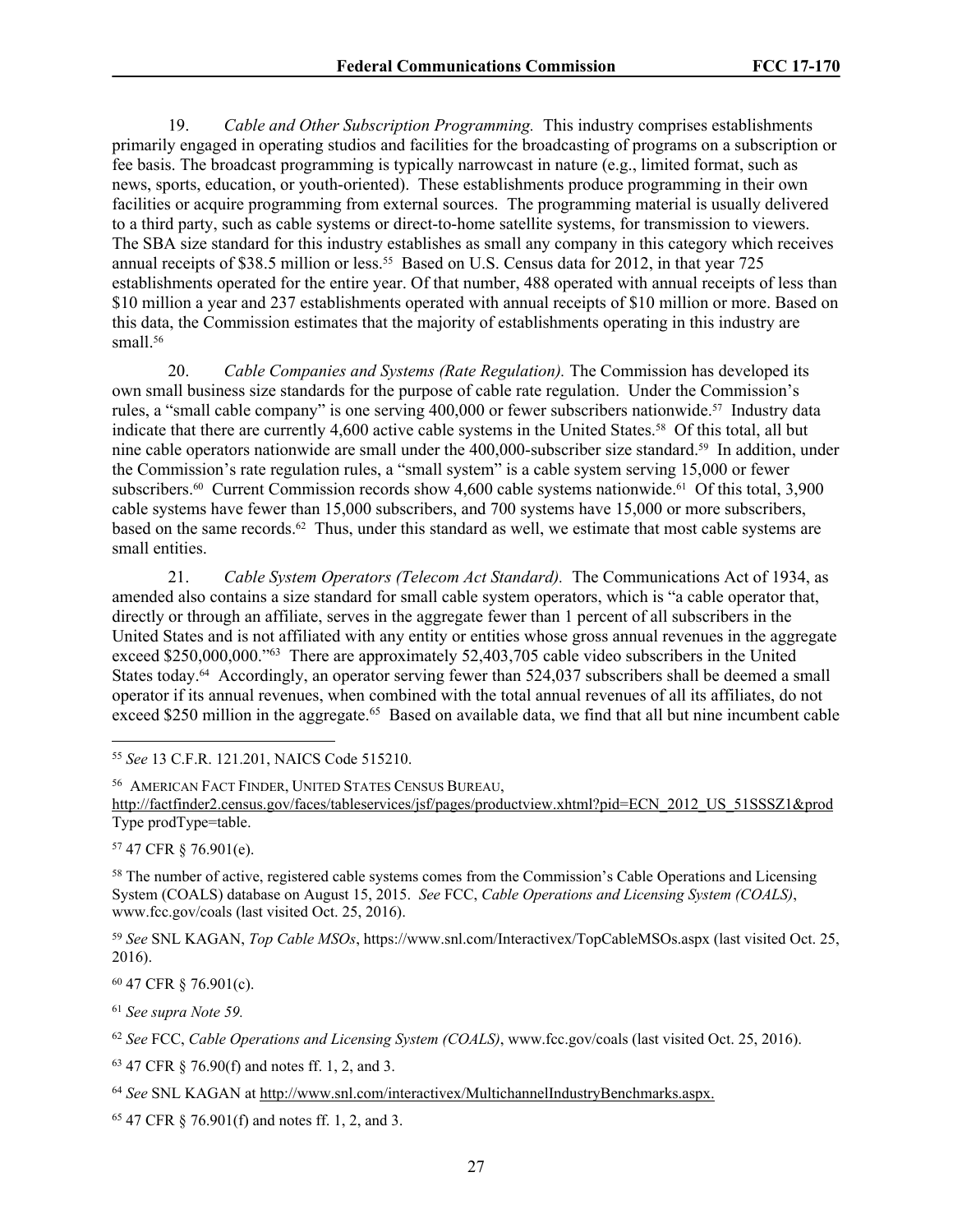19. *Cable and Other Subscription Programming.* This industry comprises establishments primarily engaged in operating studios and facilities for the broadcasting of programs on a subscription or fee basis. The broadcast programming is typically narrowcast in nature (e.g., limited format, such as news, sports, education, or youth-oriented). These establishments produce programming in their own facilities or acquire programming from external sources. The programming material is usually delivered to a third party, such as cable systems or direct-to-home satellite systems, for transmission to viewers. The SBA size standard for this industry establishes as small any company in this category which receives annual receipts of $38.5 million or less.[55] Based on U.S. Census data for 2012, in that year 725 establishments operated for the entire year. Of that number, 488 operated with annual receipts of less than $10 million a year and 237 establishments operated with annual receipts of $10 million or more. Based on this data, the Commission estimates that the majority of establishments operating in this industry are small.[56]

20. *Cable Companies and Systems (Rate Regulation).* The Commission has developed its own small business size standards for the purpose of cable rate regulation. Under the Commission's rules, a "small cable company" is one serving 400,000 or fewer subscribers nationwide.[57] Industry data indicate that there are currently 4,600 active cable systems in the United States.[58] Of this total, all but nine cable operators nationwide are small under the 400,000-subscriber size standard.[59] In addition, under the Commission's rate regulation rules, a "small system" is a cable system serving 15,000 or fewer subscribers.[60] Current Commission records show 4,600 cable systems nationwide.[61] Of this total, 3,900 cable systems have fewer than 15,000 subscribers, and 700 systems have 15,000 or more subscribers, based on the same records.[62] Thus, under this standard as well, we estimate that most cable systems are small entities.

21. *Cable System Operators (Telecom Act Standard).* The Communications Act of 1934, as amended also contains a size standard for small cable system operators, which is "a cable operator that, directly or through an affiliate, serves in the aggregate fewer than 1 percent of all subscribers in the United States and is not affiliated with any entity or entities whose gross annual revenues in the aggregate exceed $250,000,000."[63] There are approximately 52,403,705 cable video subscribers in the United States today.[64] Accordingly, an operator serving fewer than 524,037 subscribers shall be deemed a small operator if its annual revenues, when combined with the total annual revenues of all its affiliates, do not exceed $250 million in the aggregate.[65] Based on available data, we find that all but nine incumbent cable

---

[55] *See* 13 C.F.R. 121.201, NAICS Code 515210.

[56] AMERICAN FACT FINDER, UNITED STATES CENSUS BUREAU, http://factfinder2.census.gov/faces/tableservices/jsf/pages/productview.xhtml?pid=ECN_2012_US_51SSSZ1&prod Type prodType=table.

[57] 47 CFR § 76.901(e).

[58] The number of active, registered cable systems comes from the Commission's Cable Operations and Licensing System (COALS) database on August 15, 2015. *See* FCC, *Cable Operations and Licensing System (COALS)*, www.fcc.gov/coals (last visited Oct. 25, 2016).

[59] *See* SNL KAGAN, *Top Cable MSOs*, https://www.snl.com/Interactivex/TopCableMSOs.aspx (last visited Oct. 25, 2016).

[60] 47 CFR § 76.901(c).

[61] *See supra Note 59.*

[62] *See* FCC, *Cable Operations and Licensing System (COALS)*, www.fcc.gov/coals (last visited Oct. 25, 2016).

[63] 47 CFR § 76.90(f) and notes ff. 1, 2, and 3.

[64] *See* SNL KAGAN at http://www.snl.com/interactivex/MultichannelIndustryBenchmarks.aspx.

[65] 47 CFR § 76.901(f) and notes ff. 1, 2, and 3.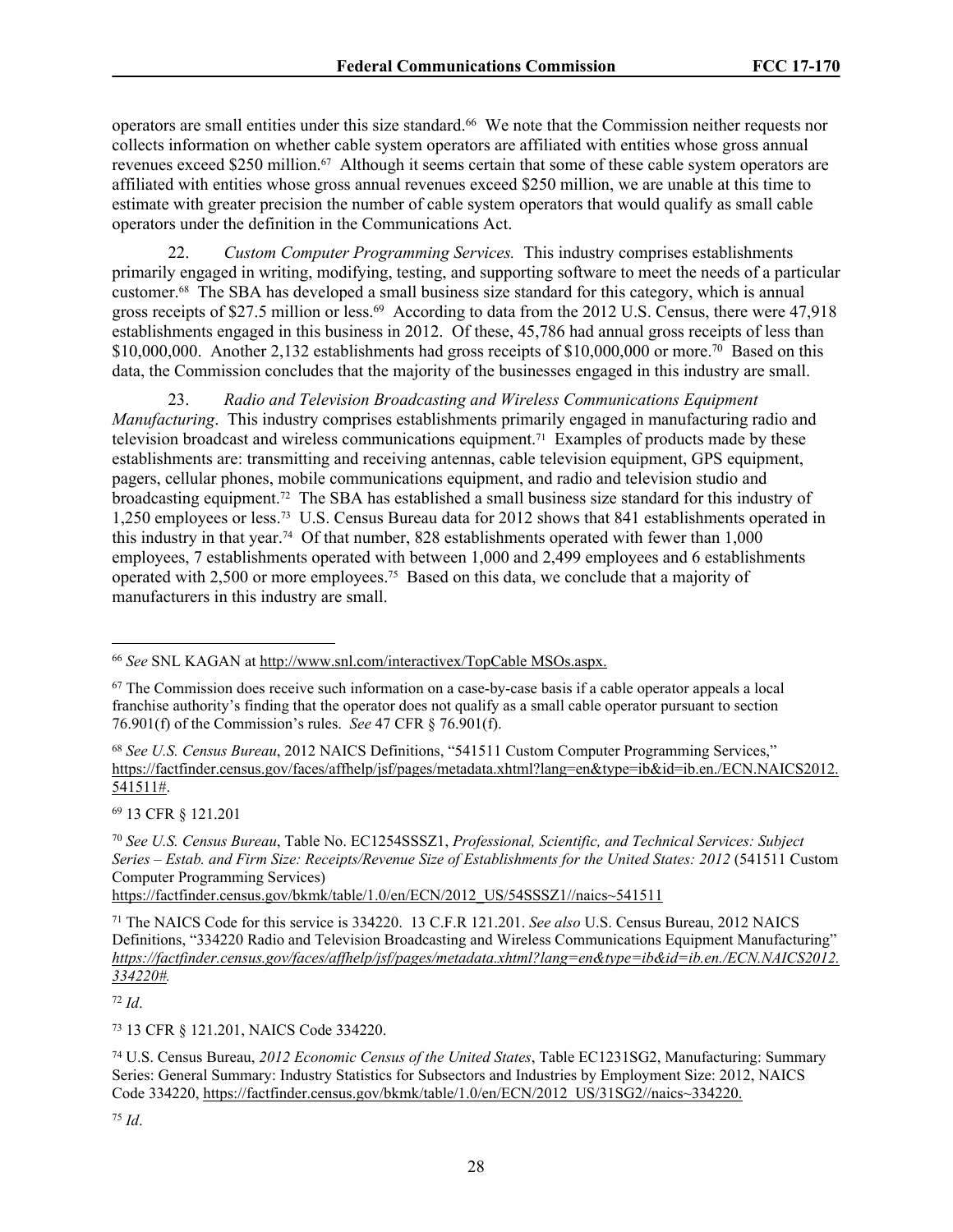operators are small entities under this size standard.[66] We note that the Commission neither requests nor collects information on whether cable system operators are affiliated with entities whose gross annual revenues exceed $250 million.[67] Although it seems certain that some of these cable system operators are affiliated with entities whose gross annual revenues exceed $250 million, we are unable at this time to estimate with greater precision the number of cable system operators that would qualify as small cable operators under the definition in the Communications Act.

22. *Custom Computer Programming Services.* This industry comprises establishments primarily engaged in writing, modifying, testing, and supporting software to meet the needs of a particular customer.[68] The SBA has developed a small business size standard for this category, which is annual gross receipts of $27.5 million or less.[69] According to data from the 2012 U.S. Census, there were 47,918 establishments engaged in this business in 2012. Of these, 45,786 had annual gross receipts of less than $10,000,000. Another 2,132 establishments had gross receipts of $10,000,000 or more.[70] Based on this data, the Commission concludes that the majority of the businesses engaged in this industry are small.

23. *Radio and Television Broadcasting and Wireless Communications Equipment Manufacturing*. This industry comprises establishments primarily engaged in manufacturing radio and television broadcast and wireless communications equipment.[71] Examples of products made by these establishments are: transmitting and receiving antennas, cable television equipment, GPS equipment, pagers, cellular phones, mobile communications equipment, and radio and television studio and broadcasting equipment.[72] The SBA has established a small business size standard for this industry of 1,250 employees or less.[73] U.S. Census Bureau data for 2012 shows that 841 establishments operated in this industry in that year.[74] Of that number, 828 establishments operated with fewer than 1,000 employees, 7 establishments operated with between 1,000 and 2,499 employees and 6 establishments operated with 2,500 or more employees.[75] Based on this data, we conclude that a majority of manufacturers in this industry are small.

---

[66] *See* SNL KAGAN at http://www.snl.com/interactivex/TopCable MSOs.aspx.

[67] The Commission does receive such information on a case-by-case basis if a cable operator appeals a local franchise authority's finding that the operator does not qualify as a small cable operator pursuant to section 76.901(f) of the Commission's rules. *See* 47 CFR § 76.901(f).

[68] *See U.S. Census Bureau*, 2012 NAICS Definitions, "541511 Custom Computer Programming Services," https://factfinder.census.gov/faces/affhelp/jsf/pages/metadata.xhtml?lang=en&type=ib&id=ib.en./ECN.NAICS2012.541511#.

[69] 13 CFR § 121.201

[70] *See U.S. Census Bureau*, Table No. EC1254SSSZ1, *Professional, Scientific, and Technical Services: Subject Series – Estab. and Firm Size: Receipts/Revenue Size of Establishments for the United States: 2012* (541511 Custom Computer Programming Services) https://factfinder.census.gov/bkmk/table/1.0/en/ECN/2012_US/54SSSZ1//naics~541511

[71] The NAICS Code for this service is 334220. 13 C.F.R 121.201. *See also* U.S. Census Bureau, 2012 NAICS Definitions, "334220 Radio and Television Broadcasting and Wireless Communications Equipment Manufacturing" *https://factfinder.census.gov/faces/affhelp/jsf/pages/metadata.xhtml?lang=en&type=ib&id=ib.en./ECN.NAICS2012.334220#.*

[72] *Id*.

[73] 13 CFR § 121.201, NAICS Code 334220.

[74] U.S. Census Bureau, *2012 Economic Census of the United States*, Table EC1231SG2, Manufacturing: Summary Series: General Summary: Industry Statistics for Subsectors and Industries by Employment Size: 2012, NAICS Code 334220, https://factfinder.census.gov/bkmk/table/1.0/en/ECN/2012_US/31SG2//naics~334220.

[75] *Id*.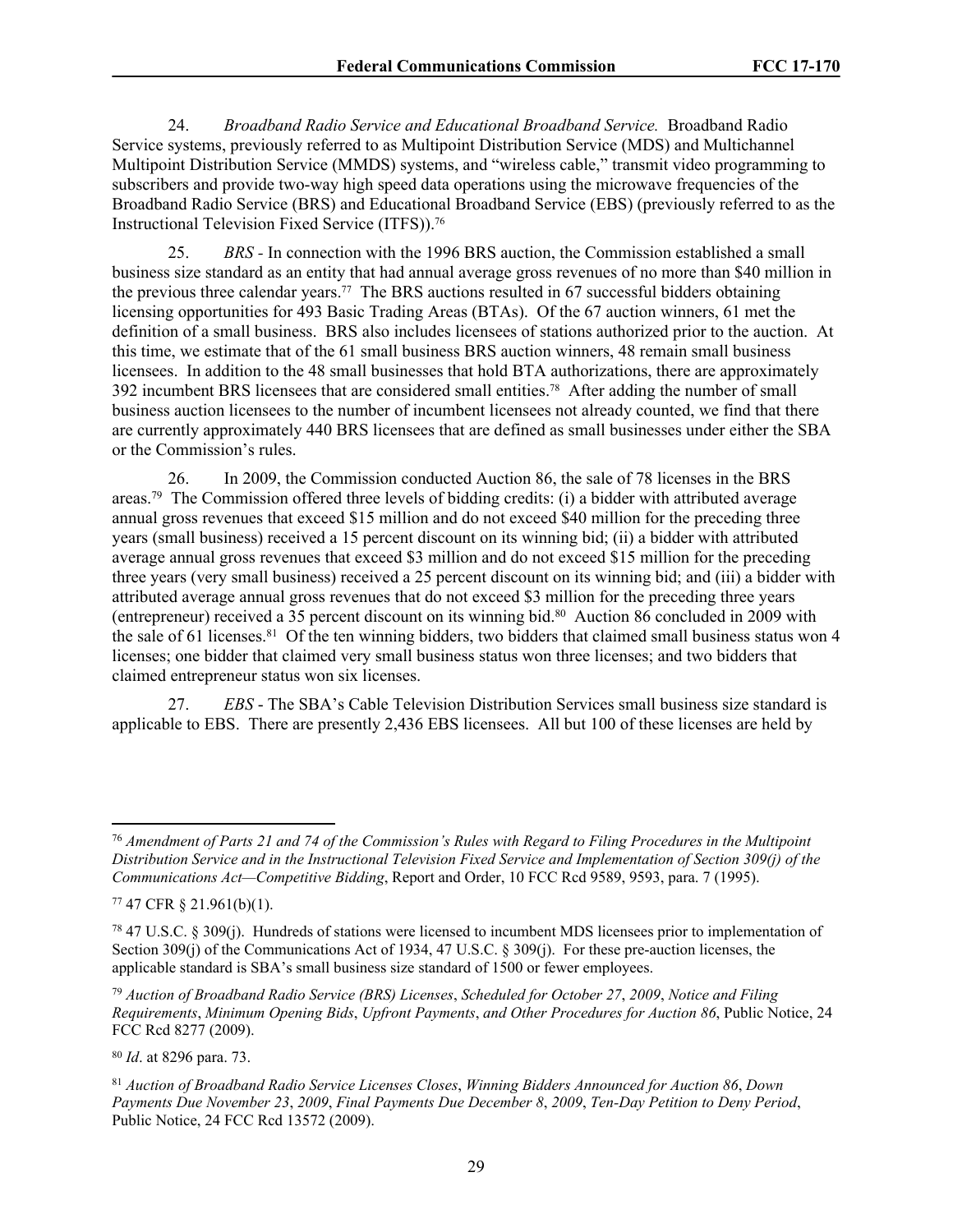24. *Broadband Radio Service and Educational Broadband Service.* Broadband Radio Service systems, previously referred to as Multipoint Distribution Service (MDS) and Multichannel Multipoint Distribution Service (MMDS) systems, and "wireless cable," transmit video programming to subscribers and provide two-way high speed data operations using the microwave frequencies of the Broadband Radio Service (BRS) and Educational Broadband Service (EBS) (previously referred to as the Instructional Television Fixed Service (ITFS)).[76]

25. *BRS* - In connection with the 1996 BRS auction, the Commission established a small business size standard as an entity that had annual average gross revenues of no more than $40 million in the previous three calendar years.[77] The BRS auctions resulted in 67 successful bidders obtaining licensing opportunities for 493 Basic Trading Areas (BTAs). Of the 67 auction winners, 61 met the definition of a small business. BRS also includes licensees of stations authorized prior to the auction. At this time, we estimate that of the 61 small business BRS auction winners, 48 remain small business licensees. In addition to the 48 small businesses that hold BTA authorizations, there are approximately 392 incumbent BRS licensees that are considered small entities.[78] After adding the number of small business auction licensees to the number of incumbent licensees not already counted, we find that there are currently approximately 440 BRS licensees that are defined as small businesses under either the SBA or the Commission's rules.

26. In 2009, the Commission conducted Auction 86, the sale of 78 licenses in the BRS areas.[79] The Commission offered three levels of bidding credits: (i) a bidder with attributed average annual gross revenues that exceed $15 million and do not exceed $40 million for the preceding three years (small business) received a 15 percent discount on its winning bid; (ii) a bidder with attributed average annual gross revenues that exceed $3 million and do not exceed $15 million for the preceding three years (very small business) received a 25 percent discount on its winning bid; and (iii) a bidder with attributed average annual gross revenues that do not exceed $3 million for the preceding three years (entrepreneur) received a 35 percent discount on its winning bid.[80] Auction 86 concluded in 2009 with the sale of 61 licenses.[81] Of the ten winning bidders, two bidders that claimed small business status won 4 licenses; one bidder that claimed very small business status won three licenses; and two bidders that claimed entrepreneur status won six licenses.

27. *EBS* - The SBA's Cable Television Distribution Services small business size standard is applicable to EBS. There are presently 2,436 EBS licensees. All but 100 of these licenses are held by

---

[76] *Amendment of Parts 21 and 74 of the Commission's Rules with Regard to Filing Procedures in the Multipoint Distribution Service and in the Instructional Television Fixed Service and Implementation of Section 309(j) of the Communications Act—Competitive Bidding*, Report and Order, 10 FCC Rcd 9589, 9593, para. 7 (1995).

[77] 47 CFR § 21.961(b)(1).

[78] 47 U.S.C. § 309(j). Hundreds of stations were licensed to incumbent MDS licensees prior to implementation of Section 309(j) of the Communications Act of 1934, 47 U.S.C. § 309(j). For these pre-auction licenses, the applicable standard is SBA's small business size standard of 1500 or fewer employees.

[79] *Auction of Broadband Radio Service (BRS) Licenses*, *Scheduled for October 27*, *2009*, *Notice and Filing Requirements*, *Minimum Opening Bids*, *Upfront Payments*, *and Other Procedures for Auction 86*, Public Notice, 24 FCC Rcd 8277 (2009).

[80] *Id*. at 8296 para. 73.

[81] *Auction of Broadband Radio Service Licenses Closes*, *Winning Bidders Announced for Auction 86*, *Down Payments Due November 23*, *2009*, *Final Payments Due December 8*, *2009*, *Ten-Day Petition to Deny Period*, Public Notice, 24 FCC Rcd 13572 (2009).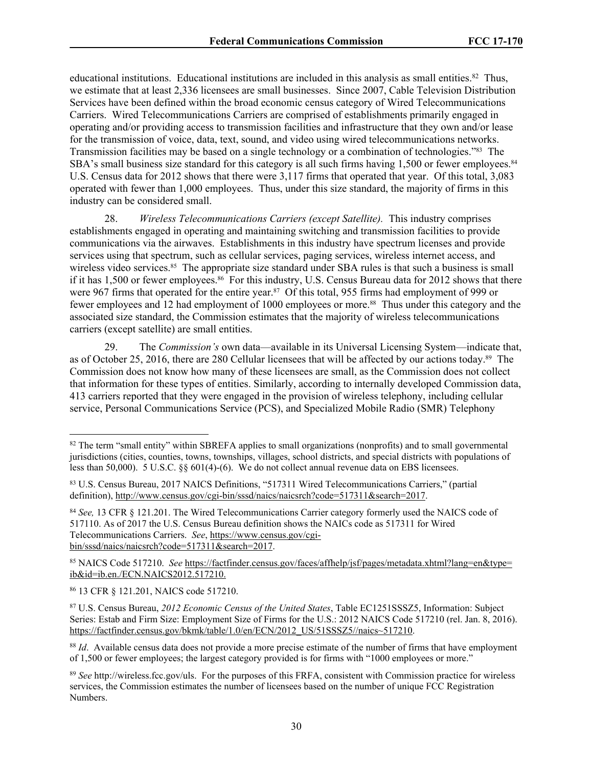educational institutions. Educational institutions are included in this analysis as small entities.[82] Thus, we estimate that at least 2,336 licensees are small businesses. Since 2007, Cable Television Distribution Services have been defined within the broad economic census category of Wired Telecommunications Carriers. Wired Telecommunications Carriers are comprised of establishments primarily engaged in operating and/or providing access to transmission facilities and infrastructure that they own and/or lease for the transmission of voice, data, text, sound, and video using wired telecommunications networks. Transmission facilities may be based on a single technology or a combination of technologies."[83] The SBA's small business size standard for this category is all such firms having 1,500 or fewer employees.[84] U.S. Census data for 2012 shows that there were 3,117 firms that operated that year. Of this total, 3,083 operated with fewer than 1,000 employees. Thus, under this size standard, the majority of firms in this industry can be considered small.

28. *Wireless Telecommunications Carriers (except Satellite).* This industry comprises establishments engaged in operating and maintaining switching and transmission facilities to provide communications via the airwaves. Establishments in this industry have spectrum licenses and provide services using that spectrum, such as cellular services, paging services, wireless internet access, and wireless video services.[85] The appropriate size standard under SBA rules is that such a business is small if it has 1,500 or fewer employees.[86] For this industry, U.S. Census Bureau data for 2012 shows that there were 967 firms that operated for the entire year.[87] Of this total, 955 firms had employment of 999 or fewer employees and 12 had employment of 1000 employees or more.[88] Thus under this category and the associated size standard, the Commission estimates that the majority of wireless telecommunications carriers (except satellite) are small entities.

29. The *Commission's* own data—available in its Universal Licensing System—indicate that, as of October 25, 2016, there are 280 Cellular licensees that will be affected by our actions today.[89] The Commission does not know how many of these licensees are small, as the Commission does not collect that information for these types of entities. Similarly, according to internally developed Commission data, 413 carriers reported that they were engaged in the provision of wireless telephony, including cellular service, Personal Communications Service (PCS), and Specialized Mobile Radio (SMR) Telephony

---

[82] The term "small entity" within SBREFA applies to small organizations (nonprofits) and to small governmental jurisdictions (cities, counties, towns, townships, villages, school districts, and special districts with populations of less than 50,000). 5 U.S.C. §§ 601(4)-(6). We do not collect annual revenue data on EBS licensees.

[83] U.S. Census Bureau, 2017 NAICS Definitions, "517311 Wired Telecommunications Carriers," (partial definition), http://www.census.gov/cgi-bin/sssd/naics/naicsrch?code=517311&search=2017.

[84] *See,* 13 CFR § 121.201. The Wired Telecommunications Carrier category formerly used the NAICS code of 517110. As of 2017 the U.S. Census Bureau definition shows the NAICs code as 517311 for Wired Telecommunications Carriers. *See*, https://www.census.gov/cgi-bin/sssd/naics/naicsrch?code=517311&search=2017.

[85] NAICS Code 517210. *See* https://factfinder.census.gov/faces/affhelp/jsf/pages/metadata.xhtml?lang=en&type=ib&id=ib.en./ECN.NAICS2012.517210.

[86] 13 CFR § 121.201, NAICS code 517210.

[87] U.S. Census Bureau, *2012 Economic Census of the United States*, Table EC1251SSSZ5, Information: Subject Series: Estab and Firm Size: Employment Size of Firms for the U.S.: 2012 NAICS Code 517210 (rel. Jan. 8, 2016). https://factfinder.census.gov/bkmk/table/1.0/en/ECN/2012_US/51SSSZ5//naics~517210.

[88] *Id*. Available census data does not provide a more precise estimate of the number of firms that have employment of 1,500 or fewer employees; the largest category provided is for firms with "1000 employees or more."

[89] *See* http://wireless.fcc.gov/uls. For the purposes of this FRFA, consistent with Commission practice for wireless services, the Commission estimates the number of licensees based on the number of unique FCC Registration Numbers.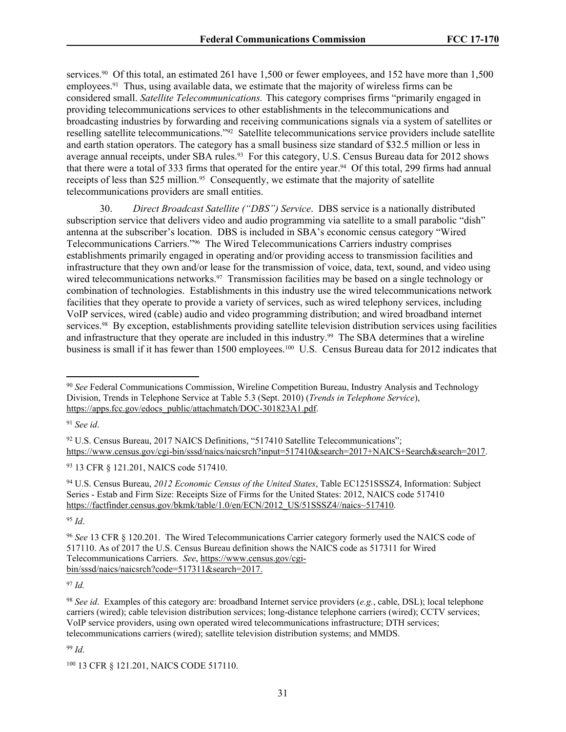services.[90] Of this total, an estimated 261 have 1,500 or fewer employees, and 152 have more than 1,500 employees.[91] Thus, using available data, we estimate that the majority of wireless firms can be considered small. *Satellite Telecommunications.* This category comprises firms "primarily engaged in providing telecommunications services to other establishments in the telecommunications and broadcasting industries by forwarding and receiving communications signals via a system of satellites or reselling satellite telecommunications."[92] Satellite telecommunications service providers include satellite and earth station operators. The category has a small business size standard of $32.5 million or less in average annual receipts, under SBA rules.[93] For this category, U.S. Census Bureau data for 2012 shows that there were a total of 333 firms that operated for the entire year.[94] Of this total, 299 firms had annual receipts of less than $25 million.[95] Consequently, we estimate that the majority of satellite telecommunications providers are small entities.

30. *Direct Broadcast Satellite ("DBS") Service*. DBS service is a nationally distributed subscription service that delivers video and audio programming via satellite to a small parabolic "dish" antenna at the subscriber's location. DBS is included in SBA's economic census category "Wired Telecommunications Carriers."[96] The Wired Telecommunications Carriers industry comprises establishments primarily engaged in operating and/or providing access to transmission facilities and infrastructure that they own and/or lease for the transmission of voice, data, text, sound, and video using wired telecommunications networks.[97] Transmission facilities may be based on a single technology or combination of technologies. Establishments in this industry use the wired telecommunications network facilities that they operate to provide a variety of services, such as wired telephony services, including VoIP services, wired (cable) audio and video programming distribution; and wired broadband internet services.[98] By exception, establishments providing satellite television distribution services using facilities and infrastructure that they operate are included in this industry.[99] The SBA determines that a wireline business is small if it has fewer than 1500 employees.[100] U.S. Census Bureau data for 2012 indicates that

---

[90] *See* Federal Communications Commission, Wireline Competition Bureau, Industry Analysis and Technology Division, Trends in Telephone Service at Table 5.3 (Sept. 2010) (*Trends in Telephone Service*), https://apps.fcc.gov/edocs_public/attachmatch/DOC-301823A1.pdf.

[91] *See id*.

[92] U.S. Census Bureau, 2017 NAICS Definitions, "517410 Satellite Telecommunications"; https://www.census.gov/cgi-bin/sssd/naics/naicsrch?input=517410&search=2017+NAICS+Search&search=2017.

[93] 13 CFR § 121.201, NAICS code 517410.

[94] U.S. Census Bureau, *2012 Economic Census of the United States*, Table EC1251SSSZ4, Information: Subject Series - Estab and Firm Size: Receipts Size of Firms for the United States: 2012, NAICS code 517410 https://factfinder.census.gov/bkmk/table/1.0/en/ECN/2012_US/51SSSZ4//naics~517410.

[95] *Id*.

[96] *See* 13 CFR § 120.201. The Wired Telecommunications Carrier category formerly used the NAICS code of 517110. As of 2017 the U.S. Census Bureau definition shows the NAICS code as 517311 for Wired Telecommunications Carriers. *See*, https://www.census.gov/cgi-bin/sssd/naics/naicsrch?code=517311&search=2017.

[97] *Id.*

[98] *See id*. Examples of this category are: broadband Internet service providers (*e.g.*, cable, DSL); local telephone carriers (wired); cable television distribution services; long-distance telephone carriers (wired); CCTV services; VoIP service providers, using own operated wired telecommunications infrastructure; DTH services; telecommunications carriers (wired); satellite television distribution systems; and MMDS.

[99] *Id*.

[100] 13 CFR § 121.201, NAICS CODE 517110.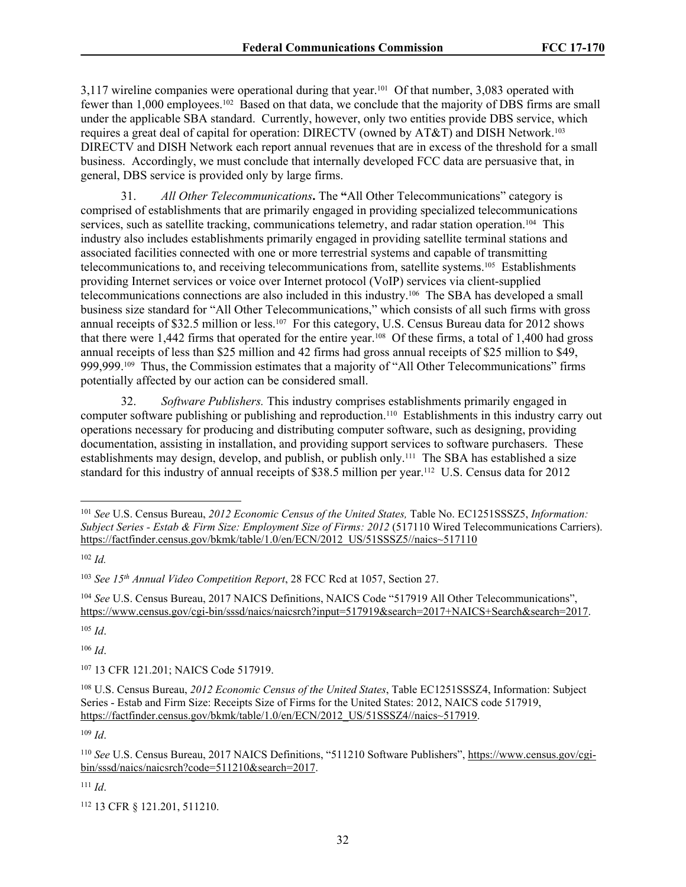3,117 wireline companies were operational during that year.[101] Of that number, 3,083 operated with fewer than 1,000 employees.[102] Based on that data, we conclude that the majority of DBS firms are small under the applicable SBA standard. Currently, however, only two entities provide DBS service, which requires a great deal of capital for operation: DIRECTV (owned by AT&T) and DISH Network.[103] DIRECTV and DISH Network each report annual revenues that are in excess of the threshold for a small business. Accordingly, we must conclude that internally developed FCC data are persuasive that, in general, DBS service is provided only by large firms.

31. *All Other Telecommunications***.** The **"**All Other Telecommunications" category is comprised of establishments that are primarily engaged in providing specialized telecommunications services, such as satellite tracking, communications telemetry, and radar station operation.[104] This industry also includes establishments primarily engaged in providing satellite terminal stations and associated facilities connected with one or more terrestrial systems and capable of transmitting telecommunications to, and receiving telecommunications from, satellite systems.[105] Establishments providing Internet services or voice over Internet protocol (VoIP) services via client-supplied telecommunications connections are also included in this industry.[106] The SBA has developed a small business size standard for "All Other Telecommunications," which consists of all such firms with gross annual receipts of $32.5 million or less.[107] For this category, U.S. Census Bureau data for 2012 shows that there were 1,442 firms that operated for the entire year.[108] Of these firms, a total of 1,400 had gross annual receipts of less than $25 million and 42 firms had gross annual receipts of $25 million to $49, 999,999.[109] Thus, the Commission estimates that a majority of "All Other Telecommunications" firms potentially affected by our action can be considered small.

32. *Software Publishers.* This industry comprises establishments primarily engaged in computer software publishing or publishing and reproduction.[110] Establishments in this industry carry out operations necessary for producing and distributing computer software, such as designing, providing documentation, assisting in installation, and providing support services to software purchasers. These establishments may design, develop, and publish, or publish only.[111] The SBA has established a size standard for this industry of annual receipts of $38.5 million per year.[112] U.S. Census data for 2012

---

[101] *See* U.S. Census Bureau, *2012 Economic Census of the United States,* Table No. EC1251SSSZ5, *Information: Subject Series - Estab & Firm Size: Employment Size of Firms: 2012* (517110 Wired Telecommunications Carriers). https://factfinder.census.gov/bkmk/table/1.0/en/ECN/2012_US/51SSSZ5//naics~517110

[102] *Id.*

[103] *See 15th Annual Video Competition Report*, 28 FCC Rcd at 1057, Section 27.

[104] *See* U.S. Census Bureau, 2017 NAICS Definitions, NAICS Code "517919 All Other Telecommunications", https://www.census.gov/cgi-bin/sssd/naics/naicsrch?input=517919&search=2017+NAICS+Search&search=2017.

[105] *Id*.

[106] *Id*.

[107] 13 CFR 121.201; NAICS Code 517919.

[108] U.S. Census Bureau, *2012 Economic Census of the United States*, Table EC1251SSSZ4, Information: Subject Series - Estab and Firm Size: Receipts Size of Firms for the United States: 2012, NAICS code 517919, https://factfinder.census.gov/bkmk/table/1.0/en/ECN/2012_US/51SSSZ4//naics~517919.

[109] *Id*.

[110] *See* U.S. Census Bureau, 2017 NAICS Definitions, "511210 Software Publishers", https://www.census.gov/cgi-bin/sssd/naics/naicsrch?code=511210&search=2017.

[111] *Id*.

[112] 13 CFR § 121.201, 511210.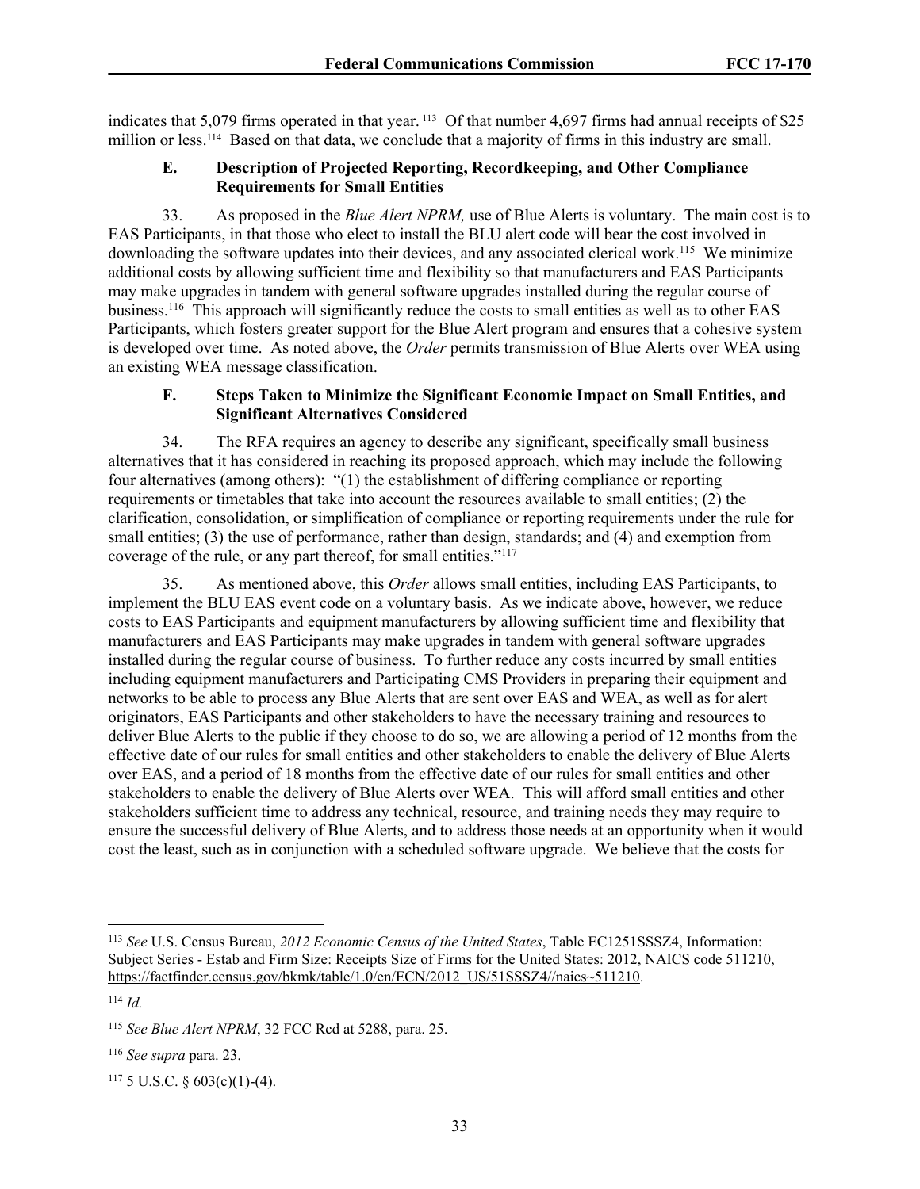indicates that 5,079 firms operated in that year.[113] Of that number 4,697 firms had annual receipts of $25 million or less.[114] Based on that data, we conclude that a majority of firms in this industry are small.

### E. Description of Projected Reporting, Recordkeeping, and Other Compliance Requirements for Small Entities

33. As proposed in the *Blue Alert NPRM,* use of Blue Alerts is voluntary. The main cost is to EAS Participants, in that those who elect to install the BLU alert code will bear the cost involved in downloading the software updates into their devices, and any associated clerical work.[115] We minimize additional costs by allowing sufficient time and flexibility so that manufacturers and EAS Participants may make upgrades in tandem with general software upgrades installed during the regular course of business.[116] This approach will significantly reduce the costs to small entities as well as to other EAS Participants, which fosters greater support for the Blue Alert program and ensures that a cohesive system is developed over time. As noted above, the *Order* permits transmission of Blue Alerts over WEA using an existing WEA message classification.

### F. Steps Taken to Minimize the Significant Economic Impact on Small Entities, and Significant Alternatives Considered

34. The RFA requires an agency to describe any significant, specifically small business alternatives that it has considered in reaching its proposed approach, which may include the following four alternatives (among others): "(1) the establishment of differing compliance or reporting requirements or timetables that take into account the resources available to small entities; (2) the clarification, consolidation, or simplification of compliance or reporting requirements under the rule for small entities; (3) the use of performance, rather than design, standards; and (4) and exemption from coverage of the rule, or any part thereof, for small entities."[117]

35. As mentioned above, this *Order* allows small entities, including EAS Participants, to implement the BLU EAS event code on a voluntary basis. As we indicate above, however, we reduce costs to EAS Participants and equipment manufacturers by allowing sufficient time and flexibility that manufacturers and EAS Participants may make upgrades in tandem with general software upgrades installed during the regular course of business. To further reduce any costs incurred by small entities including equipment manufacturers and Participating CMS Providers in preparing their equipment and networks to be able to process any Blue Alerts that are sent over EAS and WEA, as well as for alert originators, EAS Participants and other stakeholders to have the necessary training and resources to deliver Blue Alerts to the public if they choose to do so, we are allowing a period of 12 months from the effective date of our rules for small entities and other stakeholders to enable the delivery of Blue Alerts over EAS, and a period of 18 months from the effective date of our rules for small entities and other stakeholders to enable the delivery of Blue Alerts over WEA. This will afford small entities and other stakeholders sufficient time to address any technical, resource, and training needs they may require to ensure the successful delivery of Blue Alerts, and to address those needs at an opportunity when it would cost the least, such as in conjunction with a scheduled software upgrade. We believe that the costs for

---

[113] *See* U.S. Census Bureau, *2012 Economic Census of the United States*, Table EC1251SSSZ4, Information: Subject Series - Estab and Firm Size: Receipts Size of Firms for the United States: 2012, NAICS code 511210, https://factfinder.census.gov/bkmk/table/1.0/en/ECN/2012_US/51SSSZ4//naics~511210.

[114] *Id.*

[115] *See Blue Alert NPRM*, 32 FCC Rcd at 5288, para. 25.

[116] *See supra* para. 23.

[117] 5 U.S.C. § 603(c)(1)-(4).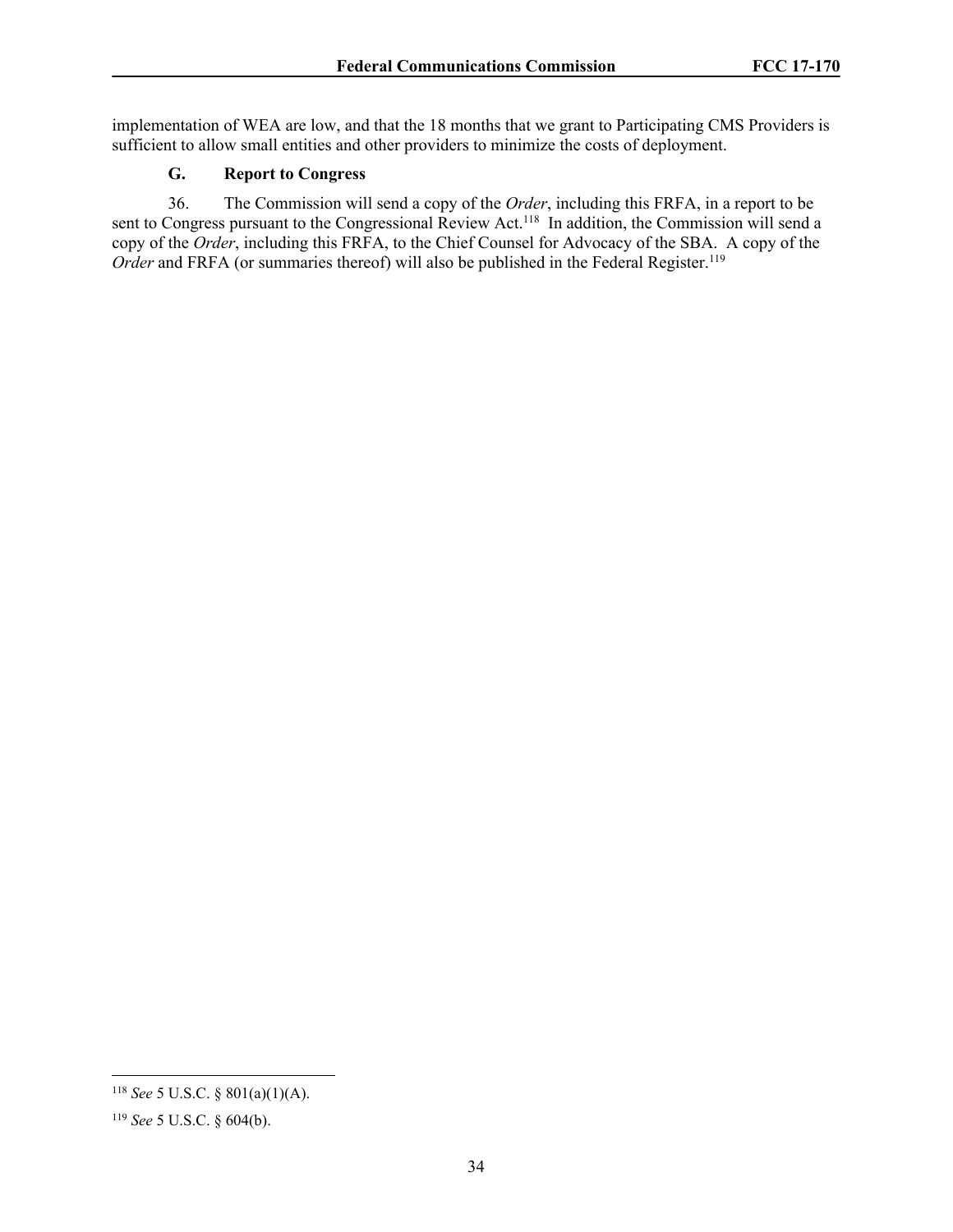implementation of WEA are low, and that the 18 months that we grant to Participating CMS Providers is sufficient to allow small entities and other providers to minimize the costs of deployment.

### G. Report to Congress

36. The Commission will send a copy of the *Order*, including this FRFA, in a report to be sent to Congress pursuant to the Congressional Review Act.[118] In addition, the Commission will send a copy of the *Order*, including this FRFA, to the Chief Counsel for Advocacy of the SBA. A copy of the *Order* and FRFA (or summaries thereof) will also be published in the Federal Register.[119]

---

[118] *See* 5 U.S.C. § 801(a)(1)(A).

[119] *See* 5 U.S.C. § 604(b).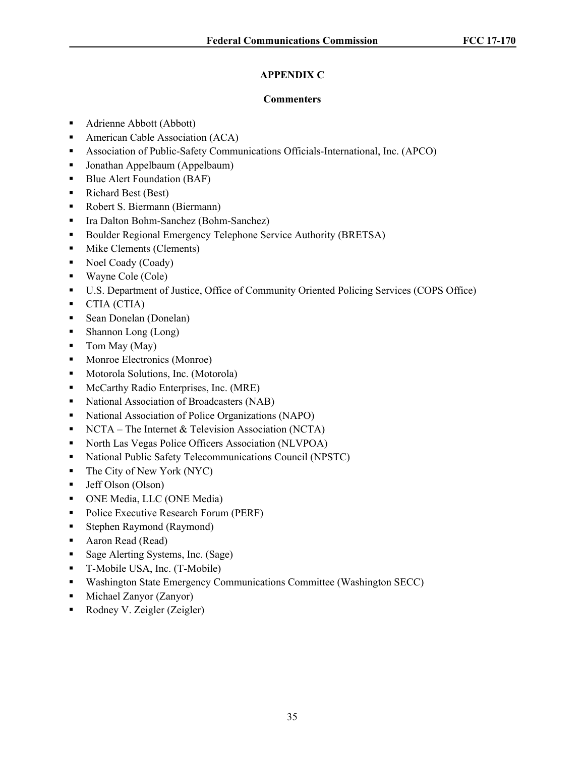## APPENDIX C

### Commenters

- Adrienne Abbott (Abbott)
- American Cable Association (ACA)
- Association of Public-Safety Communications Officials-International, Inc. (APCO)
- Jonathan Appelbaum (Appelbaum)
- Blue Alert Foundation (BAF)
- Richard Best (Best)
- Robert S. Biermann (Biermann)
- Ira Dalton Bohm-Sanchez (Bohm-Sanchez)
- Boulder Regional Emergency Telephone Service Authority (BRETSA)
- Mike Clements (Clements)
- Noel Coady (Coady)
- Wayne Cole (Cole)
- U.S. Department of Justice, Office of Community Oriented Policing Services (COPS Office)
- CTIA (CTIA)
- Sean Donelan (Donelan)
- Shannon Long (Long)
- Tom May (May)
- Monroe Electronics (Monroe)
- Motorola Solutions, Inc. (Motorola)
- McCarthy Radio Enterprises, Inc. (MRE)
- National Association of Broadcasters (NAB)
- National Association of Police Organizations (NAPO)
- NCTA – The Internet & Television Association (NCTA)
- North Las Vegas Police Officers Association (NLVPOA)
- National Public Safety Telecommunications Council (NPSTC)
- The City of New York (NYC)
- Jeff Olson (Olson)
- ONE Media, LLC (ONE Media)
- Police Executive Research Forum (PERF)
- Stephen Raymond (Raymond)
- Aaron Read (Read)
- Sage Alerting Systems, Inc. (Sage)
- T-Mobile USA, Inc. (T-Mobile)
- Washington State Emergency Communications Committee (Washington SECC)
- Michael Zanyor (Zanyor)
- Rodney V. Zeigler (Zeigler)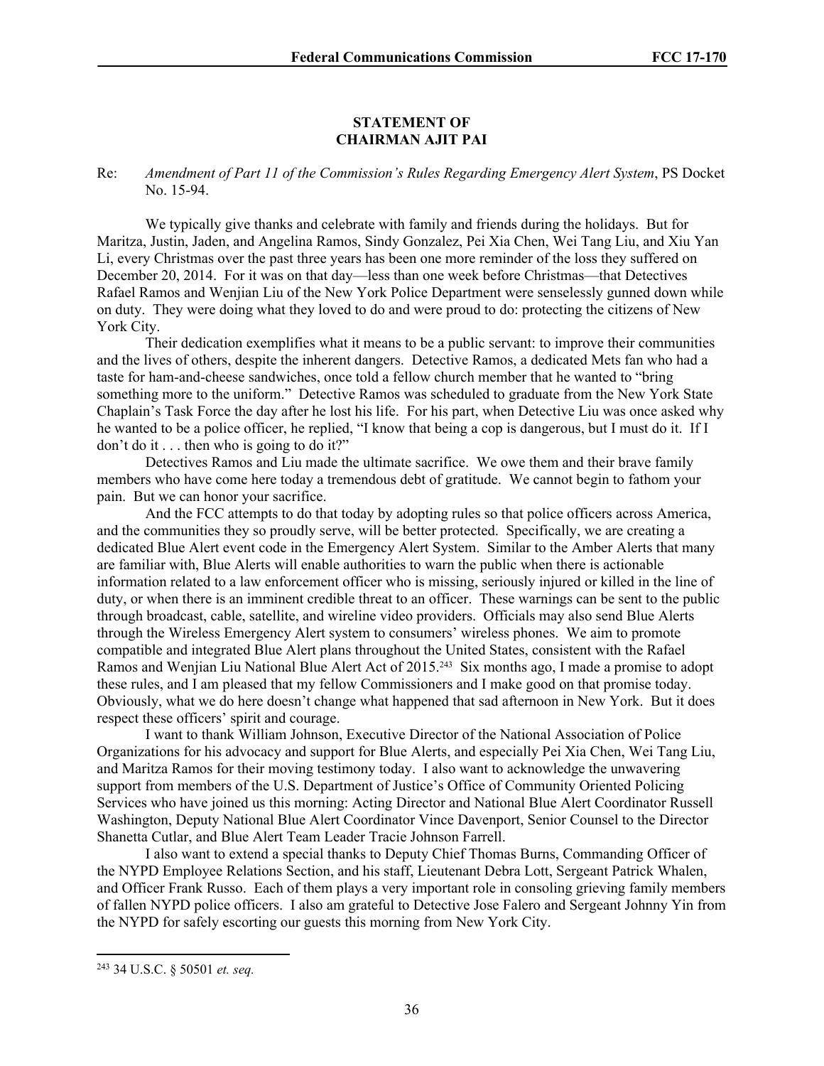**STATEMENT OF**
**CHAIRMAN AJIT PAI**

Re: *Amendment of Part 11 of the Commission's Rules Regarding Emergency Alert System*, PS Docket No. 15-94.

We typically give thanks and celebrate with family and friends during the holidays. But for Maritza, Justin, Jaden, and Angelina Ramos, Sindy Gonzalez, Pei Xia Chen, Wei Tang Liu, and Xiu Yan Li, every Christmas over the past three years has been one more reminder of the loss they suffered on December 20, 2014. For it was on that day—less than one week before Christmas—that Detectives Rafael Ramos and Wenjian Liu of the New York Police Department were senselessly gunned down while on duty. They were doing what they loved to do and were proud to do: protecting the citizens of New York City.

Their dedication exemplifies what it means to be a public servant: to improve their communities and the lives of others, despite the inherent dangers. Detective Ramos, a dedicated Mets fan who had a taste for ham-and-cheese sandwiches, once told a fellow church member that he wanted to "bring something more to the uniform." Detective Ramos was scheduled to graduate from the New York State Chaplain's Task Force the day after he lost his life. For his part, when Detective Liu was once asked why he wanted to be a police officer, he replied, "I know that being a cop is dangerous, but I must do it. If I don't do it . . . then who is going to do it?"

Detectives Ramos and Liu made the ultimate sacrifice. We owe them and their brave family members who have come here today a tremendous debt of gratitude. We cannot begin to fathom your pain. But we can honor your sacrifice.

And the FCC attempts to do that today by adopting rules so that police officers across America, and the communities they so proudly serve, will be better protected. Specifically, we are creating a dedicated Blue Alert event code in the Emergency Alert System. Similar to the Amber Alerts that many are familiar with, Blue Alerts will enable authorities to warn the public when there is actionable information related to a law enforcement officer who is missing, seriously injured or killed in the line of duty, or when there is an imminent credible threat to an officer. These warnings can be sent to the public through broadcast, cable, satellite, and wireline video providers. Officials may also send Blue Alerts through the Wireless Emergency Alert system to consumers' wireless phones. We aim to promote compatible and integrated Blue Alert plans throughout the United States, consistent with the Rafael Ramos and Wenjian Liu National Blue Alert Act of 2015.[243] Six months ago, I made a promise to adopt these rules, and I am pleased that my fellow Commissioners and I make good on that promise today. Obviously, what we do here doesn't change what happened that sad afternoon in New York. But it does respect these officers' spirit and courage.

I want to thank William Johnson, Executive Director of the National Association of Police Organizations for his advocacy and support for Blue Alerts, and especially Pei Xia Chen, Wei Tang Liu, and Maritza Ramos for their moving testimony today. I also want to acknowledge the unwavering support from members of the U.S. Department of Justice's Office of Community Oriented Policing Services who have joined us this morning: Acting Director and National Blue Alert Coordinator Russell Washington, Deputy National Blue Alert Coordinator Vince Davenport, Senior Counsel to the Director Shanetta Cutlar, and Blue Alert Team Leader Tracie Johnson Farrell.

I also want to extend a special thanks to Deputy Chief Thomas Burns, Commanding Officer of the NYPD Employee Relations Section, and his staff, Lieutenant Debra Lott, Sergeant Patrick Whalen, and Officer Frank Russo. Each of them plays a very important role in consoling grieving family members of fallen NYPD police officers. I also am grateful to Detective Jose Falero and Sergeant Johnny Yin from the NYPD for safely escorting our guests this morning from New York City.

---

[243] 34 U.S.C. § 50501 *et. seq.*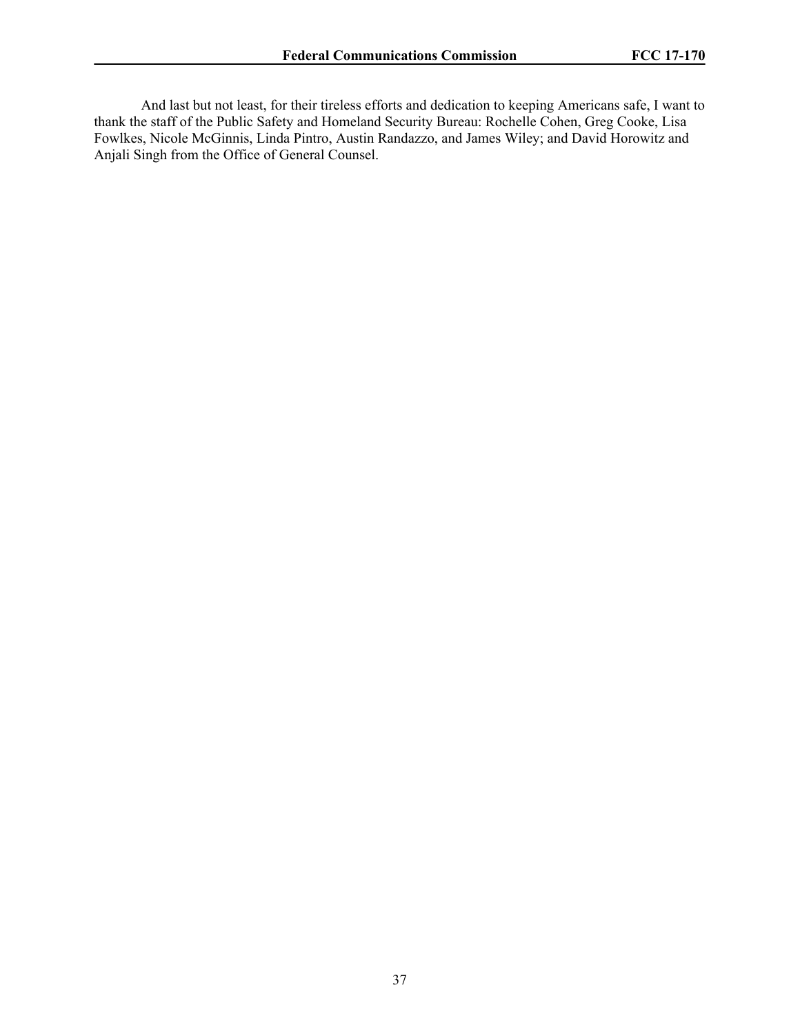And last but not least, for their tireless efforts and dedication to keeping Americans safe, I want to thank the staff of the Public Safety and Homeland Security Bureau: Rochelle Cohen, Greg Cooke, Lisa Fowlkes, Nicole McGinnis, Linda Pintro, Austin Randazzo, and James Wiley; and David Horowitz and Anjali Singh from the Office of General Counsel.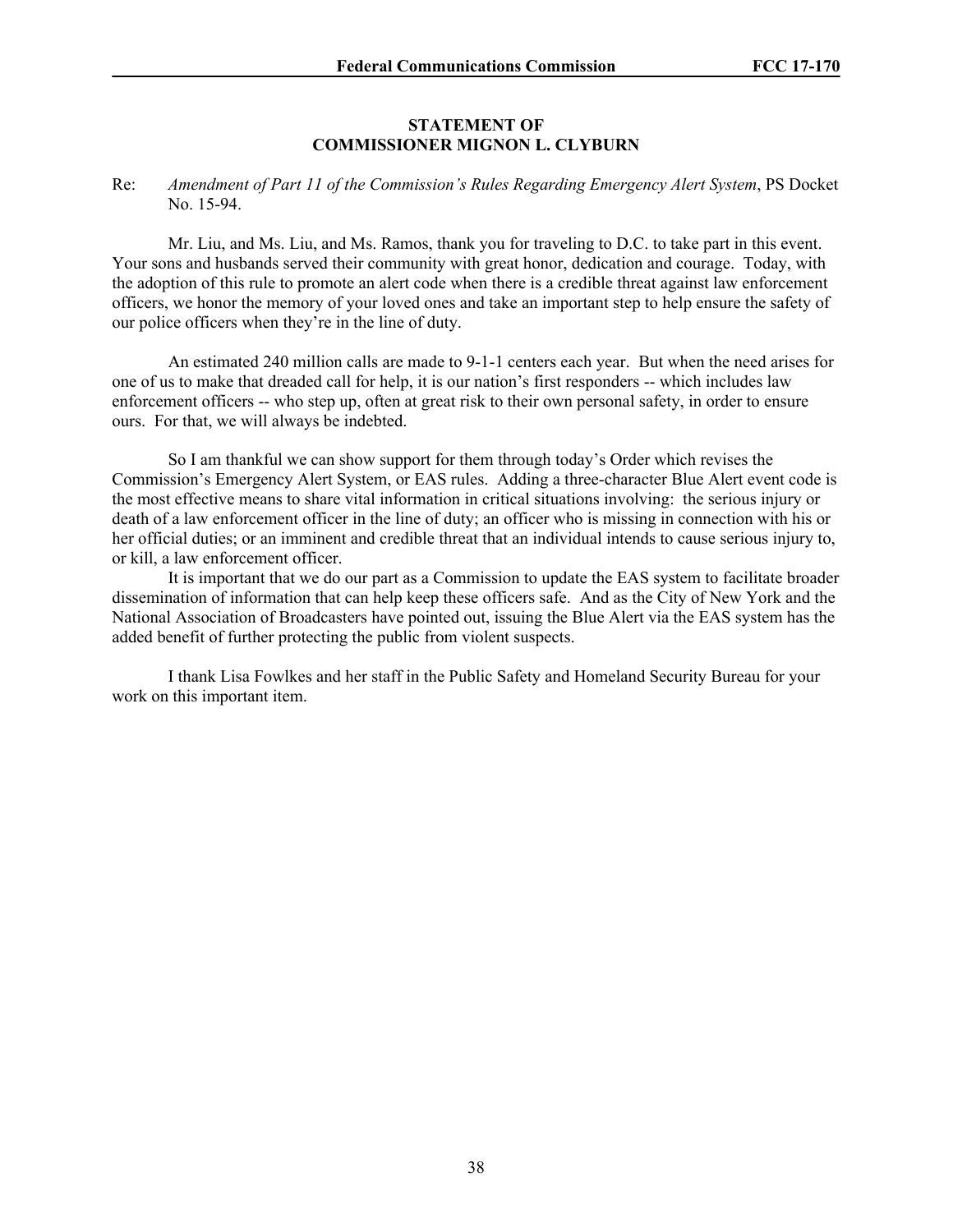**STATEMENT OF**
**COMMISSIONER MIGNON L. CLYBURN**

Re: *Amendment of Part 11 of the Commission's Rules Regarding Emergency Alert System*, PS Docket No. 15-94.

Mr. Liu, and Ms. Liu, and Ms. Ramos, thank you for traveling to D.C. to take part in this event. Your sons and husbands served their community with great honor, dedication and courage. Today, with the adoption of this rule to promote an alert code when there is a credible threat against law enforcement officers, we honor the memory of your loved ones and take an important step to help ensure the safety of our police officers when they're in the line of duty.

An estimated 240 million calls are made to 9-1-1 centers each year. But when the need arises for one of us to make that dreaded call for help, it is our nation's first responders -- which includes law enforcement officers -- who step up, often at great risk to their own personal safety, in order to ensure ours. For that, we will always be indebted.

So I am thankful we can show support for them through today's Order which revises the Commission's Emergency Alert System, or EAS rules. Adding a three-character Blue Alert event code is the most effective means to share vital information in critical situations involving: the serious injury or death of a law enforcement officer in the line of duty; an officer who is missing in connection with his or her official duties; or an imminent and credible threat that an individual intends to cause serious injury to, or kill, a law enforcement officer.

It is important that we do our part as a Commission to update the EAS system to facilitate broader dissemination of information that can help keep these officers safe. And as the City of New York and the National Association of Broadcasters have pointed out, issuing the Blue Alert via the EAS system has the added benefit of further protecting the public from violent suspects.

I thank Lisa Fowlkes and her staff in the Public Safety and Homeland Security Bureau for your work on this important item.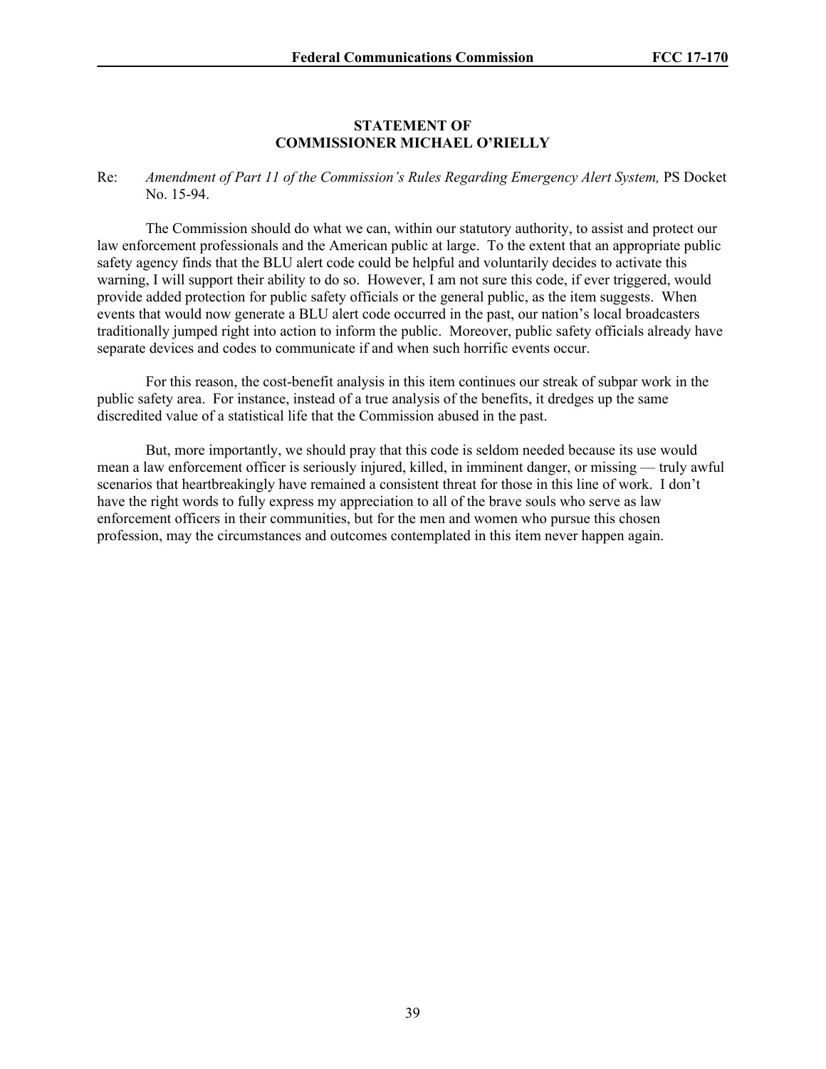**STATEMENT OF**
**COMMISSIONER MICHAEL O'RIELLY**

Re: *Amendment of Part 11 of the Commission's Rules Regarding Emergency Alert System,* PS Docket No. 15-94.

The Commission should do what we can, within our statutory authority, to assist and protect our law enforcement professionals and the American public at large. To the extent that an appropriate public safety agency finds that the BLU alert code could be helpful and voluntarily decides to activate this warning, I will support their ability to do so. However, I am not sure this code, if ever triggered, would provide added protection for public safety officials or the general public, as the item suggests. When events that would now generate a BLU alert code occurred in the past, our nation's local broadcasters traditionally jumped right into action to inform the public. Moreover, public safety officials already have separate devices and codes to communicate if and when such horrific events occur.

For this reason, the cost-benefit analysis in this item continues our streak of subpar work in the public safety area. For instance, instead of a true analysis of the benefits, it dredges up the same discredited value of a statistical life that the Commission abused in the past.

But, more importantly, we should pray that this code is seldom needed because its use would mean a law enforcement officer is seriously injured, killed, in imminent danger, or missing — truly awful scenarios that heartbreakingly have remained a consistent threat for those in this line of work. I don't have the right words to fully express my appreciation to all of the brave souls who serve as law enforcement officers in their communities, but for the men and women who pursue this chosen profession, may the circumstances and outcomes contemplated in this item never happen again.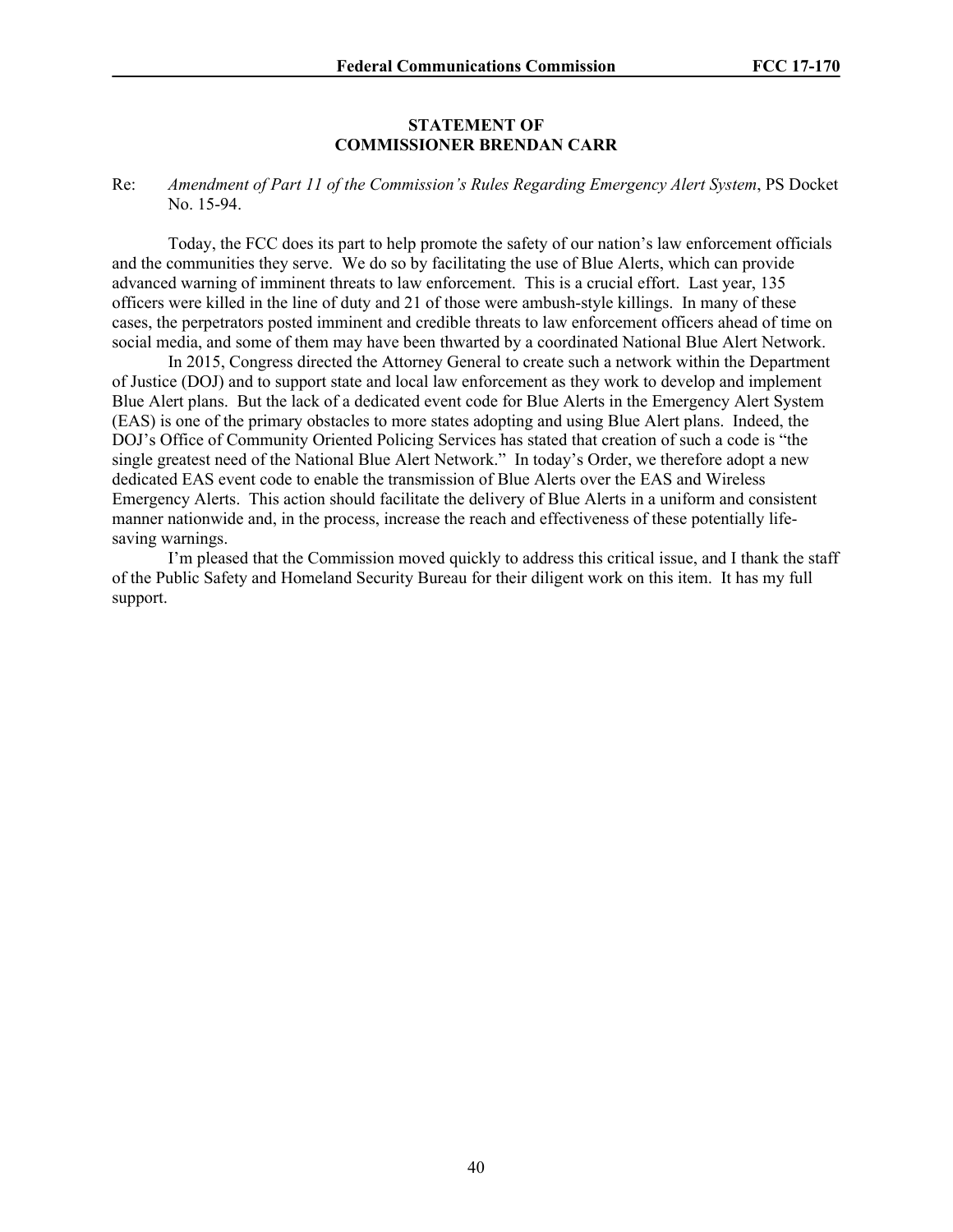## STATEMENT OF COMMISSIONER BRENDAN CARR

Re: *Amendment of Part 11 of the Commission's Rules Regarding Emergency Alert System*, PS Docket No. 15-94.

Today, the FCC does its part to help promote the safety of our nation's law enforcement officials and the communities they serve. We do so by facilitating the use of Blue Alerts, which can provide advanced warning of imminent threats to law enforcement. This is a crucial effort. Last year, 135 officers were killed in the line of duty and 21 of those were ambush-style killings. In many of these cases, the perpetrators posted imminent and credible threats to law enforcement officers ahead of time on social media, and some of them may have been thwarted by a coordinated National Blue Alert Network.

In 2015, Congress directed the Attorney General to create such a network within the Department of Justice (DOJ) and to support state and local law enforcement as they work to develop and implement Blue Alert plans. But the lack of a dedicated event code for Blue Alerts in the Emergency Alert System (EAS) is one of the primary obstacles to more states adopting and using Blue Alert plans. Indeed, the DOJ's Office of Community Oriented Policing Services has stated that creation of such a code is "the single greatest need of the National Blue Alert Network." In today's Order, we therefore adopt a new dedicated EAS event code to enable the transmission of Blue Alerts over the EAS and Wireless Emergency Alerts. This action should facilitate the delivery of Blue Alerts in a uniform and consistent manner nationwide and, in the process, increase the reach and effectiveness of these potentially life-saving warnings.

I'm pleased that the Commission moved quickly to address this critical issue, and I thank the staff of the Public Safety and Homeland Security Bureau for their diligent work on this item. It has my full support.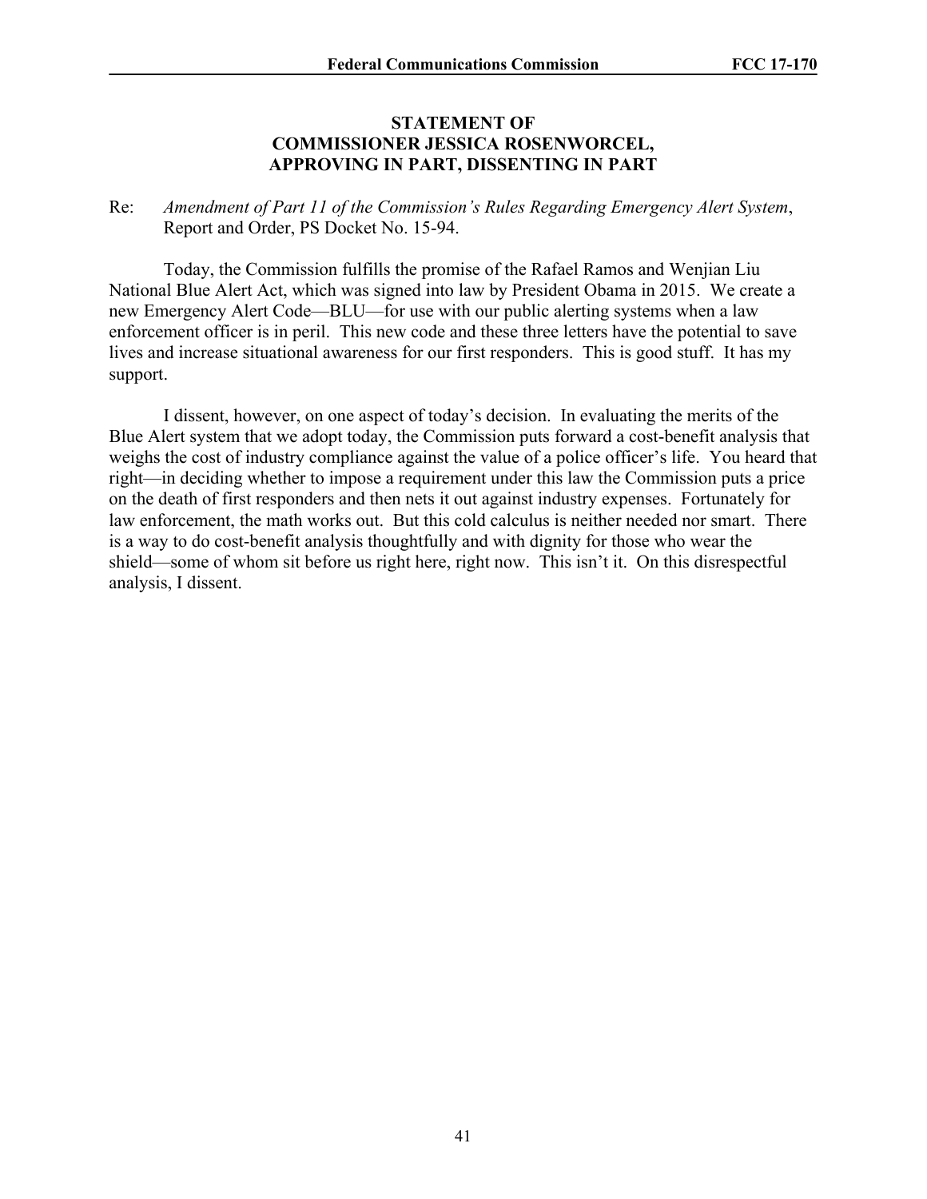**STATEMENT OF**
**COMMISSIONER JESSICA ROSENWORCEL,**
**APPROVING IN PART, DISSENTING IN PART**

Re: *Amendment of Part 11 of the Commission's Rules Regarding Emergency Alert System*, Report and Order, PS Docket No. 15-94.

Today, the Commission fulfills the promise of the Rafael Ramos and Wenjian Liu National Blue Alert Act, which was signed into law by President Obama in 2015. We create a new Emergency Alert Code—BLU—for use with our public alerting systems when a law enforcement officer is in peril. This new code and these three letters have the potential to save lives and increase situational awareness for our first responders. This is good stuff. It has my support.

I dissent, however, on one aspect of today's decision. In evaluating the merits of the Blue Alert system that we adopt today, the Commission puts forward a cost-benefit analysis that weighs the cost of industry compliance against the value of a police officer's life. You heard that right—in deciding whether to impose a requirement under this law the Commission puts a price on the death of first responders and then nets it out against industry expenses. Fortunately for law enforcement, the math works out. But this cold calculus is neither needed nor smart. There is a way to do cost-benefit analysis thoughtfully and with dignity for those who wear the shield—some of whom sit before us right here, right now. This isn't it. On this disrespectful analysis, I dissent.